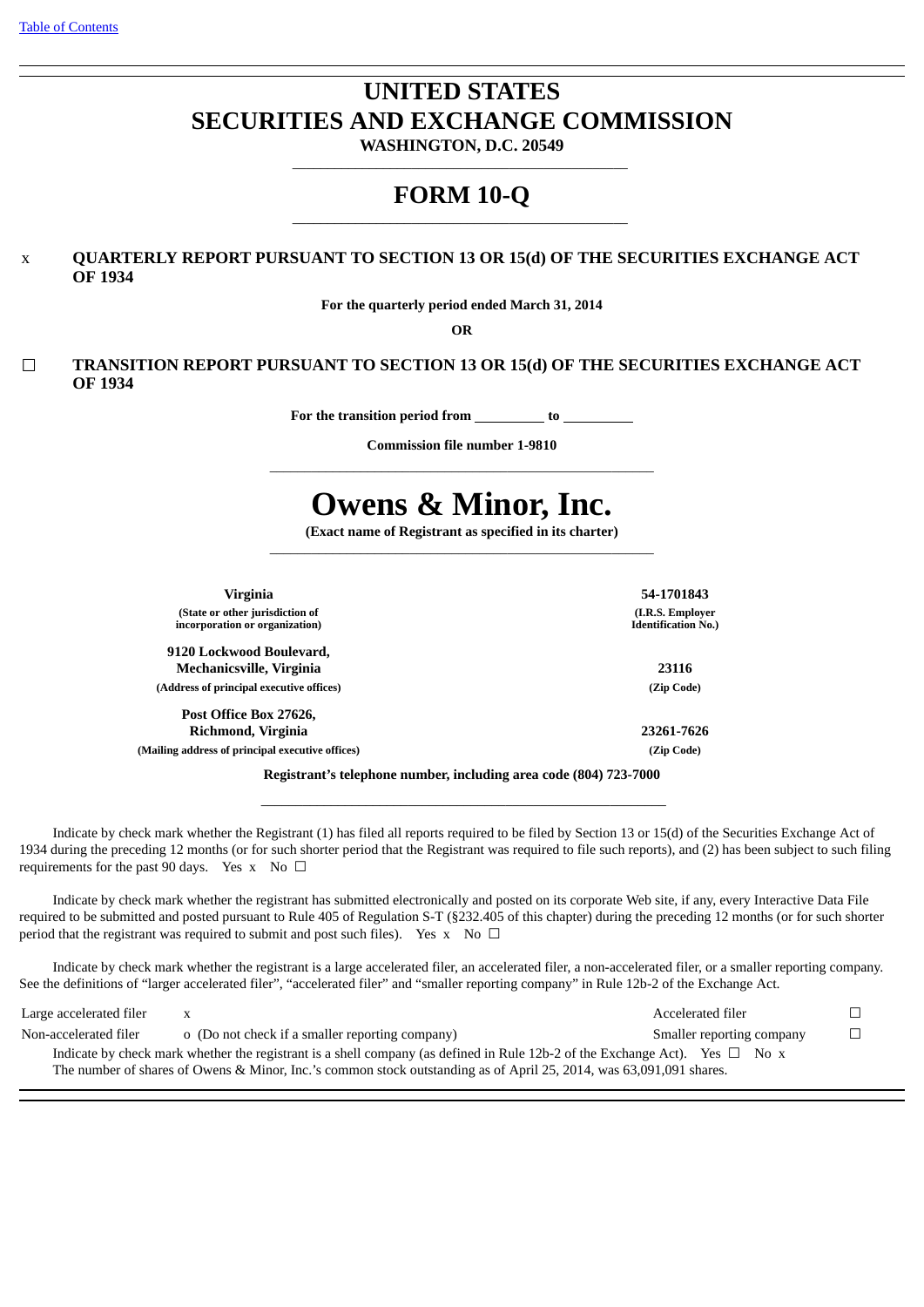# UNITED STATES
# SECURITIES AND EXCHANGE COMMISSION

**WASHINGTON, D.C. 20549**

# FORM 10-Q

x **QUARTERLY REPORT PURSUANT TO SECTION 13 OR 15(d) OF THE SECURITIES EXCHANGE ACT OF 1934**

**For the quarterly period ended March 31, 2014**

**OR**

☐ **TRANSITION REPORT PURSUANT TO SECTION 13 OR 15(d) OF THE SECURITIES EXCHANGE ACT OF 1934**

**For the transition period from \_\_\_\_\_\_\_\_\_\_ to \_\_\_\_\_\_\_\_\_\_**

**Commission file number 1-9810**

# Owens & Minor, Inc.

**(Exact name of Registrant as specified in its charter)**

| | |
|---|---|
| **Virginia** | **54-1701843** |
| **(State or other jurisdiction of incorporation or organization)** | **(I.R.S. Employer Identification No.)** |
| **9120 Lockwood Boulevard, Mechanicsville, Virginia** | **23116** |
| **(Address of principal executive offices)** | **(Zip Code)** |
| **Post Office Box 27626, Richmond, Virginia** | **23261-7626** |
| **(Mailing address of principal executive offices)** | **(Zip Code)** |

**Registrant's telephone number, including area code (804) 723-7000**

Indicate by check mark whether the Registrant (1) has filed all reports required to be filed by Section 13 or 15(d) of the Securities Exchange Act of 1934 during the preceding 12 months (or for such shorter period that the Registrant was required to file such reports), and (2) has been subject to such filing requirements for the past 90 days. Yes x No ☐

Indicate by check mark whether the registrant has submitted electronically and posted on its corporate Web site, if any, every Interactive Data File required to be submitted and posted pursuant to Rule 405 of Regulation S-T (§232.405 of this chapter) during the preceding 12 months (or for such shorter period that the registrant was required to submit and post such files). Yes x No ☐

Indicate by check mark whether the registrant is a large accelerated filer, an accelerated filer, a non-accelerated filer, or a smaller reporting company. See the definitions of "larger accelerated filer", "accelerated filer" and "smaller reporting company" in Rule 12b-2 of the Exchange Act.

| | | | |
|---|---|---|---|
| Large accelerated filer | x | Accelerated filer | ☐ |
| Non-accelerated filer | o (Do not check if a smaller reporting company) | Smaller reporting company | ☐ |

Indicate by check mark whether the registrant is a shell company (as defined in Rule 12b-2 of the Exchange Act). Yes ☐ No x

The number of shares of Owens & Minor, Inc.'s common stock outstanding as of April 25, 2014, was 63,091,091 shares.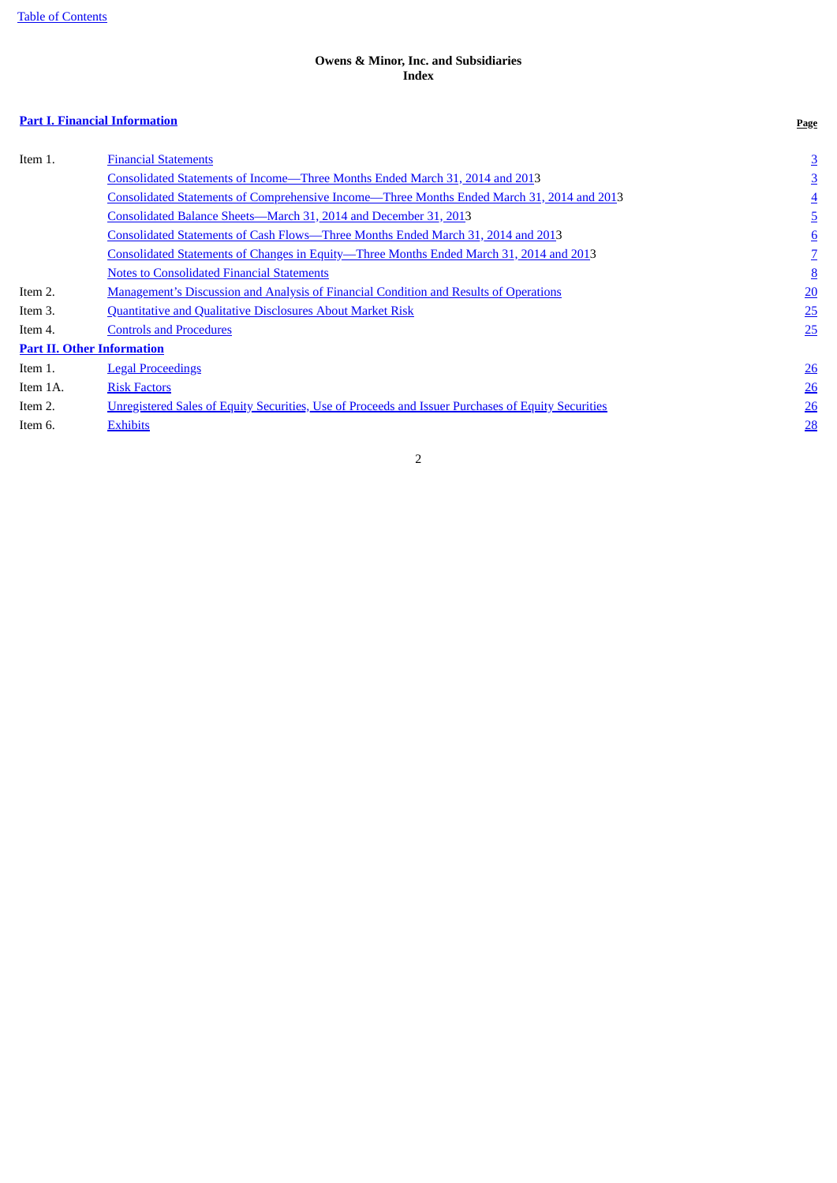**Owens & Minor, Inc. and Subsidiaries**
**Index**

| **Part I. Financial Information** | | **Page** |
|---|---|---|
| Item 1. | Financial Statements | 3 |
| | Consolidated Statements of Income—Three Months Ended March 31, 2014 and 2013 | 3 |
| | Consolidated Statements of Comprehensive Income—Three Months Ended March 31, 2014 and 2013 | 4 |
| | Consolidated Balance Sheets—March 31, 2014 and December 31, 2013 | 5 |
| | Consolidated Statements of Cash Flows—Three Months Ended March 31, 2014 and 2013 | 6 |
| | Consolidated Statements of Changes in Equity—Three Months Ended March 31, 2014 and 2013 | 7 |
| | Notes to Consolidated Financial Statements | 8 |
| Item 2. | Management's Discussion and Analysis of Financial Condition and Results of Operations | 20 |
| Item 3. | Quantitative and Qualitative Disclosures About Market Risk | 25 |
| Item 4. | Controls and Procedures | 25 |
| **Part II. Other Information** | | |
| Item 1. | Legal Proceedings | 26 |
| Item 1A. | Risk Factors | 26 |
| Item 2. | Unregistered Sales of Equity Securities, Use of Proceeds and Issuer Purchases of Equity Securities | 26 |
| Item 6. | Exhibits | 28 |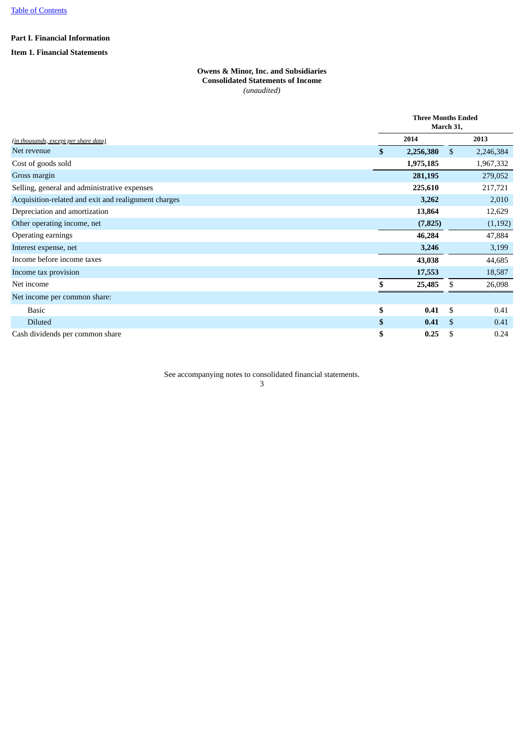[Table of Contents](#)

**Part I. Financial Information**

**Item 1. Financial Statements**

**Owens & Minor, Inc. and Subsidiaries**
**Consolidated Statements of Income**
*(unaudited)*

| *(in thousands, except per share data)* | Three Months Ended March 31, | |
|---|---|---|
| | **2014** | 2013 |
| Net revenue | **$ 2,256,380** | $ 2,246,384 |
| Cost of goods sold | **1,975,185** | 1,967,332 |
| Gross margin | **281,195** | 279,052 |
| Selling, general and administrative expenses | **225,610** | 217,721 |
| Acquisition-related and exit and realignment charges | **3,262** | 2,010 |
| Depreciation and amortization | **13,864** | 12,629 |
| Other operating income, net | **(7,825)** | (1,192) |
| Operating earnings | **46,284** | 47,884 |
| Interest expense, net | **3,246** | 3,199 |
| Income before income taxes | **43,038** | 44,685 |
| Income tax provision | **17,553** | 18,587 |
| Net income | **$ 25,485** | $ 26,098 |
| Net income per common share: | | |
| Basic | **$ 0.41** | $ 0.41 |
| Diluted | **$ 0.41** | $ 0.41 |
| Cash dividends per common share | **$ 0.25** | $ 0.24 |

See accompanying notes to consolidated financial statements.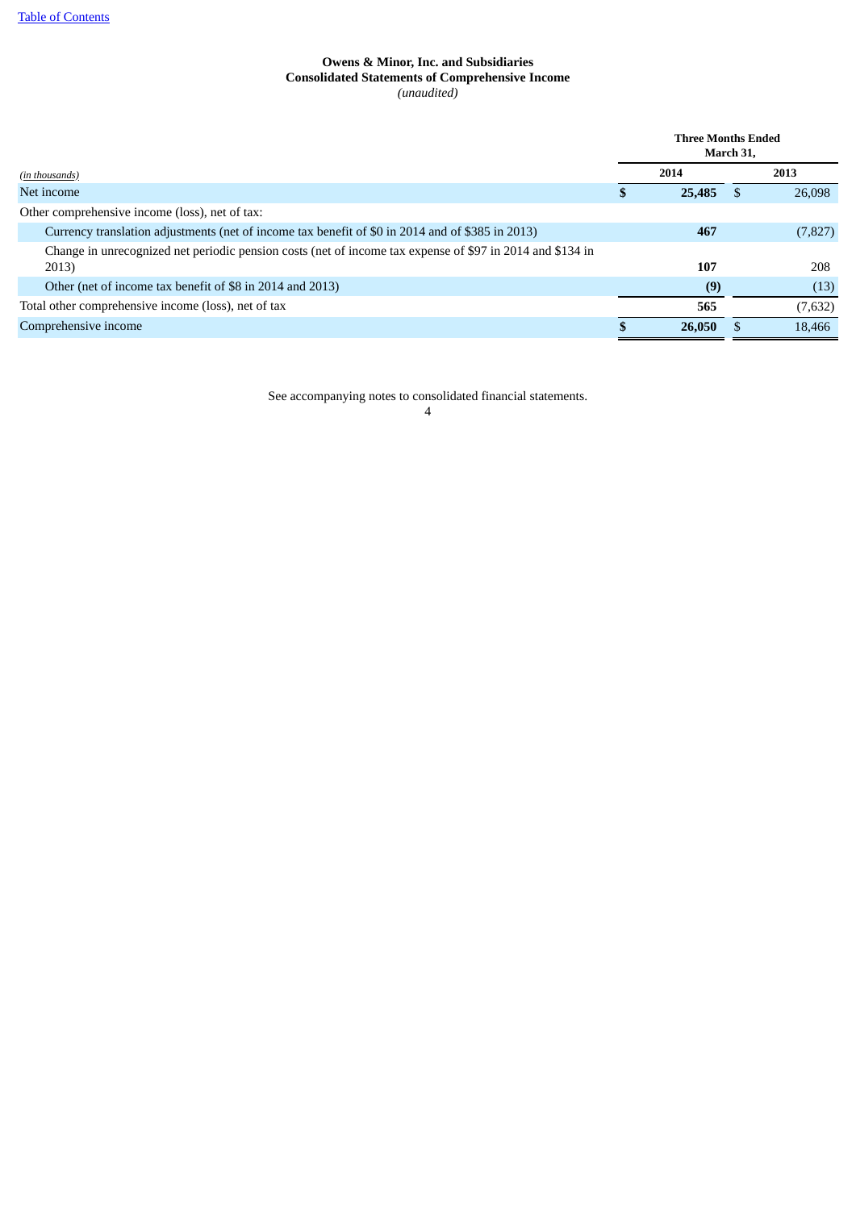**Owens & Minor, Inc. and Subsidiaries**
**Consolidated Statements of Comprehensive Income**
*(unaudited)*

| *(in thousands)* | Three Months Ended March 31, 2014 | 2013 |
|---|---|---|
| Net income | $ **25,485** | $ 26,098 |
| Other comprehensive income (loss), net of tax: | | |
| Currency translation adjustments (net of income tax benefit of $0 in 2014 and of $385 in 2013) | **467** | (7,827) |
| Change in unrecognized net periodic pension costs (net of income tax expense of $97 in 2014 and $134 in 2013) | **107** | 208 |
| Other (net of income tax benefit of $8 in 2014 and 2013) | **(9)** | (13) |
| Total other comprehensive income (loss), net of tax | **565** | (7,632) |
| Comprehensive income | $ **26,050** | $ 18,466 |

See accompanying notes to consolidated financial statements.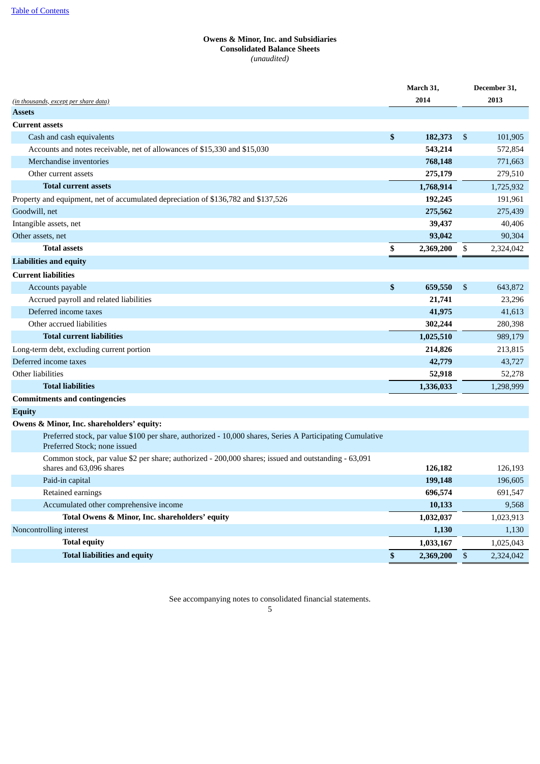[Table of Contents](#)

**Owens & Minor, Inc. and Subsidiaries**
**Consolidated Balance Sheets**
*(unaudited)*

| *(in thousands, except per share data)* | March 31, 2014 | December 31, 2013 |
|---|---|---|
| **Assets** | | |
| **Current assets** | | |
| Cash and cash equivalents | **$ 182,373** | $ 101,905 |
| Accounts and notes receivable, net of allowances of $15,330 and $15,030 | **543,214** | 572,854 |
| Merchandise inventories | **768,148** | 771,663 |
| Other current assets | **275,179** | 279,510 |
| **Total current assets** | **1,768,914** | 1,725,932 |
| Property and equipment, net of accumulated depreciation of $136,782 and $137,526 | **192,245** | 191,961 |
| Goodwill, net | **275,562** | 275,439 |
| Intangible assets, net | **39,437** | 40,406 |
| Other assets, net | **93,042** | 90,304 |
| **Total assets** | **$ 2,369,200** | $ 2,324,042 |
| **Liabilities and equity** | | |
| **Current liabilities** | | |
| Accounts payable | **$ 659,550** | $ 643,872 |
| Accrued payroll and related liabilities | **21,741** | 23,296 |
| Deferred income taxes | **41,975** | 41,613 |
| Other accrued liabilities | **302,244** | 280,398 |
| **Total current liabilities** | **1,025,510** | 989,179 |
| Long-term debt, excluding current portion | **214,826** | 213,815 |
| Deferred income taxes | **42,779** | 43,727 |
| Other liabilities | **52,918** | 52,278 |
| **Total liabilities** | **1,336,033** | 1,298,999 |
| **Commitments and contingencies** | | |
| **Equity** | | |
| **Owens & Minor, Inc. shareholders' equity:** | | |
| Preferred stock, par value $100 per share, authorized - 10,000 shares, Series A Participating Cumulative Preferred Stock; none issued | | |
| Common stock, par value $2 per share; authorized - 200,000 shares; issued and outstanding - 63,091 shares and 63,096 shares | **126,182** | 126,193 |
| Paid-in capital | **199,148** | 196,605 |
| Retained earnings | **696,574** | 691,547 |
| Accumulated other comprehensive income | **10,133** | 9,568 |
| **Total Owens & Minor, Inc. shareholders' equity** | **1,032,037** | 1,023,913 |
| Noncontrolling interest | **1,130** | 1,130 |
| **Total equity** | **1,033,167** | 1,025,043 |
| **Total liabilities and equity** | **$ 2,369,200** | $ 2,324,042 |

See accompanying notes to consolidated financial statements.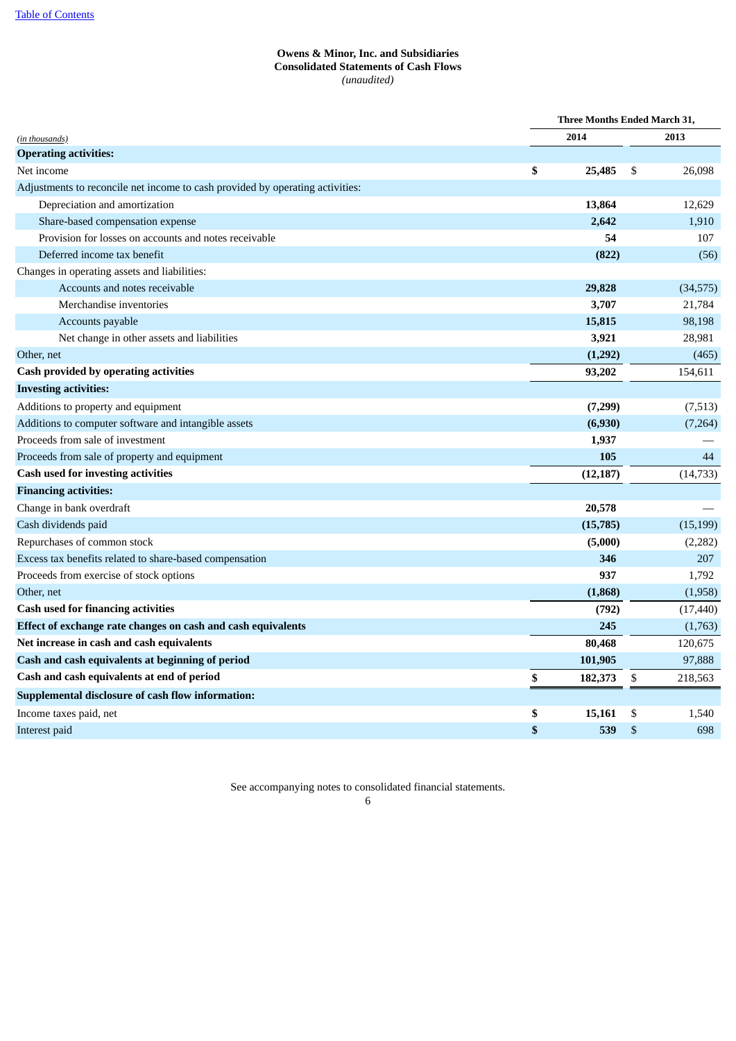[Table of Contents](#)

**Owens & Minor, Inc. and Subsidiaries**
**Consolidated Statements of Cash Flows**
*(unaudited)*

| *(in thousands)* | Three Months Ended March 31, 2014 | 2013 |
|---|---|---|
| **Operating activities:** | | |
| Net income | **$ 25,485** | $ 26,098 |
| Adjustments to reconcile net income to cash provided by operating activities: | | |
| Depreciation and amortization | **13,864** | 12,629 |
| Share-based compensation expense | **2,642** | 1,910 |
| Provision for losses on accounts and notes receivable | **54** | 107 |
| Deferred income tax benefit | **(822)** | (56) |
| Changes in operating assets and liabilities: | | |
| Accounts and notes receivable | **29,828** | (34,575) |
| Merchandise inventories | **3,707** | 21,784 |
| Accounts payable | **15,815** | 98,198 |
| Net change in other assets and liabilities | **3,921** | 28,981 |
| Other, net | **(1,292)** | (465) |
| **Cash provided by operating activities** | **93,202** | 154,611 |
| **Investing activities:** | | |
| Additions to property and equipment | **(7,299)** | (7,513) |
| Additions to computer software and intangible assets | **(6,930)** | (7,264) |
| Proceeds from sale of investment | **1,937** | — |
| Proceeds from sale of property and equipment | **105** | 44 |
| **Cash used for investing activities** | **(12,187)** | (14,733) |
| **Financing activities:** | | |
| Change in bank overdraft | **20,578** | — |
| Cash dividends paid | **(15,785)** | (15,199) |
| Repurchases of common stock | **(5,000)** | (2,282) |
| Excess tax benefits related to share-based compensation | **346** | 207 |
| Proceeds from exercise of stock options | **937** | 1,792 |
| Other, net | **(1,868)** | (1,958) |
| **Cash used for financing activities** | **(792)** | (17,440) |
| **Effect of exchange rate changes on cash and cash equivalents** | **245** | (1,763) |
| **Net increase in cash and cash equivalents** | **80,468** | 120,675 |
| **Cash and cash equivalents at beginning of period** | **101,905** | 97,888 |
| **Cash and cash equivalents at end of period** | **$ 182,373** | $ 218,563 |
| **Supplemental disclosure of cash flow information:** | | |
| Income taxes paid, net | **$ 15,161** | $ 1,540 |
| Interest paid | **$ 539** | $ 698 |

See accompanying notes to consolidated financial statements.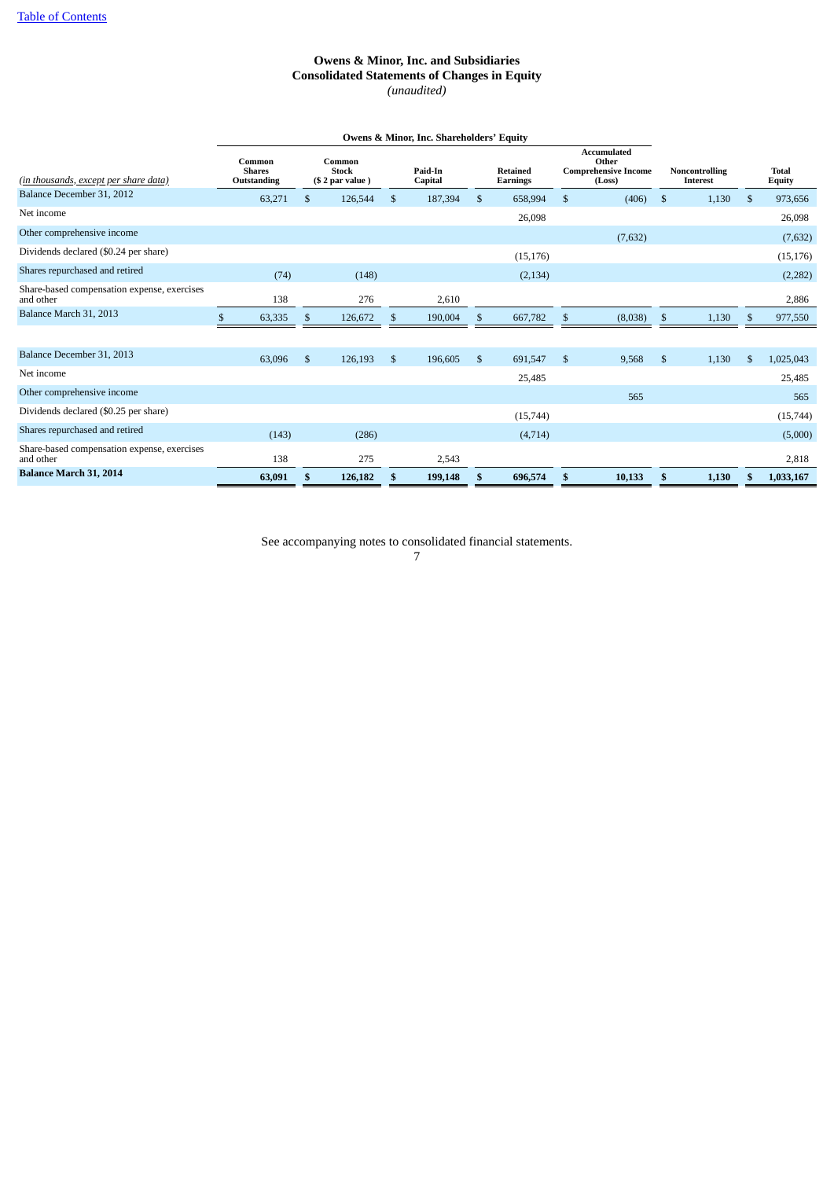[Table of Contents](#)

# Owens & Minor, Inc. and Subsidiaries
## Consolidated Statements of Changes in Equity
*(unaudited)*

| | Owens & Minor, Inc. Shareholders' Equity | | | | | | |
|---|---|---|---|---|---|---|---|
| *(in thousands, except per share data)* | Common Shares Outstanding | Common Stock ($ 2 par value ) | Paid-In Capital | Retained Earnings | Accumulated Other Comprehensive Income (Loss) | Noncontrolling Interest | Total Equity |
| Balance December 31, 2012 | 63,271 | $ 126,544 | $ 187,394 | $ 658,994 | $ (406) | $ 1,130 | $ 973,656 |
| Net income | | | | 26,098 | | | 26,098 |
| Other comprehensive income | | | | | (7,632) | | (7,632) |
| Dividends declared ($0.24 per share) | | | | (15,176) | | | (15,176) |
| Shares repurchased and retired | (74) | (148) | | (2,134) | | | (2,282) |
| Share-based compensation expense, exercises and other | 138 | 276 | 2,610 | | | | 2,886 |
| Balance March 31, 2013 | $ 63,335 | $ 126,672 | $ 190,004 | $ 667,782 | $ (8,038) | $ 1,130 | $ 977,550 |
| | | | | | | | |
| Balance December 31, 2013 | 63,096 | $ 126,193 | $ 196,605 | $ 691,547 | $ 9,568 | $ 1,130 | $ 1,025,043 |
| Net income | | | | 25,485 | | | 25,485 |
| Other comprehensive income | | | | | 565 | | 565 |
| Dividends declared ($0.25 per share) | | | | (15,744) | | | (15,744) |
| Shares repurchased and retired | (143) | (286) | | (4,714) | | | (5,000) |
| Share-based compensation expense, exercises and other | 138 | 275 | 2,543 | | | | 2,818 |
| **Balance March 31, 2014** | **63,091** | **$ 126,182** | **$ 199,148** | **$ 696,574** | **$ 10,133** | **$ 1,130** | **$ 1,033,167** |

See accompanying notes to consolidated financial statements.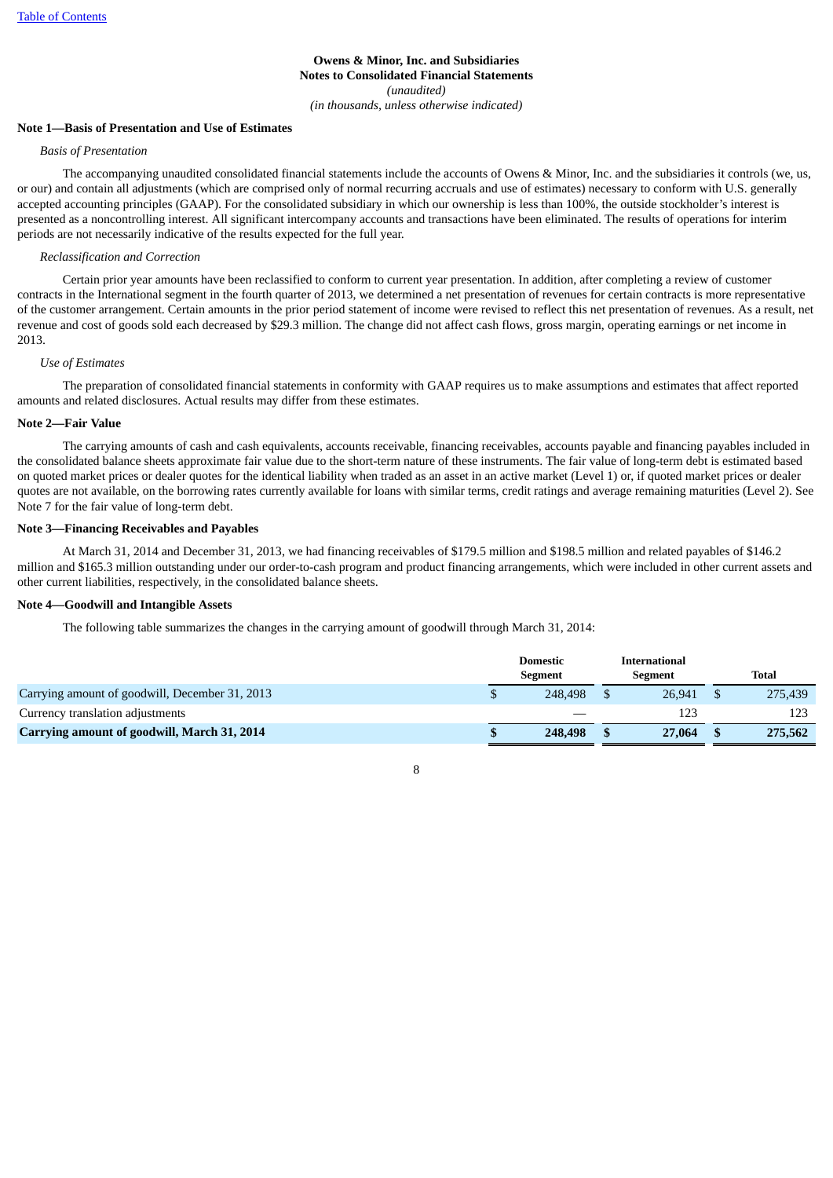**Owens & Minor, Inc. and Subsidiaries**
**Notes to Consolidated Financial Statements**
*(unaudited)*
*(in thousands, unless otherwise indicated)*

**Note 1—Basis of Presentation and Use of Estimates**

*Basis of Presentation*

The accompanying unaudited consolidated financial statements include the accounts of Owens & Minor, Inc. and the subsidiaries it controls (we, us, or our) and contain all adjustments (which are comprised only of normal recurring accruals and use of estimates) necessary to conform with U.S. generally accepted accounting principles (GAAP). For the consolidated subsidiary in which our ownership is less than 100%, the outside stockholder's interest is presented as a noncontrolling interest. All significant intercompany accounts and transactions have been eliminated. The results of operations for interim periods are not necessarily indicative of the results expected for the full year.

*Reclassification and Correction*

Certain prior year amounts have been reclassified to conform to current year presentation. In addition, after completing a review of customer contracts in the International segment in the fourth quarter of 2013, we determined a net presentation of revenues for certain contracts is more representative of the customer arrangement. Certain amounts in the prior period statement of income were revised to reflect this net presentation of revenues. As a result, net revenue and cost of goods sold each decreased by $29.3 million. The change did not affect cash flows, gross margin, operating earnings or net income in 2013.

*Use of Estimates*

The preparation of consolidated financial statements in conformity with GAAP requires us to make assumptions and estimates that affect reported amounts and related disclosures. Actual results may differ from these estimates.

**Note 2—Fair Value**

The carrying amounts of cash and cash equivalents, accounts receivable, financing receivables, accounts payable and financing payables included in the consolidated balance sheets approximate fair value due to the short-term nature of these instruments. The fair value of long-term debt is estimated based on quoted market prices or dealer quotes for the identical liability when traded as an asset in an active market (Level 1) or, if quoted market prices or dealer quotes are not available, on the borrowing rates currently available for loans with similar terms, credit ratings and average remaining maturities (Level 2). See Note 7 for the fair value of long-term debt.

**Note 3—Financing Receivables and Payables**

At March 31, 2014 and December 31, 2013, we had financing receivables of $179.5 million and $198.5 million and related payables of $146.2 million and $165.3 million outstanding under our order-to-cash program and product financing arrangements, which were included in other current assets and other current liabilities, respectively, in the consolidated balance sheets.

**Note 4—Goodwill and Intangible Assets**

The following table summarizes the changes in the carrying amount of goodwill through March 31, 2014:

| | Domestic Segment | International Segment | Total |
|---|---|---|---|
| Carrying amount of goodwill, December 31, 2013 | $ 248,498 | $ 26,941 | $ 275,439 |
| Currency translation adjustments | — | 123 | 123 |
| **Carrying amount of goodwill, March 31, 2014** | **$ 248,498** | **$ 27,064** | **$ 275,562** |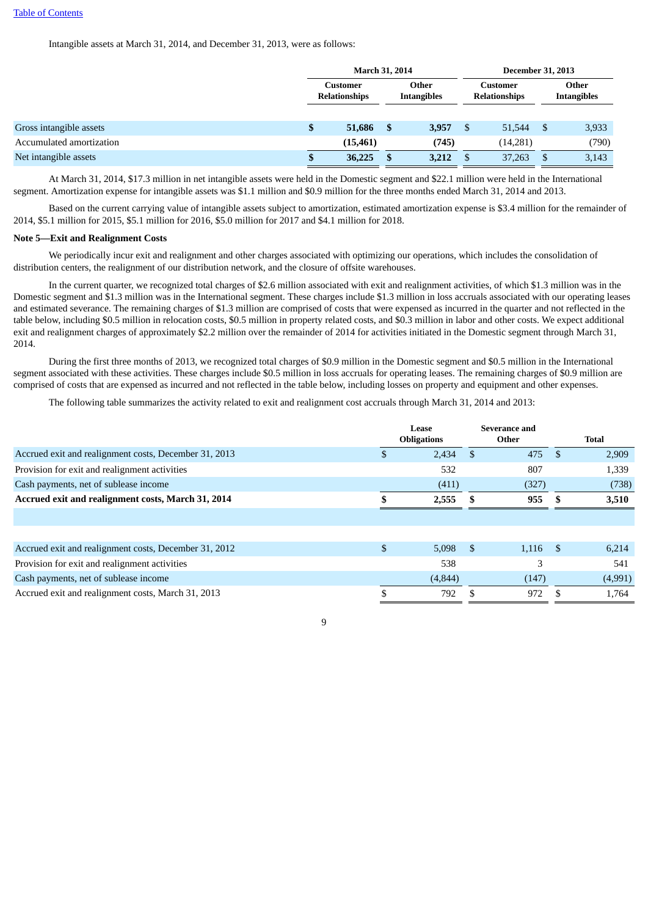[Table of Contents](#)

Intangible assets at March 31, 2014, and December 31, 2013, were as follows:

| | March 31, 2014 | | December 31, 2013 | |
|---|---|---|---|---|
| | Customer Relationships | Other Intangibles | Customer Relationships | Other Intangibles |
| Gross intangible assets | **$ 51,686** | **$ 3,957** | $ 51,544 | $ 3,933 |
| Accumulated amortization | **(15,461)** | **(745)** | (14,281) | (790) |
| Net intangible assets | **$ 36,225** | **$ 3,212** | $ 37,263 | $ 3,143 |

At March 31, 2014, $17.3 million in net intangible assets were held in the Domestic segment and $22.1 million were held in the International segment. Amortization expense for intangible assets was $1.1 million and $0.9 million for the three months ended March 31, 2014 and 2013.

Based on the current carrying value of intangible assets subject to amortization, estimated amortization expense is $3.4 million for the remainder of 2014, $5.1 million for 2015, $5.1 million for 2016, $5.0 million for 2017 and $4.1 million for 2018.

**Note 5—Exit and Realignment Costs**

We periodically incur exit and realignment and other charges associated with optimizing our operations, which includes the consolidation of distribution centers, the realignment of our distribution network, and the closure of offsite warehouses.

In the current quarter, we recognized total charges of $2.6 million associated with exit and realignment activities, of which $1.3 million was in the Domestic segment and $1.3 million was in the International segment. These charges include $1.3 million in loss accruals associated with our operating leases and estimated severance. The remaining charges of $1.3 million are comprised of costs that were expensed as incurred in the quarter and not reflected in the table below, including $0.5 million in relocation costs, $0.5 million in property related costs, and $0.3 million in labor and other costs. We expect additional exit and realignment charges of approximately $2.2 million over the remainder of 2014 for activities initiated in the Domestic segment through March 31, 2014.

During the first three months of 2013, we recognized total charges of $0.9 million in the Domestic segment and $0.5 million in the International segment associated with these activities. These charges include $0.5 million in loss accruals for operating leases. The remaining charges of $0.9 million are comprised of costs that are expensed as incurred and not reflected in the table below, including losses on property and equipment and other expenses.

The following table summarizes the activity related to exit and realignment cost accruals through March 31, 2014 and 2013:

| | Lease Obligations | Severance and Other | Total |
|---|---|---|---|
| Accrued exit and realignment costs, December 31, 2013 | $ 2,434 | $ 475 | $ 2,909 |
| Provision for exit and realignment activities | 532 | 807 | 1,339 |
| Cash payments, net of sublease income | (411) | (327) | (738) |
| **Accrued exit and realignment costs, March 31, 2014** | **$ 2,555** | **$ 955** | **$ 3,510** |
| | | | |
| Accrued exit and realignment costs, December 31, 2012 | $ 5,098 | $ 1,116 | $ 6,214 |
| Provision for exit and realignment activities | 538 | 3 | 541 |
| Cash payments, net of sublease income | (4,844) | (147) | (4,991) |
| Accrued exit and realignment costs, March 31, 2013 | $ 792 | $ 972 | $ 1,764 |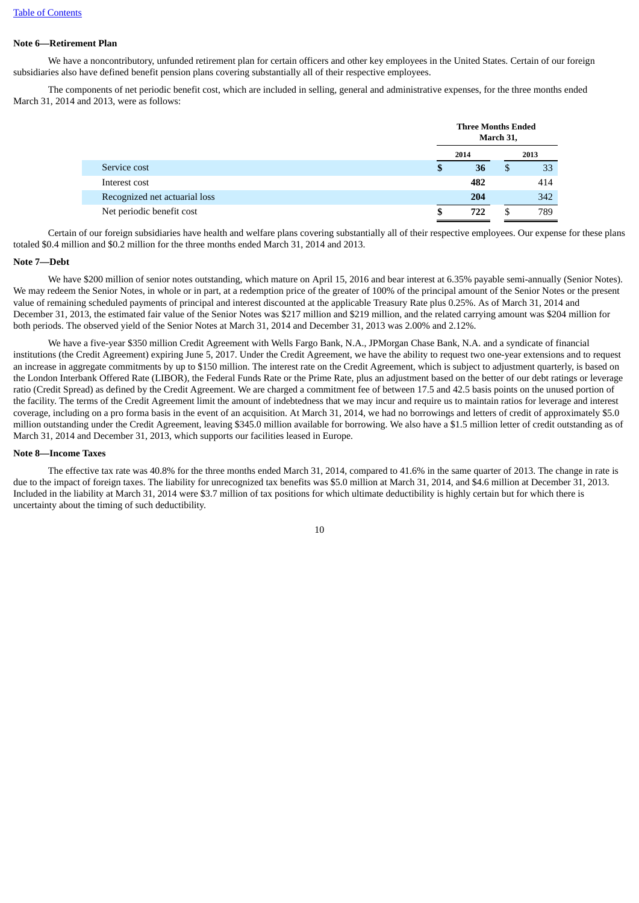Table of Contents

**Note 6—Retirement Plan**

We have a noncontributory, unfunded retirement plan for certain officers and other key employees in the United States. Certain of our foreign subsidiaries also have defined benefit pension plans covering substantially all of their respective employees.

The components of net periodic benefit cost, which are included in selling, general and administrative expenses, for the three months ended March 31, 2014 and 2013, were as follows:

| | Three Months Ended March 31, | |
|---|---|---|
| | **2014** | **2013** |
| Service cost | **$ 36** | $ 33 |
| Interest cost | **482** | 414 |
| Recognized net actuarial loss | **204** | 342 |
| Net periodic benefit cost | **$ 722** | $ 789 |

Certain of our foreign subsidiaries have health and welfare plans covering substantially all of their respective employees. Our expense for these plans totaled $0.4 million and $0.2 million for the three months ended March 31, 2014 and 2013.

**Note 7—Debt**

We have $200 million of senior notes outstanding, which mature on April 15, 2016 and bear interest at 6.35% payable semi-annually (Senior Notes). We may redeem the Senior Notes, in whole or in part, at a redemption price of the greater of 100% of the principal amount of the Senior Notes or the present value of remaining scheduled payments of principal and interest discounted at the applicable Treasury Rate plus 0.25%. As of March 31, 2014 and December 31, 2013, the estimated fair value of the Senior Notes was $217 million and $219 million, and the related carrying amount was $204 million for both periods. The observed yield of the Senior Notes at March 31, 2014 and December 31, 2013 was 2.00% and 2.12%.

We have a five-year $350 million Credit Agreement with Wells Fargo Bank, N.A., JPMorgan Chase Bank, N.A. and a syndicate of financial institutions (the Credit Agreement) expiring June 5, 2017. Under the Credit Agreement, we have the ability to request two one-year extensions and to request an increase in aggregate commitments by up to $150 million. The interest rate on the Credit Agreement, which is subject to adjustment quarterly, is based on the London Interbank Offered Rate (LIBOR), the Federal Funds Rate or the Prime Rate, plus an adjustment based on the better of our debt ratings or leverage ratio (Credit Spread) as defined by the Credit Agreement. We are charged a commitment fee of between 17.5 and 42.5 basis points on the unused portion of the facility. The terms of the Credit Agreement limit the amount of indebtedness that we may incur and require us to maintain ratios for leverage and interest coverage, including on a pro forma basis in the event of an acquisition. At March 31, 2014, we had no borrowings and letters of credit of approximately $5.0 million outstanding under the Credit Agreement, leaving $345.0 million available for borrowing. We also have a $1.5 million letter of credit outstanding as of March 31, 2014 and December 31, 2013, which supports our facilities leased in Europe.

**Note 8—Income Taxes**

The effective tax rate was 40.8% for the three months ended March 31, 2014, compared to 41.6% in the same quarter of 2013. The change in rate is due to the impact of foreign taxes. The liability for unrecognized tax benefits was $5.0 million at March 31, 2014, and $4.6 million at December 31, 2013. Included in the liability at March 31, 2014 were $3.7 million of tax positions for which ultimate deductibility is highly certain but for which there is uncertainty about the timing of such deductibility.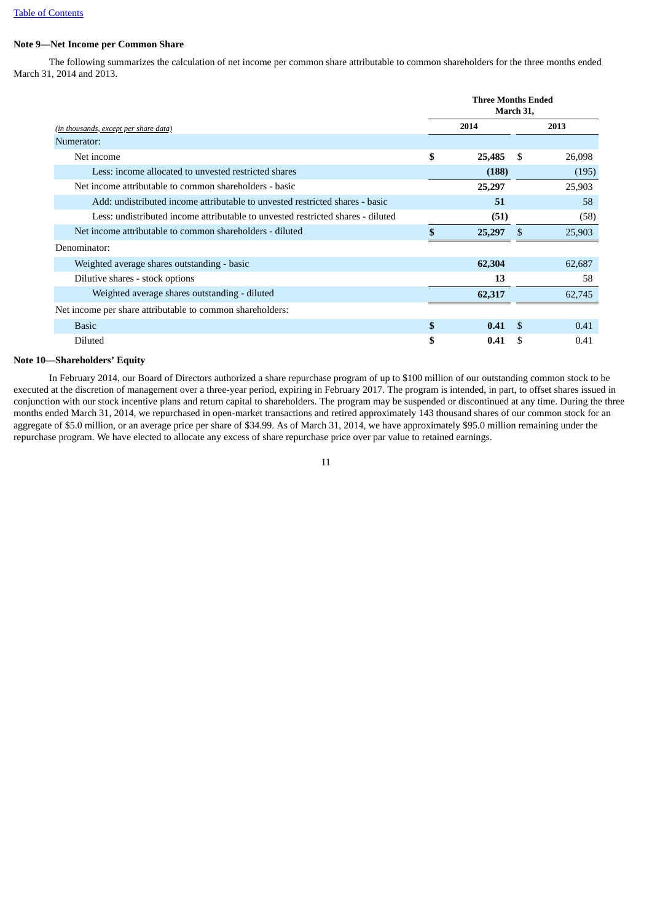**Note 9—Net Income per Common Share**

The following summarizes the calculation of net income per common share attributable to common shareholders for the three months ended March 31, 2014 and 2013.

| *(in thousands, except per share data)* | Three Months Ended March 31, 2014 | Three Months Ended March 31, 2013 |
|---|---|---|
| Numerator: | | |
| Net income | **$ 25,485** | $ 26,098 |
| Less: income allocated to unvested restricted shares | **(188)** | (195) |
| Net income attributable to common shareholders - basic | **25,297** | 25,903 |
| Add: undistributed income attributable to unvested restricted shares - basic | **51** | 58 |
| Less: undistributed income attributable to unvested restricted shares - diluted | **(51)** | (58) |
| Net income attributable to common shareholders - diluted | **$ 25,297** | $ 25,903 |
| Denominator: | | |
| Weighted average shares outstanding - basic | **62,304** | 62,687 |
| Dilutive shares - stock options | **13** | 58 |
| Weighted average shares outstanding - diluted | **62,317** | 62,745 |
| Net income per share attributable to common shareholders: | | |
| Basic | **$ 0.41** | $ 0.41 |
| Diluted | **$ 0.41** | $ 0.41 |

**Note 10—Shareholders' Equity**

In February 2014, our Board of Directors authorized a share repurchase program of up to $100 million of our outstanding common stock to be executed at the discretion of management over a three-year period, expiring in February 2017. The program is intended, in part, to offset shares issued in conjunction with our stock incentive plans and return capital to shareholders. The program may be suspended or discontinued at any time. During the three months ended March 31, 2014, we repurchased in open-market transactions and retired approximately 143 thousand shares of our common stock for an aggregate of $5.0 million, or an average price per share of $34.99. As of March 31, 2014, we have approximately $95.0 million remaining under the repurchase program. We have elected to allocate any excess of share repurchase price over par value to retained earnings.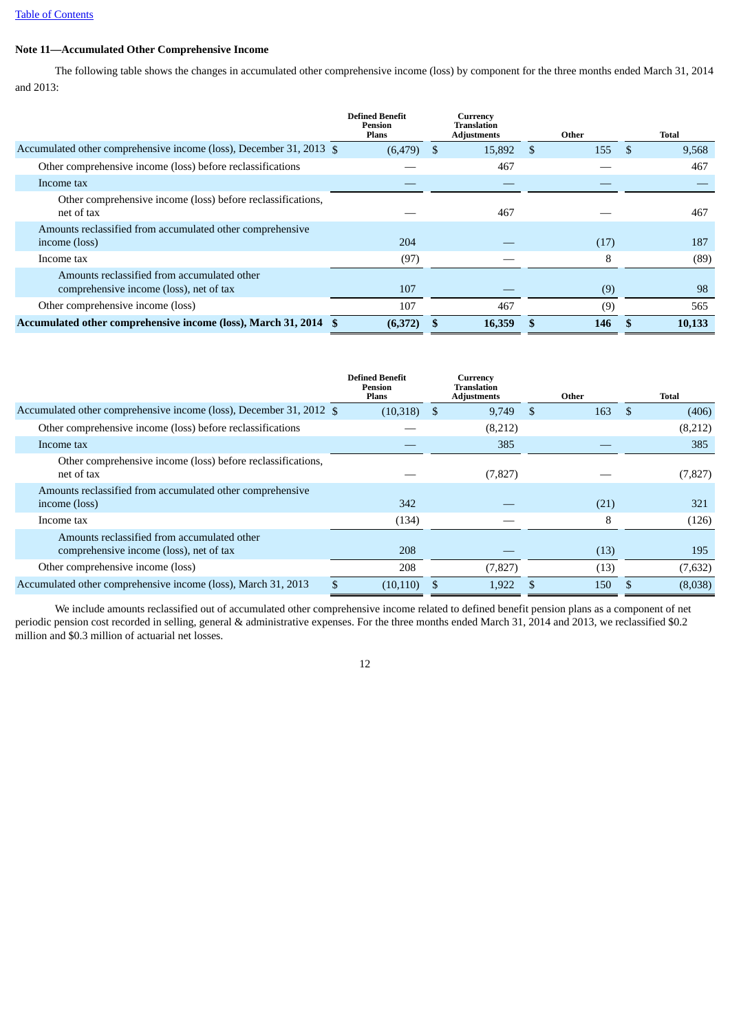Table of Contents

**Note 11—Accumulated Other Comprehensive Income**

The following table shows the changes in accumulated other comprehensive income (loss) by component for the three months ended March 31, 2014 and 2013:

| | Defined Benefit Pension Plans | Currency Translation Adjustments | Other | Total |
|---|---|---|---|---|
| Accumulated other comprehensive income (loss), December 31, 2013 | $ (6,479) | $ 15,892 | $ 155 | $ 9,568 |
| Other comprehensive income (loss) before reclassifications | — | 467 | — | 467 |
| Income tax | — | — | — | — |
| Other comprehensive income (loss) before reclassifications, net of tax | — | 467 | — | 467 |
| Amounts reclassified from accumulated other comprehensive income (loss) | 204 | — | (17) | 187 |
| Income tax | (97) | — | 8 | (89) |
| Amounts reclassified from accumulated other comprehensive income (loss), net of tax | 107 | — | (9) | 98 |
| Other comprehensive income (loss) | 107 | 467 | (9) | 565 |
| **Accumulated other comprehensive income (loss), March 31, 2014** | **$ (6,372)** | **$ 16,359** | **$ 146** | **$ 10,133** |

| | Defined Benefit Pension Plans | Currency Translation Adjustments | Other | Total |
|---|---|---|---|---|
| Accumulated other comprehensive income (loss), December 31, 2012 | $ (10,318) | $ 9,749 | $ 163 | $ (406) |
| Other comprehensive income (loss) before reclassifications | — | (8,212) | | (8,212) |
| Income tax | — | 385 | — | 385 |
| Other comprehensive income (loss) before reclassifications, net of tax | — | (7,827) | — | (7,827) |
| Amounts reclassified from accumulated other comprehensive income (loss) | 342 | — | (21) | 321 |
| Income tax | (134) | — | 8 | (126) |
| Amounts reclassified from accumulated other comprehensive income (loss), net of tax | 208 | — | (13) | 195 |
| Other comprehensive income (loss) | 208 | (7,827) | (13) | (7,632) |
| Accumulated other comprehensive income (loss), March 31, 2013 | $ (10,110) | $ 1,922 | $ 150 | $ (8,038) |

We include amounts reclassified out of accumulated other comprehensive income related to defined benefit pension plans as a component of net periodic pension cost recorded in selling, general & administrative expenses. For the three months ended March 31, 2014 and 2013, we reclassified $0.2 million and $0.3 million of actuarial net losses.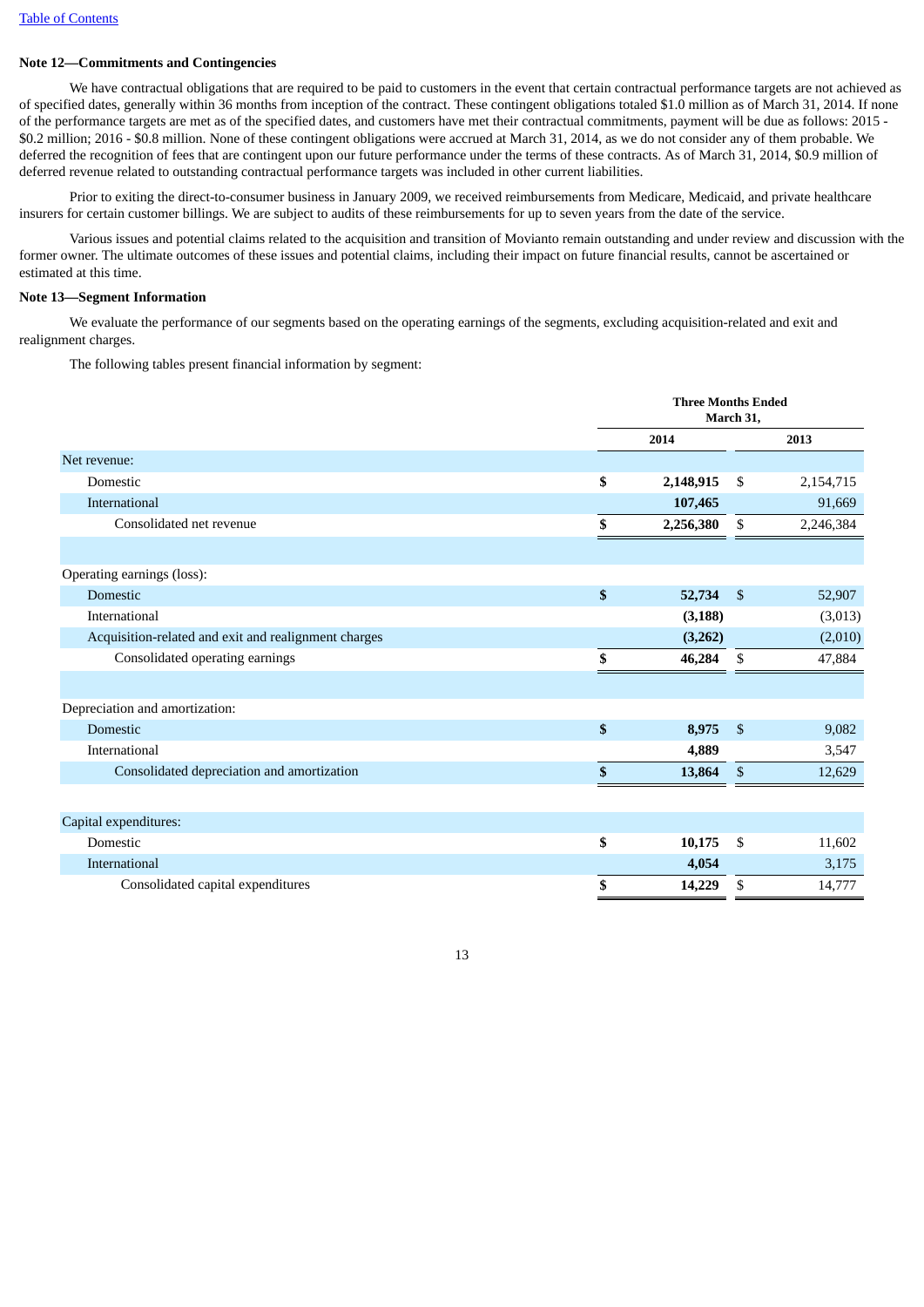### Note 12—Commitments and Contingencies

We have contractual obligations that are required to be paid to customers in the event that certain contractual performance targets are not achieved as of specified dates, generally within 36 months from inception of the contract. These contingent obligations totaled $1.0 million as of March 31, 2014. If none of the performance targets are met as of the specified dates, and customers have met their contractual commitments, payment will be due as follows: 2015 - $0.2 million; 2016 - $0.8 million. None of these contingent obligations were accrued at March 31, 2014, as we do not consider any of them probable. We deferred the recognition of fees that are contingent upon our future performance under the terms of these contracts. As of March 31, 2014, $0.9 million of deferred revenue related to outstanding contractual performance targets was included in other current liabilities.

Prior to exiting the direct-to-consumer business in January 2009, we received reimbursements from Medicare, Medicaid, and private healthcare insurers for certain customer billings. We are subject to audits of these reimbursements for up to seven years from the date of the service.

Various issues and potential claims related to the acquisition and transition of Movianto remain outstanding and under review and discussion with the former owner. The ultimate outcomes of these issues and potential claims, including their impact on future financial results, cannot be ascertained or estimated at this time.

### Note 13—Segment Information

We evaluate the performance of our segments based on the operating earnings of the segments, excluding acquisition-related and exit and realignment charges.

The following tables present financial information by segment:

| | Three Months Ended March 31, | |
|---|---|---|
| | **2014** | **2013** |
| Net revenue: | | |
| Domestic | **$ 2,148,915** | $ 2,154,715 |
| International | **107,465** | 91,669 |
| Consolidated net revenue | **$ 2,256,380** | $ 2,246,384 |
| | | |
| Operating earnings (loss): | | |
| Domestic | **$ 52,734** | $ 52,907 |
| International | **(3,188)** | (3,013) |
| Acquisition-related and exit and realignment charges | **(3,262)** | (2,010) |
| Consolidated operating earnings | **$ 46,284** | $ 47,884 |
| | | |
| Depreciation and amortization: | | |
| Domestic | **$ 8,975** | $ 9,082 |
| International | **4,889** | 3,547 |
| Consolidated depreciation and amortization | **$ 13,864** | $ 12,629 |
| | | |
| Capital expenditures: | | |
| Domestic | **$ 10,175** | $ 11,602 |
| International | **4,054** | 3,175 |
| Consolidated capital expenditures | **$ 14,229** | $ 14,777 |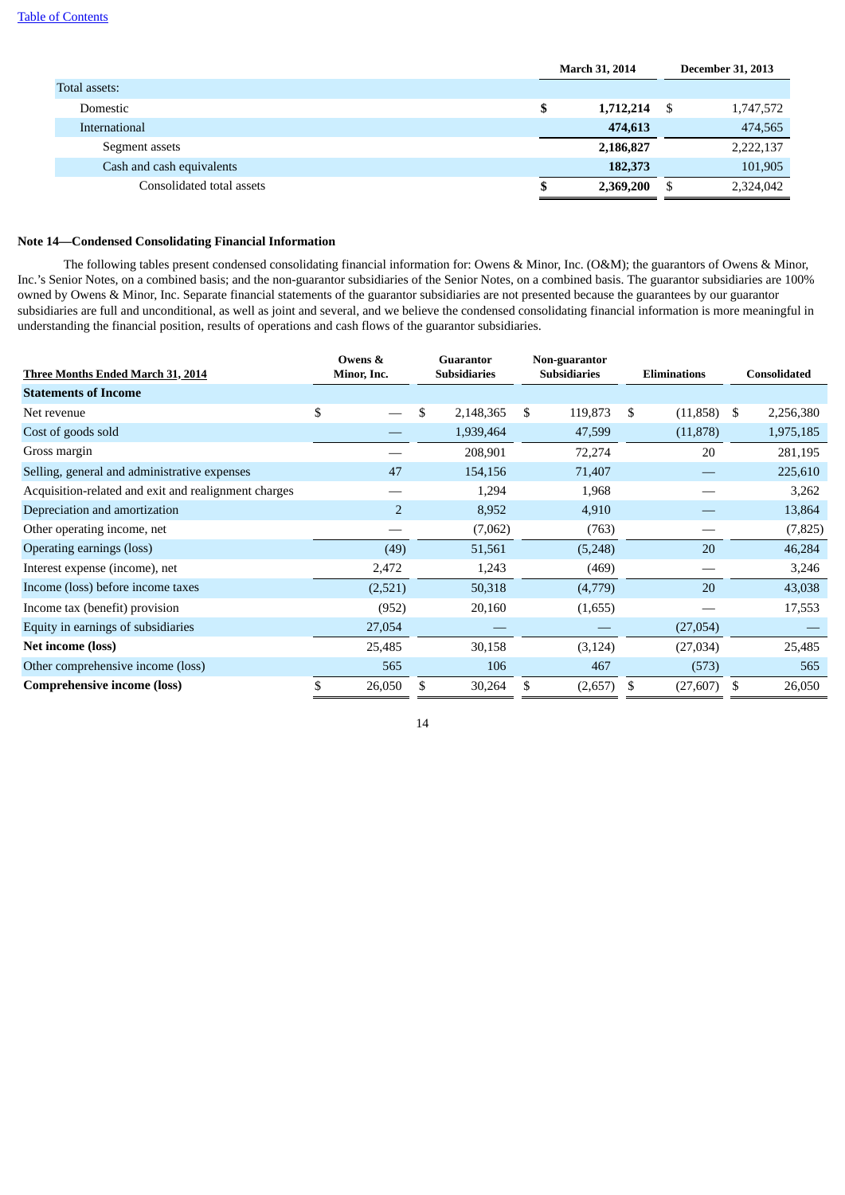|  | March 31, 2014 | December 31, 2013 |
|---|---|---|
| Total assets: |  |  |
| Domestic | **$ 1,712,214** | $ 1,747,572 |
| International | **474,613** | 474,565 |
| Segment assets | **2,186,827** | 2,222,137 |
| Cash and cash equivalents | **182,373** | 101,905 |
| Consolidated total assets | **$ 2,369,200** | $ 2,324,042 |

**Note 14—Condensed Consolidating Financial Information**

The following tables present condensed consolidating financial information for: Owens & Minor, Inc. (O&M); the guarantors of Owens & Minor, Inc.'s Senior Notes, on a combined basis; and the non-guarantor subsidiaries of the Senior Notes, on a combined basis. The guarantor subsidiaries are 100% owned by Owens & Minor, Inc. Separate financial statements of the guarantor subsidiaries are not presented because the guarantees by our guarantor subsidiaries are full and unconditional, as well as joint and several, and we believe the condensed consolidating financial information is more meaningful in understanding the financial position, results of operations and cash flows of the guarantor subsidiaries.

| Three Months Ended March 31, 2014 | Owens & Minor, Inc. | Guarantor Subsidiaries | Non-guarantor Subsidiaries | Eliminations | Consolidated |
|---|---|---|---|---|---|
| **Statements of Income** |  |  |  |  |  |
| Net revenue | $ — | $ 2,148,365 | $ 119,873 | $ (11,858) | $ 2,256,380 |
| Cost of goods sold | — | 1,939,464 | 47,599 | (11,878) | 1,975,185 |
| Gross margin | — | 208,901 | 72,274 | 20 | 281,195 |
| Selling, general and administrative expenses | 47 | 154,156 | 71,407 | — | 225,610 |
| Acquisition-related and exit and realignment charges | — | 1,294 | 1,968 | — | 3,262 |
| Depreciation and amortization | 2 | 8,952 | 4,910 | — | 13,864 |
| Other operating income, net | — | (7,062) | (763) | — | (7,825) |
| Operating earnings (loss) | (49) | 51,561 | (5,248) | 20 | 46,284 |
| Interest expense (income), net | 2,472 | 1,243 | (469) | — | 3,246 |
| Income (loss) before income taxes | (2,521) | 50,318 | (4,779) | 20 | 43,038 |
| Income tax (benefit) provision | (952) | 20,160 | (1,655) | — | 17,553 |
| Equity in earnings of subsidiaries | 27,054 | — | — | (27,054) | — |
| **Net income (loss)** | 25,485 | 30,158 | (3,124) | (27,034) | 25,485 |
| Other comprehensive income (loss) | 565 | 106 | 467 | (573) | 565 |
| **Comprehensive income (loss)** | $ 26,050 | $ 30,264 | $ (2,657) | $ (27,607) | $ 26,050 |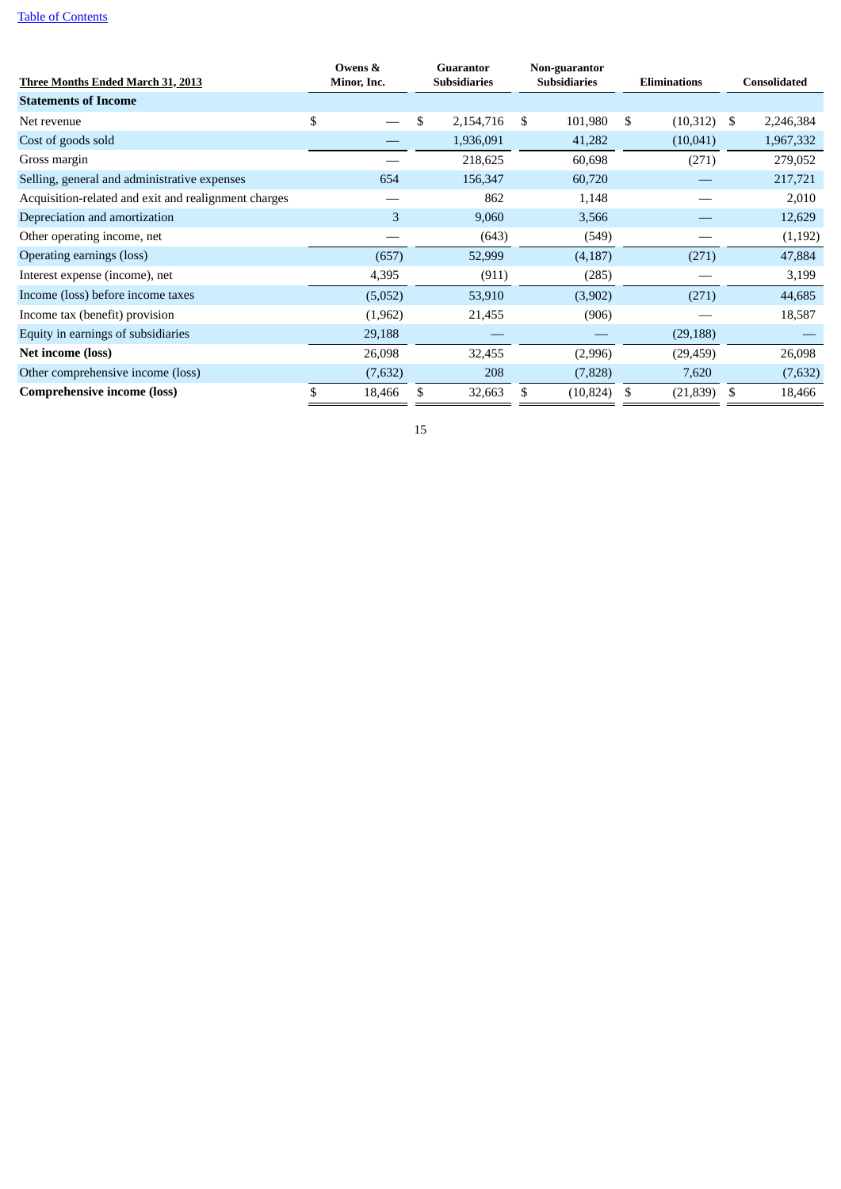[Table of Contents](#)

| Three Months Ended March 31, 2013 | Owens & Minor, Inc. | Guarantor Subsidiaries | Non-guarantor Subsidiaries | Eliminations | Consolidated |
|---|---|---|---|---|---|
| **Statements of Income** | | | | | |
| Net revenue | $ — | $ 2,154,716 | $ 101,980 | $ (10,312) | $ 2,246,384 |
| Cost of goods sold | — | 1,936,091 | 41,282 | (10,041) | 1,967,332 |
| Gross margin | — | 218,625 | 60,698 | (271) | 279,052 |
| Selling, general and administrative expenses | 654 | 156,347 | 60,720 | — | 217,721 |
| Acquisition-related and exit and realignment charges | — | 862 | 1,148 | — | 2,010 |
| Depreciation and amortization | 3 | 9,060 | 3,566 | — | 12,629 |
| Other operating income, net | — | (643) | (549) | — | (1,192) |
| Operating earnings (loss) | (657) | 52,999 | (4,187) | (271) | 47,884 |
| Interest expense (income), net | 4,395 | (911) | (285) | — | 3,199 |
| Income (loss) before income taxes | (5,052) | 53,910 | (3,902) | (271) | 44,685 |
| Income tax (benefit) provision | (1,962) | 21,455 | (906) | — | 18,587 |
| Equity in earnings of subsidiaries | 29,188 | — | — | (29,188) | — |
| **Net income (loss)** | 26,098 | 32,455 | (2,996) | (29,459) | 26,098 |
| Other comprehensive income (loss) | (7,632) | 208 | (7,828) | 7,620 | (7,632) |
| **Comprehensive income (loss)** | $ 18,466 | $ 32,663 | $ (10,824) | $ (21,839) | $ 18,466 |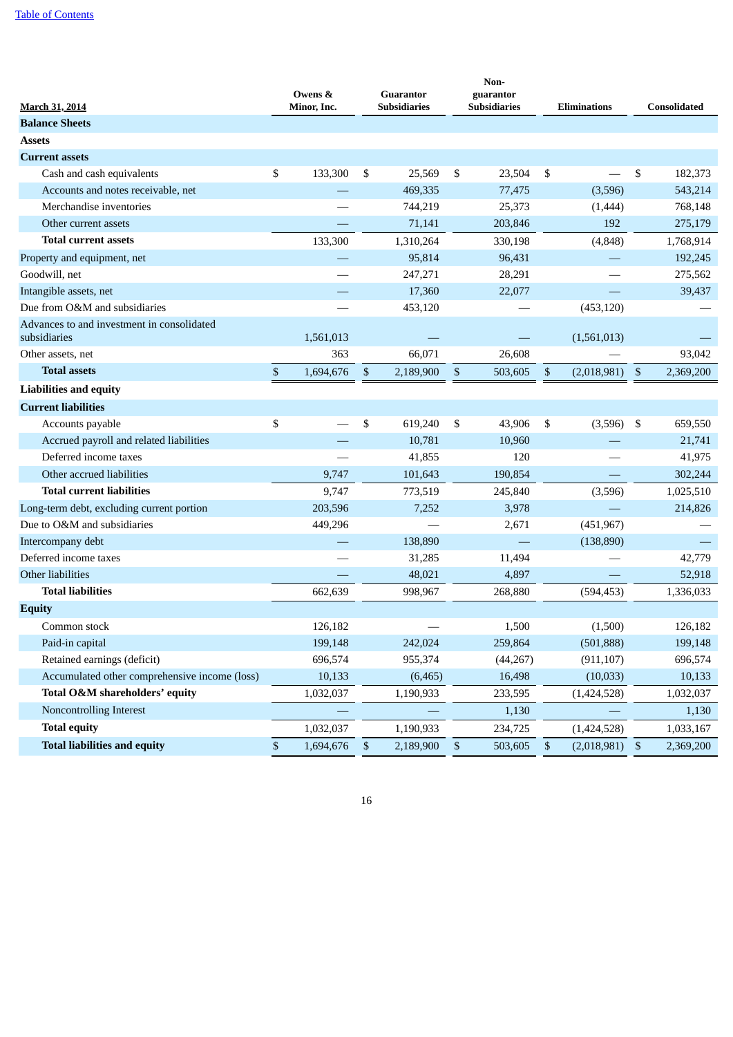[Table of Contents](#)

| March 31, 2014 | Owens & Minor, Inc. | Guarantor Subsidiaries | Non-guarantor Subsidiaries | Eliminations | Consolidated |
|---|---|---|---|---|---|
| **Balance Sheets** | | | | | |
| **Assets** | | | | | |
| **Current assets** | | | | | |
| Cash and cash equivalents | $ 133,300 | $ 25,569 | $ 23,504 | $ — | $ 182,373 |
| Accounts and notes receivable, net | — | 469,335 | 77,475 | (3,596) | 543,214 |
| Merchandise inventories | — | 744,219 | 25,373 | (1,444) | 768,148 |
| Other current assets | — | 71,141 | 203,846 | 192 | 275,179 |
| **Total current assets** | 133,300 | 1,310,264 | 330,198 | (4,848) | 1,768,914 |
| Property and equipment, net | — | 95,814 | 96,431 | — | 192,245 |
| Goodwill, net | — | 247,271 | 28,291 | — | 275,562 |
| Intangible assets, net | — | 17,360 | 22,077 | — | 39,437 |
| Due from O&M and subsidiaries | — | 453,120 | — | (453,120) | — |
| Advances to and investment in consolidated subsidiaries | 1,561,013 | — | — | (1,561,013) | — |
| Other assets, net | 363 | 66,071 | 26,608 | — | 93,042 |
| **Total assets** | $ 1,694,676 | $ 2,189,900 | $ 503,605 | $ (2,018,981) | $ 2,369,200 |
| **Liabilities and equity** | | | | | |
| **Current liabilities** | | | | | |
| Accounts payable | $ — | $ 619,240 | $ 43,906 | $ (3,596) | $ 659,550 |
| Accrued payroll and related liabilities | — | 10,781 | 10,960 | — | 21,741 |
| Deferred income taxes | — | 41,855 | 120 | — | 41,975 |
| Other accrued liabilities | 9,747 | 101,643 | 190,854 | — | 302,244 |
| **Total current liabilities** | 9,747 | 773,519 | 245,840 | (3,596) | 1,025,510 |
| Long-term debt, excluding current portion | 203,596 | 7,252 | 3,978 | — | 214,826 |
| Due to O&M and subsidiaries | 449,296 | — | 2,671 | (451,967) | — |
| Intercompany debt | — | 138,890 | — | (138,890) | — |
| Deferred income taxes | — | 31,285 | 11,494 | — | 42,779 |
| Other liabilities | — | 48,021 | 4,897 | — | 52,918 |
| **Total liabilities** | 662,639 | 998,967 | 268,880 | (594,453) | 1,336,033 |
| **Equity** | | | | | |
| Common stock | 126,182 | — | 1,500 | (1,500) | 126,182 |
| Paid-in capital | 199,148 | 242,024 | 259,864 | (501,888) | 199,148 |
| Retained earnings (deficit) | 696,574 | 955,374 | (44,267) | (911,107) | 696,574 |
| Accumulated other comprehensive income (loss) | 10,133 | (6,465) | 16,498 | (10,033) | 10,133 |
| **Total O&M shareholders' equity** | 1,032,037 | 1,190,933 | 233,595 | (1,424,528) | 1,032,037 |
| Noncontrolling Interest | — | — | 1,130 | — | 1,130 |
| **Total equity** | 1,032,037 | 1,190,933 | 234,725 | (1,424,528) | 1,033,167 |
| **Total liabilities and equity** | $ 1,694,676 | $ 2,189,900 | $ 503,605 | $ (2,018,981) | $ 2,369,200 |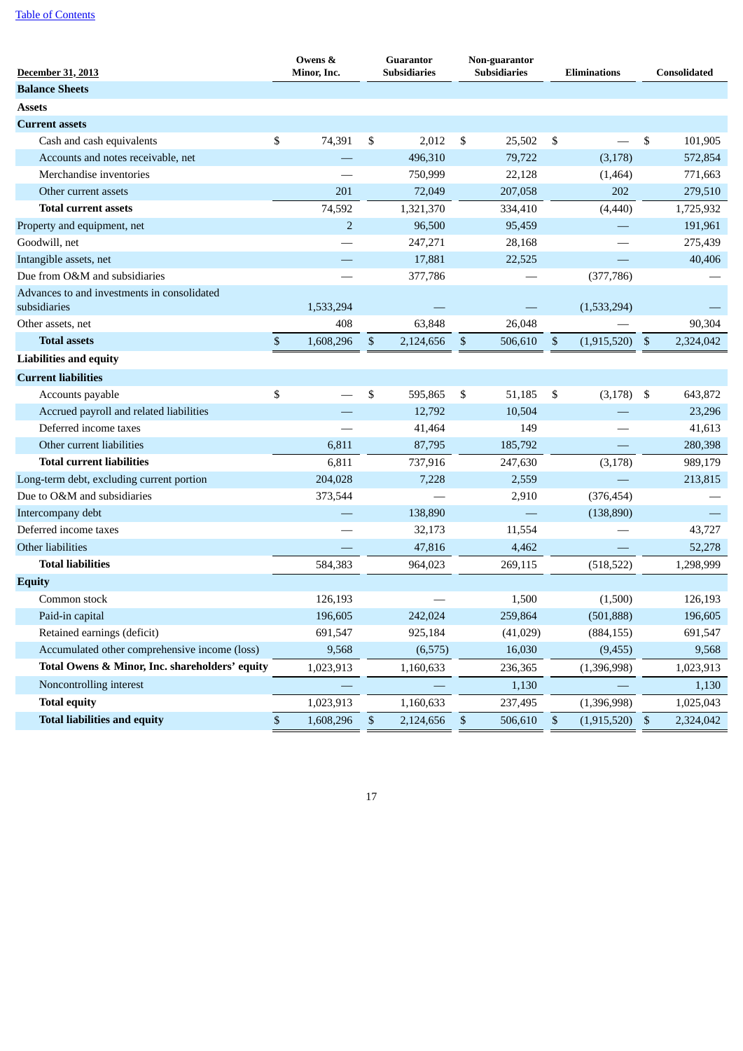[Table of Contents](#)

| December 31, 2013 | Owens & Minor, Inc. | Guarantor Subsidiaries | Non-guarantor Subsidiaries | Eliminations | Consolidated |
|---|---|---|---|---|---|
| **Balance Sheets** | | | | | |
| **Assets** | | | | | |
| **Current assets** | | | | | |
| Cash and cash equivalents | $ 74,391 | $ 2,012 | $ 25,502 | $ — | $ 101,905 |
| Accounts and notes receivable, net | — | 496,310 | 79,722 | (3,178) | 572,854 |
| Merchandise inventories | — | 750,999 | 22,128 | (1,464) | 771,663 |
| Other current assets | 201 | 72,049 | 207,058 | 202 | 279,510 |
| **Total current assets** | 74,592 | 1,321,370 | 334,410 | (4,440) | 1,725,932 |
| Property and equipment, net | 2 | 96,500 | 95,459 | — | 191,961 |
| Goodwill, net | — | 247,271 | 28,168 | — | 275,439 |
| Intangible assets, net | — | 17,881 | 22,525 | — | 40,406 |
| Due from O&M and subsidiaries | — | 377,786 | — | (377,786) | — |
| Advances to and investments in consolidated subsidiaries | 1,533,294 | — | — | (1,533,294) | — |
| Other assets, net | 408 | 63,848 | 26,048 | — | 90,304 |
| **Total assets** | $ 1,608,296 | $ 2,124,656 | $ 506,610 | $ (1,915,520) | $ 2,324,042 |
| **Liabilities and equity** | | | | | |
| **Current liabilities** | | | | | |
| Accounts payable | $ — | $ 595,865 | $ 51,185 | $ (3,178) | $ 643,872 |
| Accrued payroll and related liabilities | — | 12,792 | 10,504 | — | 23,296 |
| Deferred income taxes | — | 41,464 | 149 | — | 41,613 |
| Other current liabilities | 6,811 | 87,795 | 185,792 | — | 280,398 |
| **Total current liabilities** | 6,811 | 737,916 | 247,630 | (3,178) | 989,179 |
| Long-term debt, excluding current portion | 204,028 | 7,228 | 2,559 | — | 213,815 |
| Due to O&M and subsidiaries | 373,544 | — | 2,910 | (376,454) | — |
| Intercompany debt | — | 138,890 | — | (138,890) | — |
| Deferred income taxes | — | 32,173 | 11,554 | — | 43,727 |
| Other liabilities | — | 47,816 | 4,462 | — | 52,278 |
| **Total liabilities** | 584,383 | 964,023 | 269,115 | (518,522) | 1,298,999 |
| **Equity** | | | | | |
| Common stock | 126,193 | — | 1,500 | (1,500) | 126,193 |
| Paid-in capital | 196,605 | 242,024 | 259,864 | (501,888) | 196,605 |
| Retained earnings (deficit) | 691,547 | 925,184 | (41,029) | (884,155) | 691,547 |
| Accumulated other comprehensive income (loss) | 9,568 | (6,575) | 16,030 | (9,455) | 9,568 |
| **Total Owens & Minor, Inc. shareholders' equity** | 1,023,913 | 1,160,633 | 236,365 | (1,396,998) | 1,023,913 |
| Noncontrolling interest | — | — | 1,130 | — | 1,130 |
| **Total equity** | 1,023,913 | 1,160,633 | 237,495 | (1,396,998) | 1,025,043 |
| **Total liabilities and equity** | $ 1,608,296 | $ 2,124,656 | $ 506,610 | $ (1,915,520) | $ 2,324,042 |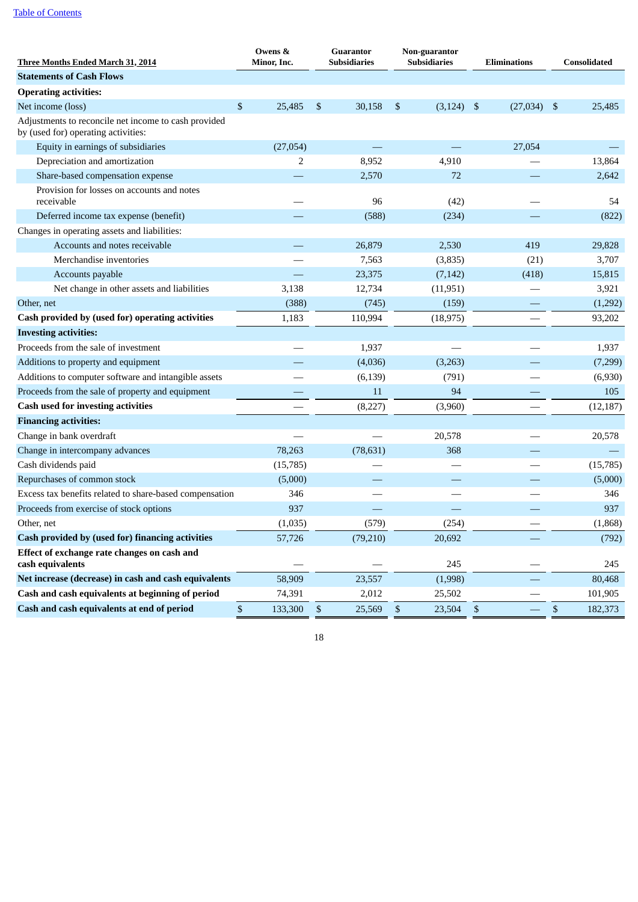| Three Months Ended March 31, 2014 | Owens & Minor, Inc. | Guarantor Subsidiaries | Non-guarantor Subsidiaries | Eliminations | Consolidated |
|---|---|---|---|---|---|
| **Statements of Cash Flows** | | | | | |
| **Operating activities:** | | | | | |
| Net income (loss) | $ 25,485 | $ 30,158 | $ (3,124) | $ (27,034) | $ 25,485 |
| Adjustments to reconcile net income to cash provided by (used for) operating activities: | | | | | |
| Equity in earnings of subsidiaries | (27,054) | — | — | 27,054 | — |
| Depreciation and amortization | 2 | 8,952 | 4,910 | — | 13,864 |
| Share-based compensation expense | — | 2,570 | 72 | — | 2,642 |
| Provision for losses on accounts and notes receivable | — | 96 | (42) | — | 54 |
| Deferred income tax expense (benefit) | — | (588) | (234) | — | (822) |
| Changes in operating assets and liabilities: | | | | | |
| Accounts and notes receivable | — | 26,879 | 2,530 | 419 | 29,828 |
| Merchandise inventories | — | 7,563 | (3,835) | (21) | 3,707 |
| Accounts payable | — | 23,375 | (7,142) | (418) | 15,815 |
| Net change in other assets and liabilities | 3,138 | 12,734 | (11,951) | — | 3,921 |
| Other, net | (388) | (745) | (159) | — | (1,292) |
| **Cash provided by (used for) operating activities** | 1,183 | 110,994 | (18,975) | — | 93,202 |
| **Investing activities:** | | | | | |
| Proceeds from the sale of investment | — | 1,937 | — | — | 1,937 |
| Additions to property and equipment | — | (4,036) | (3,263) | — | (7,299) |
| Additions to computer software and intangible assets | — | (6,139) | (791) | — | (6,930) |
| Proceeds from the sale of property and equipment | — | 11 | 94 | — | 105 |
| **Cash used for investing activities** | — | (8,227) | (3,960) | — | (12,187) |
| **Financing activities:** | | | | | |
| Change in bank overdraft | — | — | 20,578 | — | 20,578 |
| Change in intercompany advances | 78,263 | (78,631) | 368 | — | — |
| Cash dividends paid | (15,785) | — | — | — | (15,785) |
| Repurchases of common stock | (5,000) | — | — | — | (5,000) |
| Excess tax benefits related to share-based compensation | 346 | — | — | — | 346 |
| Proceeds from exercise of stock options | 937 | — | — | — | 937 |
| Other, net | (1,035) | (579) | (254) | — | (1,868) |
| **Cash provided by (used for) financing activities** | 57,726 | (79,210) | 20,692 | — | (792) |
| **Effect of exchange rate changes on cash and cash equivalents** | — | — | 245 | — | 245 |
| **Net increase (decrease) in cash and cash equivalents** | 58,909 | 23,557 | (1,998) | — | 80,468 |
| **Cash and cash equivalents at beginning of period** | 74,391 | 2,012 | 25,502 | — | 101,905 |
| **Cash and cash equivalents at end of period** | $ 133,300 | $ 25,569 | $ 23,504 | $ — | $ 182,373 |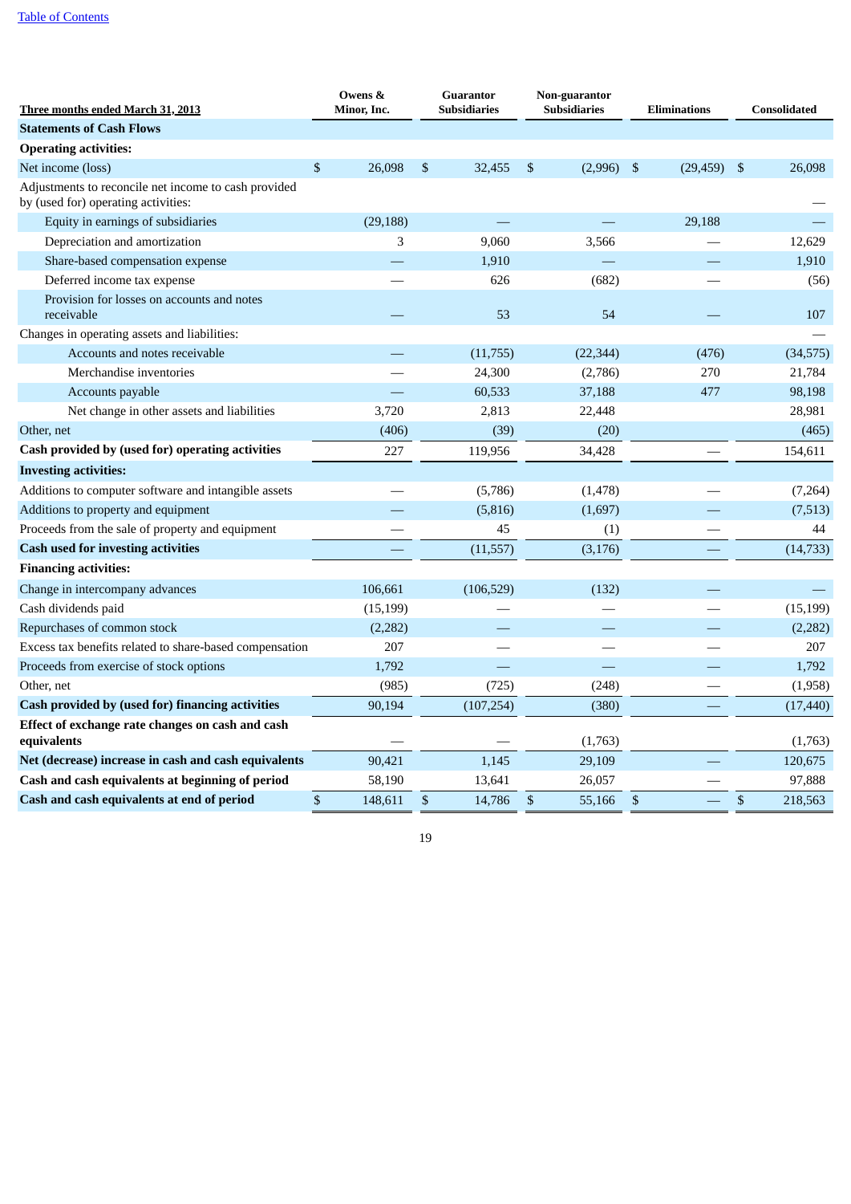| Three months ended March 31, 2013 | Owens & Minor, Inc. | Guarantor Subsidiaries | Non-guarantor Subsidiaries | Eliminations | Consolidated |
|---|---|---|---|---|---|
| **Statements of Cash Flows** | | | | | |
| **Operating activities:** | | | | | |
| Net income (loss) | $ 26,098 | $ 32,455 | $ (2,996) | $ (29,459) | $ 26,098 |
| Adjustments to reconcile net income to cash provided by (used for) operating activities: | | | | | — |
| Equity in earnings of subsidiaries | (29,188) | — | — | 29,188 | — |
| Depreciation and amortization | 3 | 9,060 | 3,566 | — | 12,629 |
| Share-based compensation expense | — | 1,910 | — | — | 1,910 |
| Deferred income tax expense | — | 626 | (682) | — | (56) |
| Provision for losses on accounts and notes receivable | — | 53 | 54 | — | 107 |
| Changes in operating assets and liabilities: | | | | | — |
| Accounts and notes receivable | — | (11,755) | (22,344) | (476) | (34,575) |
| Merchandise inventories | — | 24,300 | (2,786) | 270 | 21,784 |
| Accounts payable | — | 60,533 | 37,188 | 477 | 98,198 |
| Net change in other assets and liabilities | 3,720 | 2,813 | 22,448 | | 28,981 |
| Other, net | (406) | (39) | (20) | | (465) |
| **Cash provided by (used for) operating activities** | 227 | 119,956 | 34,428 | — | 154,611 |
| **Investing activities:** | | | | | |
| Additions to computer software and intangible assets | — | (5,786) | (1,478) | — | (7,264) |
| Additions to property and equipment | — | (5,816) | (1,697) | — | (7,513) |
| Proceeds from the sale of property and equipment | — | 45 | (1) | — | 44 |
| **Cash used for investing activities** | — | (11,557) | (3,176) | — | (14,733) |
| **Financing activities:** | | | | | |
| Change in intercompany advances | 106,661 | (106,529) | (132) | — | — |
| Cash dividends paid | (15,199) | — | — | — | (15,199) |
| Repurchases of common stock | (2,282) | — | — | — | (2,282) |
| Excess tax benefits related to share-based compensation | 207 | — | — | — | 207 |
| Proceeds from exercise of stock options | 1,792 | — | — | — | 1,792 |
| Other, net | (985) | (725) | (248) | — | (1,958) |
| **Cash provided by (used for) financing activities** | 90,194 | (107,254) | (380) | — | (17,440) |
| **Effect of exchange rate changes on cash and cash equivalents** | — | — | (1,763) | | (1,763) |
| **Net (decrease) increase in cash and cash equivalents** | 90,421 | 1,145 | 29,109 | — | 120,675 |
| **Cash and cash equivalents at beginning of period** | 58,190 | 13,641 | 26,057 | — | 97,888 |
| **Cash and cash equivalents at end of period** | $ 148,611 | $ 14,786 | $ 55,166 | $ — | $ 218,563 |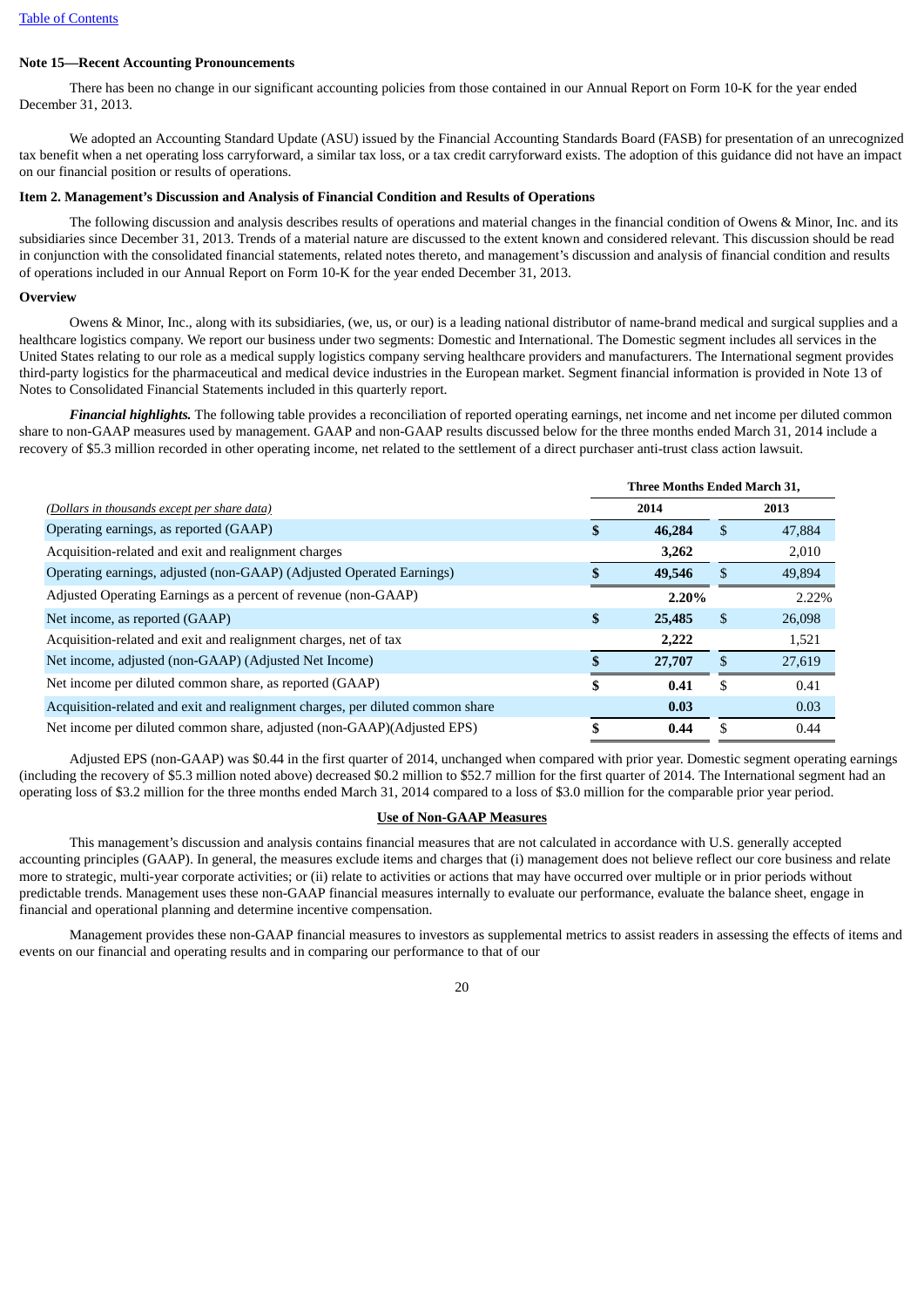**Note 15—Recent Accounting Pronouncements**

There has been no change in our significant accounting policies from those contained in our Annual Report on Form 10-K for the year ended December 31, 2013.

We adopted an Accounting Standard Update (ASU) issued by the Financial Accounting Standards Board (FASB) for presentation of an unrecognized tax benefit when a net operating loss carryforward, a similar tax loss, or a tax credit carryforward exists. The adoption of this guidance did not have an impact on our financial position or results of operations.

## Item 2. Management's Discussion and Analysis of Financial Condition and Results of Operations

The following discussion and analysis describes results of operations and material changes in the financial condition of Owens & Minor, Inc. and its subsidiaries since December 31, 2013. Trends of a material nature are discussed to the extent known and considered relevant. This discussion should be read in conjunction with the consolidated financial statements, related notes thereto, and management's discussion and analysis of financial condition and results of operations included in our Annual Report on Form 10-K for the year ended December 31, 2013.

### Overview

Owens & Minor, Inc., along with its subsidiaries, (we, us, or our) is a leading national distributor of name-brand medical and surgical supplies and a healthcare logistics company. We report our business under two segments: Domestic and International. The Domestic segment includes all services in the United States relating to our role as a medical supply logistics company serving healthcare providers and manufacturers. The International segment provides third-party logistics for the pharmaceutical and medical device industries in the European market. Segment financial information is provided in Note 13 of Notes to Consolidated Financial Statements included in this quarterly report.

***Financial highlights.*** The following table provides a reconciliation of reported operating earnings, net income and net income per diluted common share to non-GAAP measures used by management. GAAP and non-GAAP results discussed below for the three months ended March 31, 2014 include a recovery of $5.3 million recorded in other operating income, net related to the settlement of a direct purchaser anti-trust class action lawsuit.

| *(Dollars in thousands except per share data)* | Three Months Ended March 31, 2014 | 2013 |
|---|---|---|
| Operating earnings, as reported (GAAP) | **$ 46,284** | $ 47,884 |
| Acquisition-related and exit and realignment charges | **3,262** | 2,010 |
| Operating earnings, adjusted (non-GAAP) (Adjusted Operated Earnings) | **$ 49,546** | $ 49,894 |
| Adjusted Operating Earnings as a percent of revenue (non-GAAP) | **2.20%** | 2.22% |
| Net income, as reported (GAAP) | **$ 25,485** | $ 26,098 |
| Acquisition-related and exit and realignment charges, net of tax | **2,222** | 1,521 |
| Net income, adjusted (non-GAAP) (Adjusted Net Income) | **$ 27,707** | $ 27,619 |
| Net income per diluted common share, as reported (GAAP) | **$ 0.41** | $ 0.41 |
| Acquisition-related and exit and realignment charges, per diluted common share | **0.03** | 0.03 |
| Net income per diluted common share, adjusted (non-GAAP)(Adjusted EPS) | **$ 0.44** | $ 0.44 |

Adjusted EPS (non-GAAP) was $0.44 in the first quarter of 2014, unchanged when compared with prior year. Domestic segment operating earnings (including the recovery of $5.3 million noted above) decreased $0.2 million to $52.7 million for the first quarter of 2014. The International segment had an operating loss of $3.2 million for the three months ended March 31, 2014 compared to a loss of $3.0 million for the comparable prior year period.

**Use of Non-GAAP Measures**

This management's discussion and analysis contains financial measures that are not calculated in accordance with U.S. generally accepted accounting principles (GAAP). In general, the measures exclude items and charges that (i) management does not believe reflect our core business and relate more to strategic, multi-year corporate activities; or (ii) relate to activities or actions that may have occurred over multiple or in prior periods without predictable trends. Management uses these non-GAAP financial measures internally to evaluate our performance, evaluate the balance sheet, engage in financial and operational planning and determine incentive compensation.

Management provides these non-GAAP financial measures to investors as supplemental metrics to assist readers in assessing the effects of items and events on our financial and operating results and in comparing our performance to that of our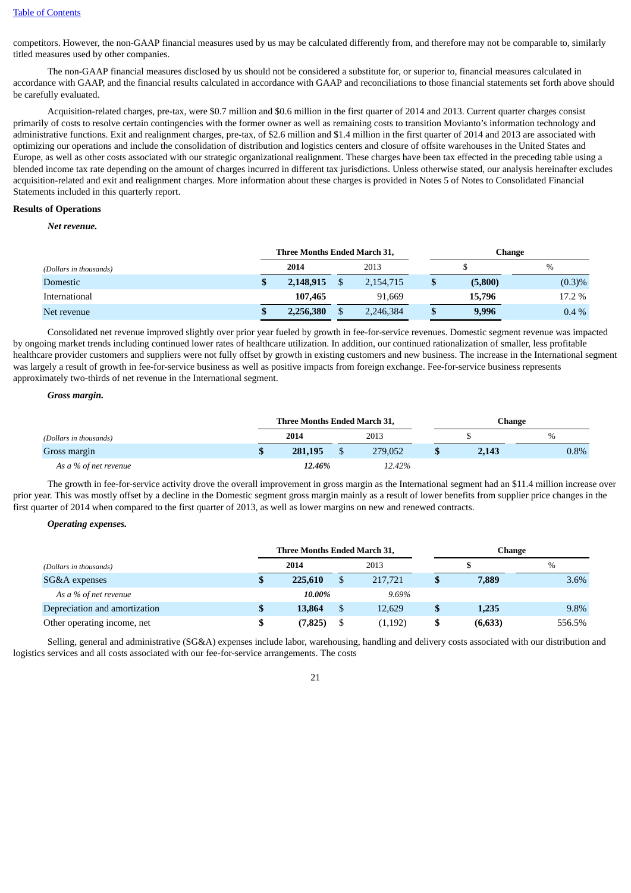competitors. However, the non-GAAP financial measures used by us may be calculated differently from, and therefore may not be comparable to, similarly titled measures used by other companies.

The non-GAAP financial measures disclosed by us should not be considered a substitute for, or superior to, financial measures calculated in accordance with GAAP, and the financial results calculated in accordance with GAAP and reconciliations to those financial statements set forth above should be carefully evaluated.

Acquisition-related charges, pre-tax, were $0.7 million and $0.6 million in the first quarter of 2014 and 2013. Current quarter charges consist primarily of costs to resolve certain contingencies with the former owner as well as remaining costs to transition Movianto's information technology and administrative functions. Exit and realignment charges, pre-tax, of $2.6 million and $1.4 million in the first quarter of 2014 and 2013 are associated with optimizing our operations and include the consolidation of distribution and logistics centers and closure of offsite warehouses in the United States and Europe, as well as other costs associated with our strategic organizational realignment. These charges have been tax effected in the preceding table using a blended income tax rate depending on the amount of charges incurred in different tax jurisdictions. Unless otherwise stated, our analysis hereinafter excludes acquisition-related and exit and realignment charges. More information about these charges is provided in Notes 5 of Notes to Consolidated Financial Statements included in this quarterly report.

**Results of Operations**

***Net revenue.***

| | Three Months Ended March 31, | | Change | |
|---|---|---|---|---|
| *(Dollars in thousands)* | **2014** | 2013 | $ | % |
| Domestic | **$ 2,148,915** | $ 2,154,715 | **$ (5,800)** | (0.3)% |
| International | **107,465** | 91,669 | **15,796** | 17.2 % |
| Net revenue | **$ 2,256,380** | $ 2,246,384 | **$ 9,996** | 0.4 % |

Consolidated net revenue improved slightly over prior year fueled by growth in fee-for-service revenues. Domestic segment revenue was impacted by ongoing market trends including continued lower rates of healthcare utilization. In addition, our continued rationalization of smaller, less profitable healthcare provider customers and suppliers were not fully offset by growth in existing customers and new business. The increase in the International segment was largely a result of growth in fee-for-service business as well as positive impacts from foreign exchange. Fee-for-service business represents approximately two-thirds of net revenue in the International segment.

***Gross margin.***

| | Three Months Ended March 31, | | Change | |
|---|---|---|---|---|
| *(Dollars in thousands)* | **2014** | 2013 | $ | % |
| Gross margin | **$ 281,195** | $ 279,052 | **$ 2,143** | 0.8% |
| *As a % of net revenue* | ***12.46%*** | *12.42%* | | |

The growth in fee-for-service activity drove the overall improvement in gross margin as the International segment had an $11.4 million increase over prior year. This was mostly offset by a decline in the Domestic segment gross margin mainly as a result of lower benefits from supplier price changes in the first quarter of 2014 when compared to the first quarter of 2013, as well as lower margins on new and renewed contracts.

***Operating expenses.***

| | Three Months Ended March 31, | | Change | |
|---|---|---|---|---|
| *(Dollars in thousands)* | **2014** | 2013 | **$** | % |
| SG&A expenses | **$ 225,610** | $ 217,721 | **$ 7,889** | 3.6% |
| *As a % of net revenue* | ***10.00%*** | *9.69%* | | |
| Depreciation and amortization | **$ 13,864** | $ 12,629 | **$ 1,235** | 9.8% |
| Other operating income, net | **$ (7,825)** | $ (1,192) | **$ (6,633)** | 556.5% |

Selling, general and administrative (SG&A) expenses include labor, warehousing, handling and delivery costs associated with our distribution and logistics services and all costs associated with our fee-for-service arrangements. The costs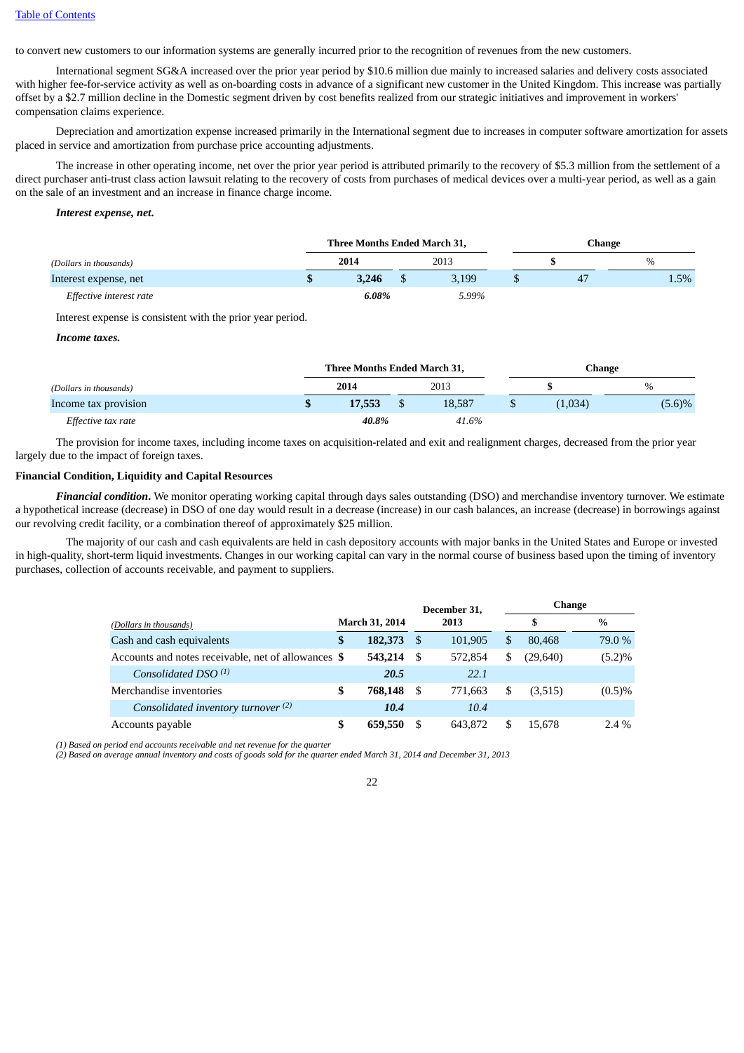to convert new customers to our information systems are generally incurred prior to the recognition of revenues from the new customers.

International segment SG&A increased over the prior year period by $10.6 million due mainly to increased salaries and delivery costs associated with higher fee-for-service activity as well as on-boarding costs in advance of a significant new customer in the United Kingdom. This increase was partially offset by a $2.7 million decline in the Domestic segment driven by cost benefits realized from our strategic initiatives and improvement in workers' compensation claims experience.

Depreciation and amortization expense increased primarily in the International segment due to increases in computer software amortization for assets placed in service and amortization from purchase price accounting adjustments.

The increase in other operating income, net over the prior year period is attributed primarily to the recovery of $5.3 million from the settlement of a direct purchaser anti-trust class action lawsuit relating to the recovery of costs from purchases of medical devices over a multi-year period, as well as a gain on the sale of an investment and an increase in finance charge income.

***Interest expense, net.***

| | Three Months Ended March 31, | | Change | |
|---|---|---|---|---|
| *(Dollars in thousands)* | **2014** | 2013 | $ | % |
| Interest expense, net | **$ 3,246** | $ 3,199 | $ 47 | 1.5% |
| *Effective interest rate* | ***6.08%*** | *5.99%* | | |

Interest expense is consistent with the prior year period.

***Income taxes.***

| | Three Months Ended March 31, | | Change | |
|---|---|---|---|---|
| *(Dollars in thousands)* | **2014** | 2013 | $ | % |
| Income tax provision | **$ 17,553** | $ 18,587 | $ (1,034) | (5.6)% |
| *Effective tax rate* | ***40.8%*** | *41.6%* | | |

The provision for income taxes, including income taxes on acquisition-related and exit and realignment charges, decreased from the prior year largely due to the impact of foreign taxes.

**Financial Condition, Liquidity and Capital Resources**

***Financial condition***. We monitor operating working capital through days sales outstanding (DSO) and merchandise inventory turnover. We estimate a hypothetical increase (decrease) in DSO of one day would result in a decrease (increase) in our cash balances, an increase (decrease) in borrowings against our revolving credit facility, or a combination thereof of approximately $25 million.

The majority of our cash and cash equivalents are held in cash depository accounts with major banks in the United States and Europe or invested in high-quality, short-term liquid investments. Changes in our working capital can vary in the normal course of business based upon the timing of inventory purchases, collection of accounts receivable, and payment to suppliers.

| *(Dollars in thousands)* | March 31, 2014 | December 31, 2013 | Change $ | Change % |
|---|---|---|---|---|
| Cash and cash equivalents | **$ 182,373** | $ 101,905 | $ 80,468 | 79.0 % |
| Accounts and notes receivable, net of allowances | **$ 543,214** | $ 572,854 | $ (29,640) | (5.2)% |
| *Consolidated DSO* [(1)] | ***20.5*** | *22.1* | | |
| Merchandise inventories | **$ 768,148** | $ 771,663 | $ (3,515) | (0.5)% |
| *Consolidated inventory turnover* [(2)] | ***10.4*** | *10.4* | | |
| Accounts payable | **$ 659,550** | $ 643,872 | $ 15,678 | 2.4 % |

*(1) Based on period end accounts receivable and net revenue for the quarter*
*(2) Based on average annual inventory and costs of goods sold for the quarter ended March 31, 2014 and December 31, 2013*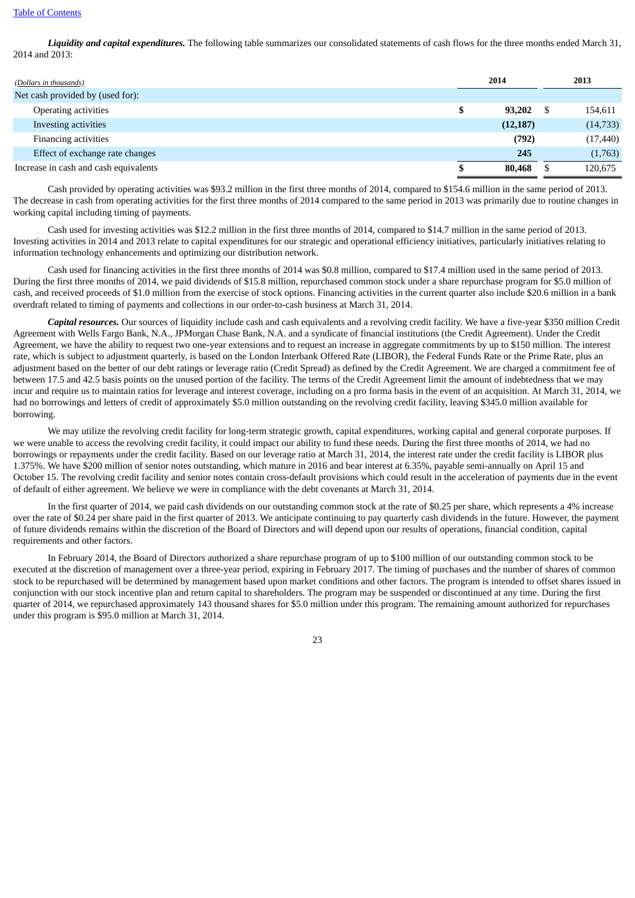***Liquidity and capital expenditures.*** The following table summarizes our consolidated statements of cash flows for the three months ended March 31, 2014 and 2013:

| *(Dollars in thousands)* | 2014 | 2013 |
|---|---|---|
| Net cash provided by (used for): | | |
| Operating activities | **$ 93,202** | $ 154,611 |
| Investing activities | **(12,187)** | (14,733) |
| Financing activities | **(792)** | (17,440) |
| Effect of exchange rate changes | **245** | (1,763) |
| Increase in cash and cash equivalents | **$ 80,468** | $ 120,675 |

Cash provided by operating activities was $93.2 million in the first three months of 2014, compared to $154.6 million in the same period of 2013. The decrease in cash from operating activities for the first three months of 2014 compared to the same period in 2013 was primarily due to routine changes in working capital including timing of payments.

Cash used for investing activities was $12.2 million in the first three months of 2014, compared to $14.7 million in the same period of 2013. Investing activities in 2014 and 2013 relate to capital expenditures for our strategic and operational efficiency initiatives, particularly initiatives relating to information technology enhancements and optimizing our distribution network.

Cash used for financing activities in the first three months of 2014 was $0.8 million, compared to $17.4 million used in the same period of 2013. During the first three months of 2014, we paid dividends of $15.8 million, repurchased common stock under a share repurchase program for $5.0 million of cash, and received proceeds of $1.0 million from the exercise of stock options. Financing activities in the current quarter also include $20.6 million in a bank overdraft related to timing of payments and collections in our order-to-cash business at March 31, 2014.

***Capital resources.*** Our sources of liquidity include cash and cash equivalents and a revolving credit facility. We have a five-year $350 million Credit Agreement with Wells Fargo Bank, N.A., JPMorgan Chase Bank, N.A. and a syndicate of financial institutions (the Credit Agreement). Under the Credit Agreement, we have the ability to request two one-year extensions and to request an increase in aggregate commitments by up to $150 million. The interest rate, which is subject to adjustment quarterly, is based on the London Interbank Offered Rate (LIBOR), the Federal Funds Rate or the Prime Rate, plus an adjustment based on the better of our debt ratings or leverage ratio (Credit Spread) as defined by the Credit Agreement. We are charged a commitment fee of between 17.5 and 42.5 basis points on the unused portion of the facility. The terms of the Credit Agreement limit the amount of indebtedness that we may incur and require us to maintain ratios for leverage and interest coverage, including on a pro forma basis in the event of an acquisition. At March 31, 2014, we had no borrowings and letters of credit of approximately $5.0 million outstanding on the revolving credit facility, leaving $345.0 million available for borrowing.

We may utilize the revolving credit facility for long-term strategic growth, capital expenditures, working capital and general corporate purposes. If we were unable to access the revolving credit facility, it could impact our ability to fund these needs. During the first three months of 2014, we had no borrowings or repayments under the credit facility. Based on our leverage ratio at March 31, 2014, the interest rate under the credit facility is LIBOR plus 1.375%. We have $200 million of senior notes outstanding, which mature in 2016 and bear interest at 6.35%, payable semi-annually on April 15 and October 15. The revolving credit facility and senior notes contain cross-default provisions which could result in the acceleration of payments due in the event of default of either agreement. We believe we were in compliance with the debt covenants at March 31, 2014.

In the first quarter of 2014, we paid cash dividends on our outstanding common stock at the rate of $0.25 per share, which represents a 4% increase over the rate of $0.24 per share paid in the first quarter of 2013. We anticipate continuing to pay quarterly cash dividends in the future. However, the payment of future dividends remains within the discretion of the Board of Directors and will depend upon our results of operations, financial condition, capital requirements and other factors.

In February 2014, the Board of Directors authorized a share repurchase program of up to $100 million of our outstanding common stock to be executed at the discretion of management over a three-year period, expiring in February 2017. The timing of purchases and the number of shares of common stock to be repurchased will be determined by management based upon market conditions and other factors. The program is intended to offset shares issued in conjunction with our stock incentive plan and return capital to shareholders. The program may be suspended or discontinued at any time. During the first quarter of 2014, we repurchased approximately 143 thousand shares for $5.0 million under this program. The remaining amount authorized for repurchases under this program is $95.0 million at March 31, 2014.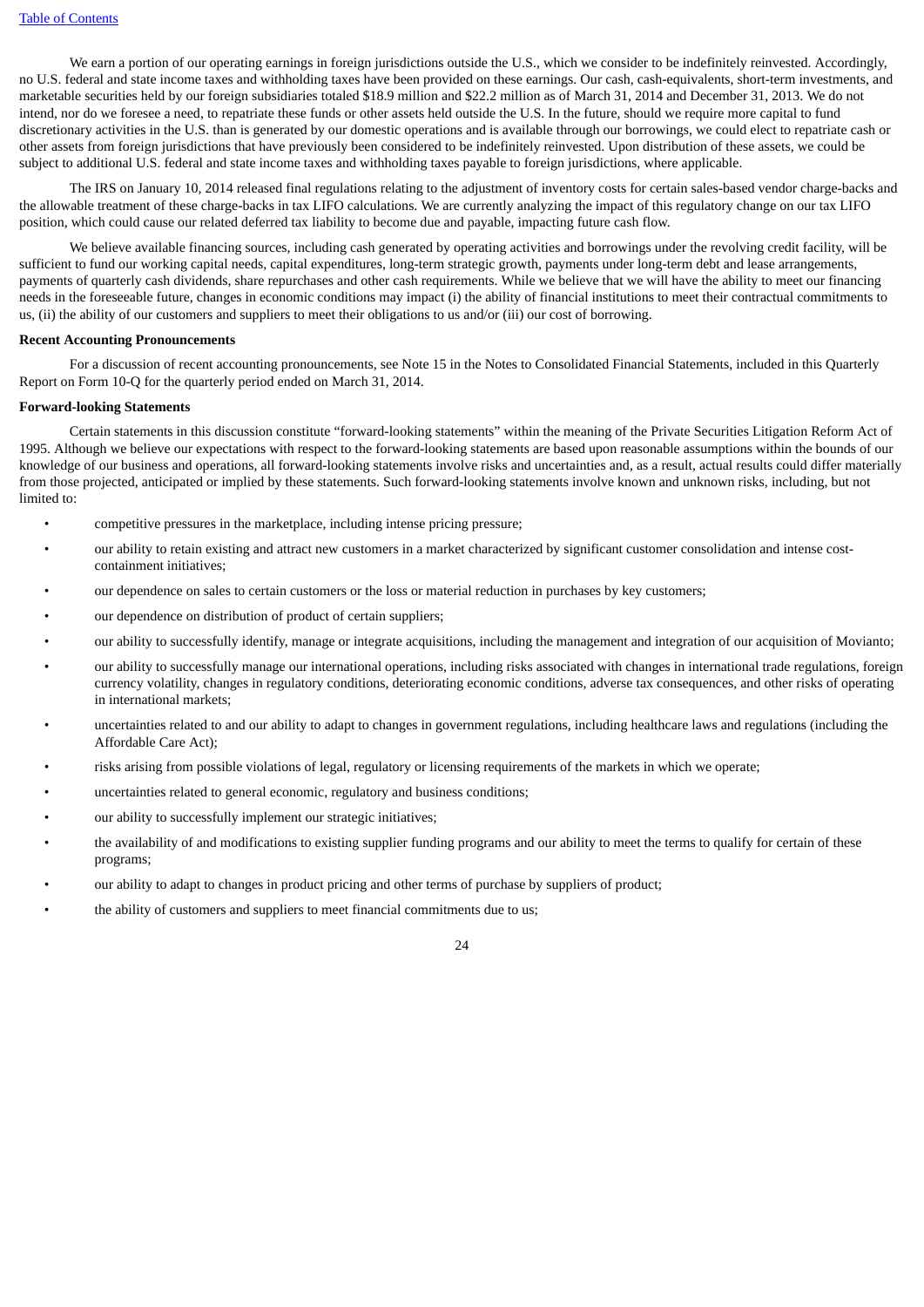We earn a portion of our operating earnings in foreign jurisdictions outside the U.S., which we consider to be indefinitely reinvested. Accordingly, no U.S. federal and state income taxes and withholding taxes have been provided on these earnings. Our cash, cash-equivalents, short-term investments, and marketable securities held by our foreign subsidiaries totaled $18.9 million and $22.2 million as of March 31, 2014 and December 31, 2013. We do not intend, nor do we foresee a need, to repatriate these funds or other assets held outside the U.S. In the future, should we require more capital to fund discretionary activities in the U.S. than is generated by our domestic operations and is available through our borrowings, we could elect to repatriate cash or other assets from foreign jurisdictions that have previously been considered to be indefinitely reinvested. Upon distribution of these assets, we could be subject to additional U.S. federal and state income taxes and withholding taxes payable to foreign jurisdictions, where applicable.

The IRS on January 10, 2014 released final regulations relating to the adjustment of inventory costs for certain sales-based vendor charge-backs and the allowable treatment of these charge-backs in tax LIFO calculations. We are currently analyzing the impact of this regulatory change on our tax LIFO position, which could cause our related deferred tax liability to become due and payable, impacting future cash flow.

We believe available financing sources, including cash generated by operating activities and borrowings under the revolving credit facility, will be sufficient to fund our working capital needs, capital expenditures, long-term strategic growth, payments under long-term debt and lease arrangements, payments of quarterly cash dividends, share repurchases and other cash requirements. While we believe that we will have the ability to meet our financing needs in the foreseeable future, changes in economic conditions may impact (i) the ability of financial institutions to meet their contractual commitments to us, (ii) the ability of our customers and suppliers to meet their obligations to us and/or (iii) our cost of borrowing.

**Recent Accounting Pronouncements**

For a discussion of recent accounting pronouncements, see Note 15 in the Notes to Consolidated Financial Statements, included in this Quarterly Report on Form 10-Q for the quarterly period ended on March 31, 2014.

**Forward-looking Statements**

Certain statements in this discussion constitute "forward-looking statements" within the meaning of the Private Securities Litigation Reform Act of 1995. Although we believe our expectations with respect to the forward-looking statements are based upon reasonable assumptions within the bounds of our knowledge of our business and operations, all forward-looking statements involve risks and uncertainties and, as a result, actual results could differ materially from those projected, anticipated or implied by these statements. Such forward-looking statements involve known and unknown risks, including, but not limited to:

- competitive pressures in the marketplace, including intense pricing pressure;
- our ability to retain existing and attract new customers in a market characterized by significant customer consolidation and intense cost-containment initiatives;
- our dependence on sales to certain customers or the loss or material reduction in purchases by key customers;
- our dependence on distribution of product of certain suppliers;
- our ability to successfully identify, manage or integrate acquisitions, including the management and integration of our acquisition of Movianto;
- our ability to successfully manage our international operations, including risks associated with changes in international trade regulations, foreign currency volatility, changes in regulatory conditions, deteriorating economic conditions, adverse tax consequences, and other risks of operating in international markets;
- uncertainties related to and our ability to adapt to changes in government regulations, including healthcare laws and regulations (including the Affordable Care Act);
- risks arising from possible violations of legal, regulatory or licensing requirements of the markets in which we operate;
- uncertainties related to general economic, regulatory and business conditions;
- our ability to successfully implement our strategic initiatives;
- the availability of and modifications to existing supplier funding programs and our ability to meet the terms to qualify for certain of these programs;
- our ability to adapt to changes in product pricing and other terms of purchase by suppliers of product;
- the ability of customers and suppliers to meet financial commitments due to us;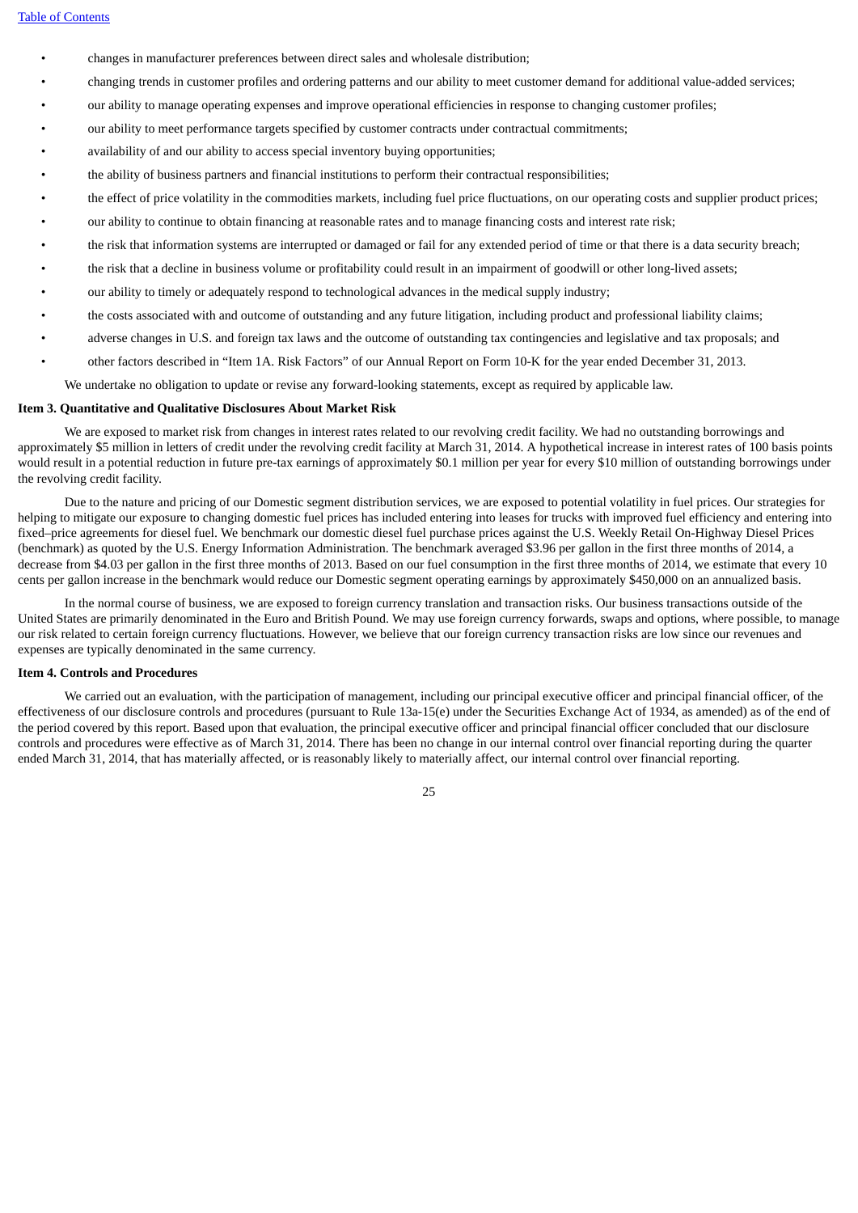- changes in manufacturer preferences between direct sales and wholesale distribution;
- changing trends in customer profiles and ordering patterns and our ability to meet customer demand for additional value-added services;
- our ability to manage operating expenses and improve operational efficiencies in response to changing customer profiles;
- our ability to meet performance targets specified by customer contracts under contractual commitments;
- availability of and our ability to access special inventory buying opportunities;
- the ability of business partners and financial institutions to perform their contractual responsibilities;
- the effect of price volatility in the commodities markets, including fuel price fluctuations, on our operating costs and supplier product prices;
- our ability to continue to obtain financing at reasonable rates and to manage financing costs and interest rate risk;
- the risk that information systems are interrupted or damaged or fail for any extended period of time or that there is a data security breach;
- the risk that a decline in business volume or profitability could result in an impairment of goodwill or other long-lived assets;
- our ability to timely or adequately respond to technological advances in the medical supply industry;
- the costs associated with and outcome of outstanding and any future litigation, including product and professional liability claims;
- adverse changes in U.S. and foreign tax laws and the outcome of outstanding tax contingencies and legislative and tax proposals; and
- other factors described in "Item 1A. Risk Factors" of our Annual Report on Form 10-K for the year ended December 31, 2013.

We undertake no obligation to update or revise any forward-looking statements, except as required by applicable law.

**Item 3. Quantitative and Qualitative Disclosures About Market Risk**

We are exposed to market risk from changes in interest rates related to our revolving credit facility. We had no outstanding borrowings and approximately $5 million in letters of credit under the revolving credit facility at March 31, 2014. A hypothetical increase in interest rates of 100 basis points would result in a potential reduction in future pre-tax earnings of approximately $0.1 million per year for every $10 million of outstanding borrowings under the revolving credit facility.

Due to the nature and pricing of our Domestic segment distribution services, we are exposed to potential volatility in fuel prices. Our strategies for helping to mitigate our exposure to changing domestic fuel prices has included entering into leases for trucks with improved fuel efficiency and entering into fixed–price agreements for diesel fuel. We benchmark our domestic diesel fuel purchase prices against the U.S. Weekly Retail On-Highway Diesel Prices (benchmark) as quoted by the U.S. Energy Information Administration. The benchmark averaged $3.96 per gallon in the first three months of 2014, a decrease from $4.03 per gallon in the first three months of 2013. Based on our fuel consumption in the first three months of 2014, we estimate that every 10 cents per gallon increase in the benchmark would reduce our Domestic segment operating earnings by approximately $450,000 on an annualized basis.

In the normal course of business, we are exposed to foreign currency translation and transaction risks. Our business transactions outside of the United States are primarily denominated in the Euro and British Pound. We may use foreign currency forwards, swaps and options, where possible, to manage our risk related to certain foreign currency fluctuations. However, we believe that our foreign currency transaction risks are low since our revenues and expenses are typically denominated in the same currency.

**Item 4. Controls and Procedures**

We carried out an evaluation, with the participation of management, including our principal executive officer and principal financial officer, of the effectiveness of our disclosure controls and procedures (pursuant to Rule 13a-15(e) under the Securities Exchange Act of 1934, as amended) as of the end of the period covered by this report. Based upon that evaluation, the principal executive officer and principal financial officer concluded that our disclosure controls and procedures were effective as of March 31, 2014. There has been no change in our internal control over financial reporting during the quarter ended March 31, 2014, that has materially affected, or is reasonably likely to materially affect, our internal control over financial reporting.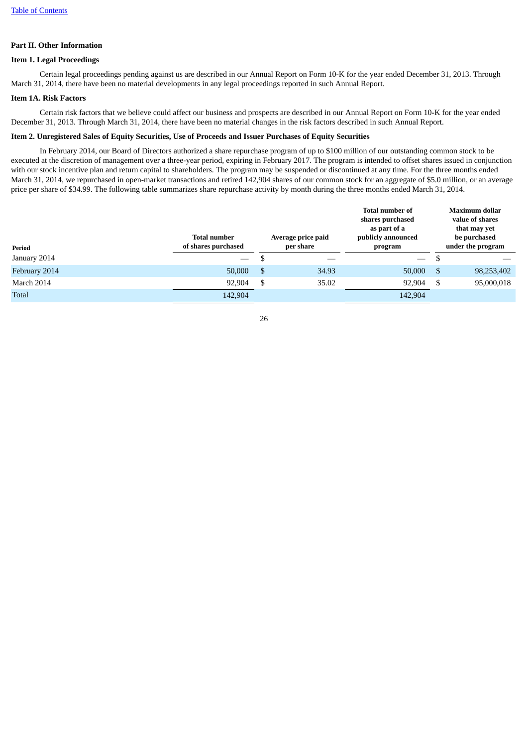[Table of Contents](#)

## Part II. Other Information

### Item 1. Legal Proceedings

Certain legal proceedings pending against us are described in our Annual Report on Form 10-K for the year ended December 31, 2013. Through March 31, 2014, there have been no material developments in any legal proceedings reported in such Annual Report.

### Item 1A. Risk Factors

Certain risk factors that we believe could affect our business and prospects are described in our Annual Report on Form 10-K for the year ended December 31, 2013. Through March 31, 2014, there have been no material changes in the risk factors described in such Annual Report.

### Item 2. Unregistered Sales of Equity Securities, Use of Proceeds and Issuer Purchases of Equity Securities

In February 2014, our Board of Directors authorized a share repurchase program of up to $100 million of our outstanding common stock to be executed at the discretion of management over a three-year period, expiring in February 2017. The program is intended to offset shares issued in conjunction with our stock incentive plan and return capital to shareholders. The program may be suspended or discontinued at any time. For the three months ended March 31, 2014, we repurchased in open-market transactions and retired 142,904 shares of our common stock for an aggregate of $5.0 million, or an average price per share of $34.99. The following table summarizes share repurchase activity by month during the three months ended March 31, 2014.

| Period | Total number of shares purchased | Average price paid per share | Total number of shares purchased as part of a publicly announced program | Maximum dollar value of shares that may yet be purchased under the program |
|---|---|---|---|---|
| January 2014 | — | $ — | — | $ — |
| February 2014 | 50,000 | $ 34.93 | 50,000 | $ 98,253,402 |
| March 2014 | 92,904 | $ 35.02 | 92,904 | $ 95,000,018 |
| Total | 142,904 | | 142,904 | |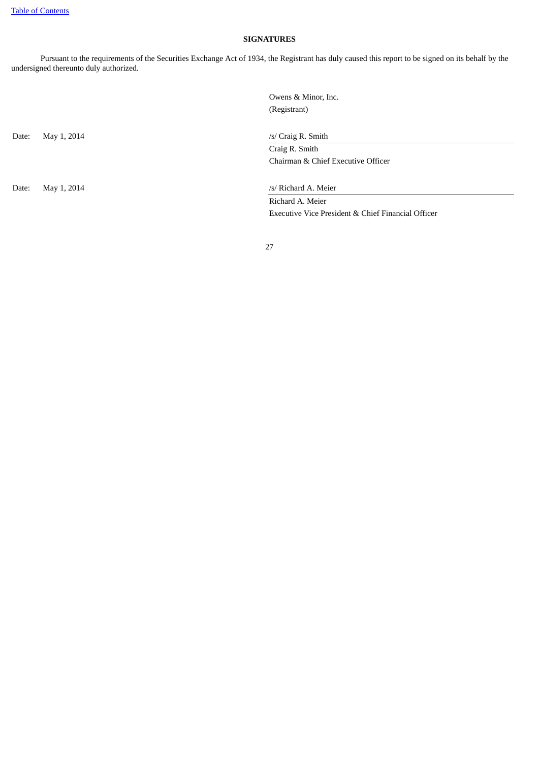**SIGNATURES**

Pursuant to the requirements of the Securities Exchange Act of 1934, the Registrant has duly caused this report to be signed on its behalf by the undersigned thereunto duly authorized.

Owens & Minor, Inc.
(Registrant)

Date: May 1, 2014

/s/ Craig R. Smith
Craig R. Smith
Chairman & Chief Executive Officer

Date: May 1, 2014

/s/ Richard A. Meier
Richard A. Meier
Executive Vice President & Chief Financial Officer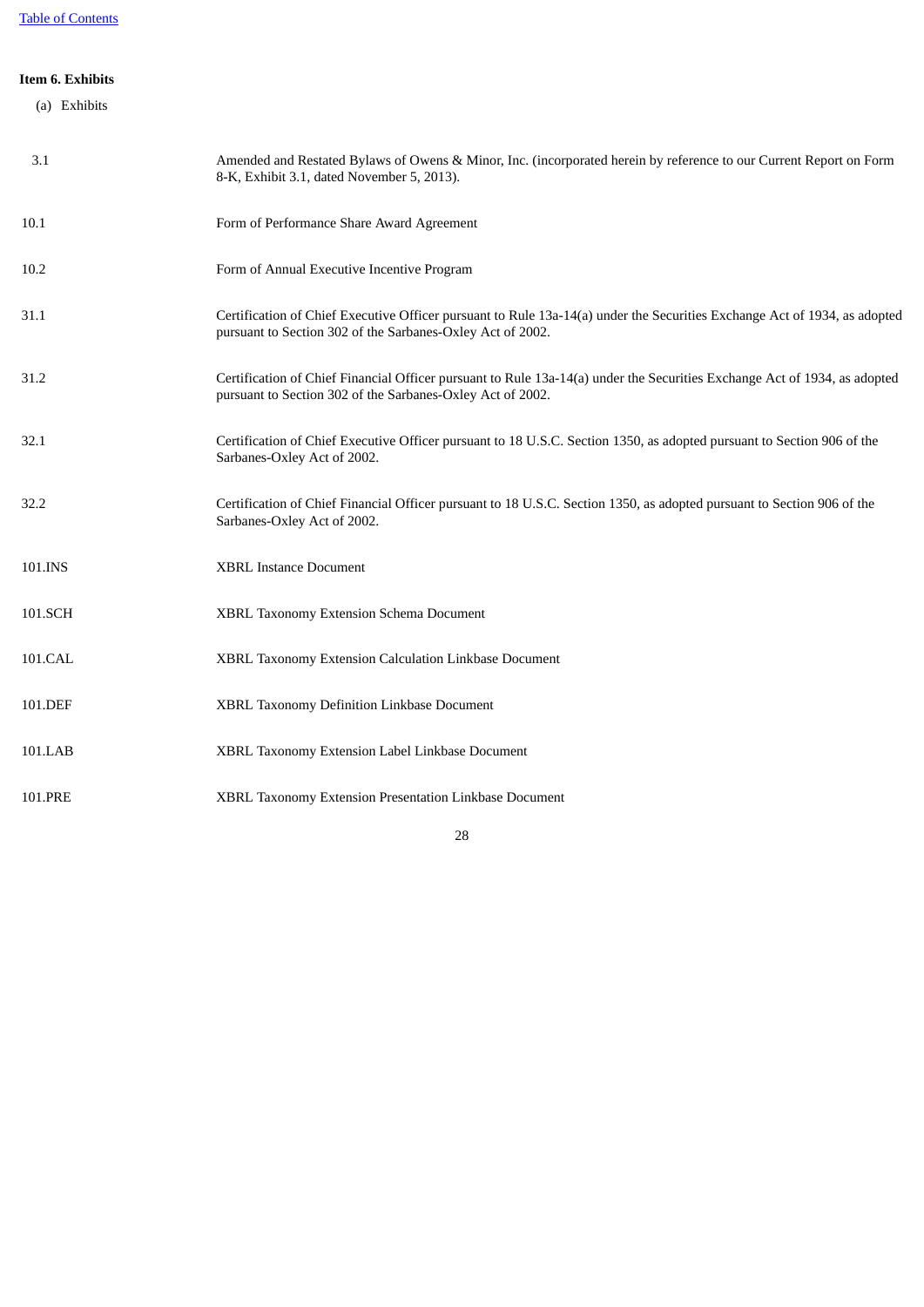**Item 6. Exhibits**

(a) Exhibits

| | |
|---|---|
| 3.1 | Amended and Restated Bylaws of Owens & Minor, Inc. (incorporated herein by reference to our Current Report on Form 8-K, Exhibit 3.1, dated November 5, 2013). |
| 10.1 | Form of Performance Share Award Agreement |
| 10.2 | Form of Annual Executive Incentive Program |
| 31.1 | Certification of Chief Executive Officer pursuant to Rule 13a-14(a) under the Securities Exchange Act of 1934, as adopted pursuant to Section 302 of the Sarbanes-Oxley Act of 2002. |
| 31.2 | Certification of Chief Financial Officer pursuant to Rule 13a-14(a) under the Securities Exchange Act of 1934, as adopted pursuant to Section 302 of the Sarbanes-Oxley Act of 2002. |
| 32.1 | Certification of Chief Executive Officer pursuant to 18 U.S.C. Section 1350, as adopted pursuant to Section 906 of the Sarbanes-Oxley Act of 2002. |
| 32.2 | Certification of Chief Financial Officer pursuant to 18 U.S.C. Section 1350, as adopted pursuant to Section 906 of the Sarbanes-Oxley Act of 2002. |
| 101.INS | XBRL Instance Document |
| 101.SCH | XBRL Taxonomy Extension Schema Document |
| 101.CAL | XBRL Taxonomy Extension Calculation Linkbase Document |
| 101.DEF | XBRL Taxonomy Definition Linkbase Document |
| 101.LAB | XBRL Taxonomy Extension Label Linkbase Document |
| 101.PRE | XBRL Taxonomy Extension Presentation Linkbase Document |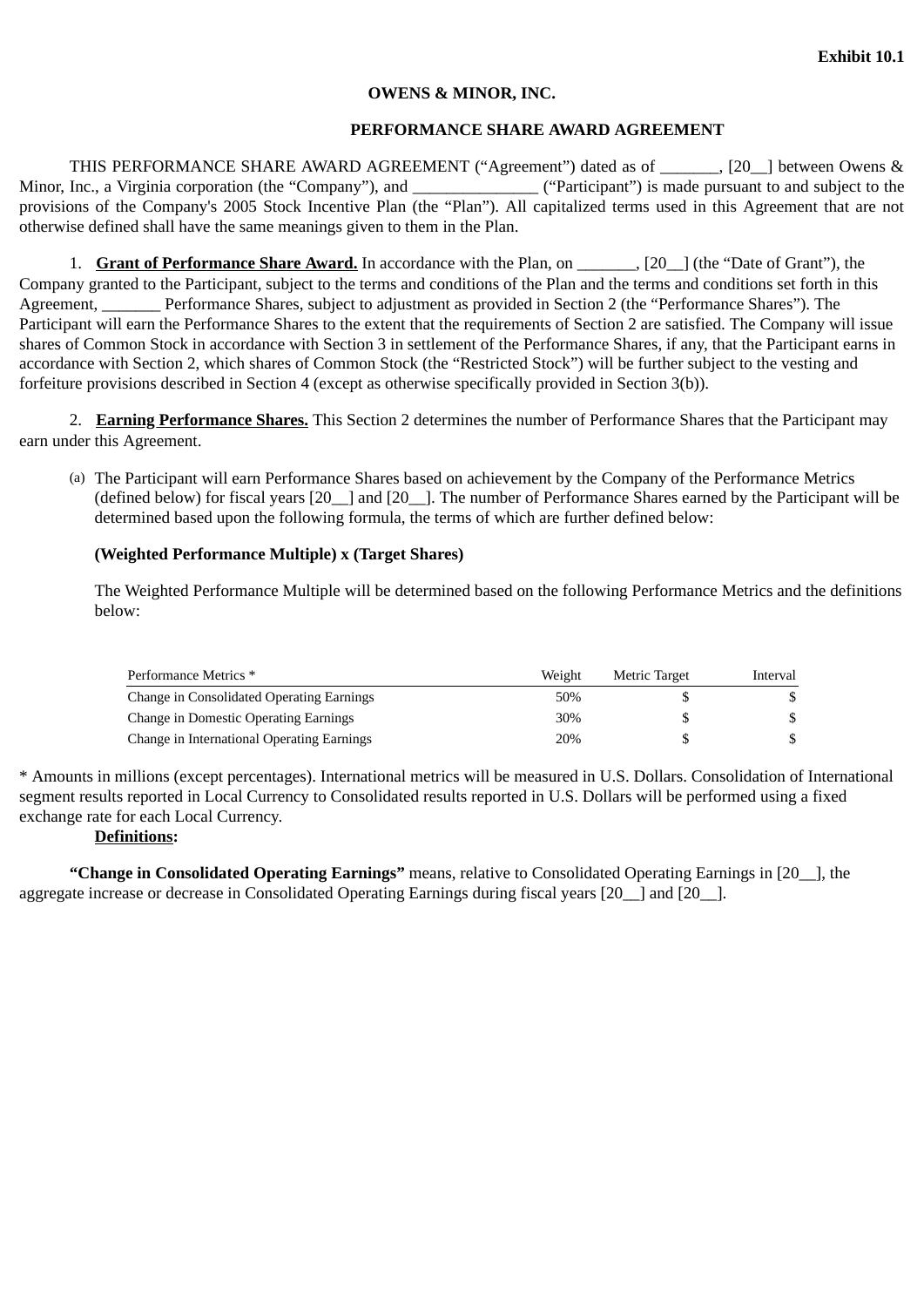**Exhibit 10.1**

**OWENS & MINOR, INC.**

**PERFORMANCE SHARE AWARD AGREEMENT**

THIS PERFORMANCE SHARE AWARD AGREEMENT (“Agreement”) dated as of _______, [20__] between Owens & Minor, Inc., a Virginia corporation (the “Company”), and _______________ (“Participant”) is made pursuant to and subject to the provisions of the Company's 2005 Stock Incentive Plan (the “Plan”). All capitalized terms used in this Agreement that are not otherwise defined shall have the same meanings given to them in the Plan.

1. **Grant of Performance Share Award.** In accordance with the Plan, on _______, [20__] (the “Date of Grant”), the Company granted to the Participant, subject to the terms and conditions of the Plan and the terms and conditions set forth in this Agreement, _______ Performance Shares, subject to adjustment as provided in Section 2 (the “Performance Shares”). The Participant will earn the Performance Shares to the extent that the requirements of Section 2 are satisfied. The Company will issue shares of Common Stock in accordance with Section 3 in settlement of the Performance Shares, if any, that the Participant earns in accordance with Section 2, which shares of Common Stock (the “Restricted Stock”) will be further subject to the vesting and forfeiture provisions described in Section 4 (except as otherwise specifically provided in Section 3(b)).

2. **Earning Performance Shares.** This Section 2 determines the number of Performance Shares that the Participant may earn under this Agreement.

(a) The Participant will earn Performance Shares based on achievement by the Company of the Performance Metrics (defined below) for fiscal years [20__] and [20__]. The number of Performance Shares earned by the Participant will be determined based upon the following formula, the terms of which are further defined below:

**(Weighted Performance Multiple) x (Target Shares)**

The Weighted Performance Multiple will be determined based on the following Performance Metrics and the definitions below:

| Performance Metrics * | Weight | Metric Target | Interval |
|---|---|---|---|
| Change in Consolidated Operating Earnings | 50% | $ | $ |
| Change in Domestic Operating Earnings | 30% | $ | $ |
| Change in International Operating Earnings | 20% | $ | $ |

* Amounts in millions (except percentages). International metrics will be measured in U.S. Dollars. Consolidation of International segment results reported in Local Currency to Consolidated results reported in U.S. Dollars will be performed using a fixed exchange rate for each Local Currency.

**Definitions:**

**“Change in Consolidated Operating Earnings”** means, relative to Consolidated Operating Earnings in [20__], the aggregate increase or decrease in Consolidated Operating Earnings during fiscal years [20__] and [20__].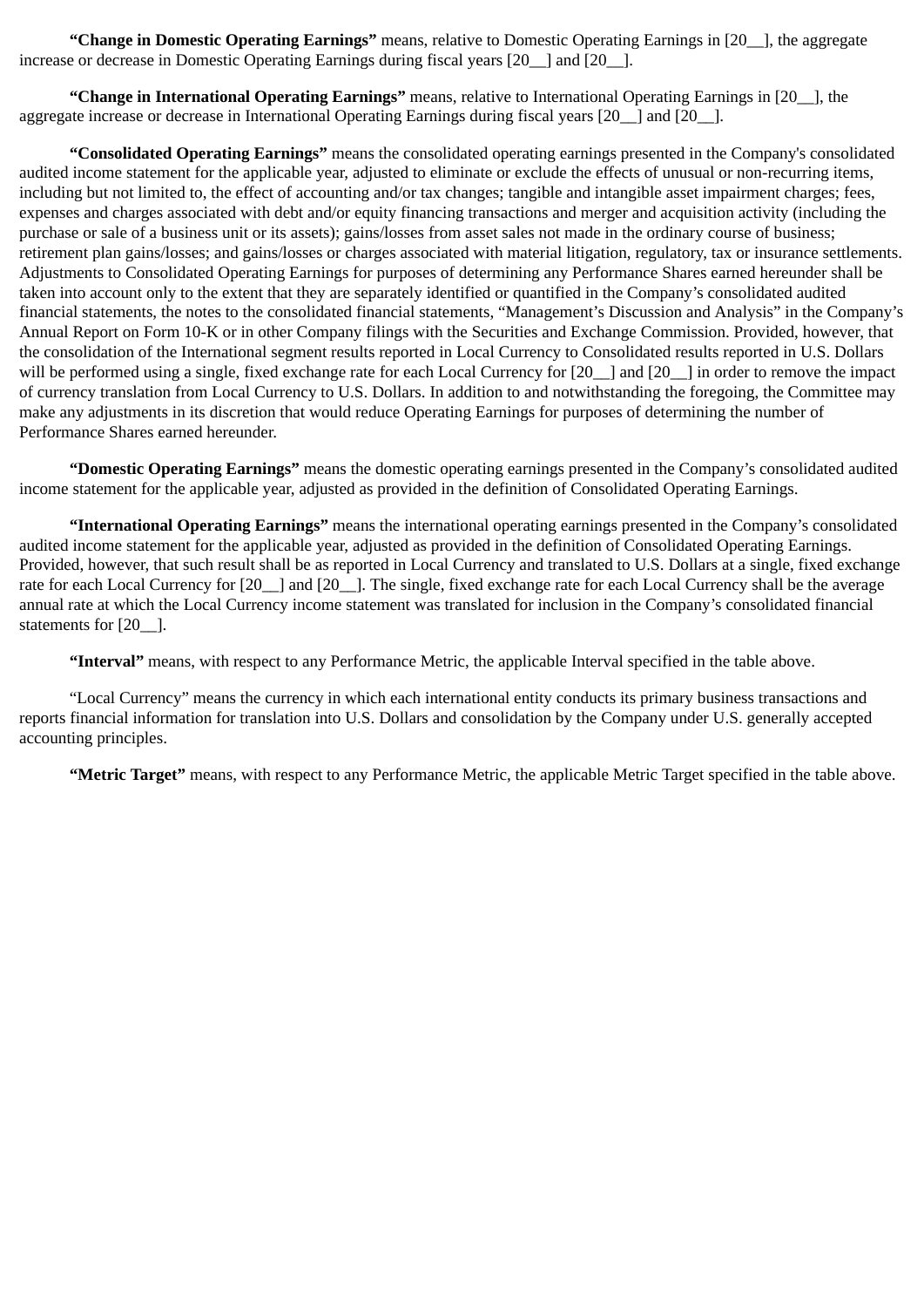**“Change in Domestic Operating Earnings”** means, relative to Domestic Operating Earnings in [20__], the aggregate increase or decrease in Domestic Operating Earnings during fiscal years [20__] and [20__].

**“Change in International Operating Earnings”** means, relative to International Operating Earnings in [20__], the aggregate increase or decrease in International Operating Earnings during fiscal years [20__] and [20__].

**“Consolidated Operating Earnings”** means the consolidated operating earnings presented in the Company's consolidated audited income statement for the applicable year, adjusted to eliminate or exclude the effects of unusual or non-recurring items, including but not limited to, the effect of accounting and/or tax changes; tangible and intangible asset impairment charges; fees, expenses and charges associated with debt and/or equity financing transactions and merger and acquisition activity (including the purchase or sale of a business unit or its assets); gains/losses from asset sales not made in the ordinary course of business; retirement plan gains/losses; and gains/losses or charges associated with material litigation, regulatory, tax or insurance settlements. Adjustments to Consolidated Operating Earnings for purposes of determining any Performance Shares earned hereunder shall be taken into account only to the extent that they are separately identified or quantified in the Company’s consolidated audited financial statements, the notes to the consolidated financial statements, “Management’s Discussion and Analysis” in the Company’s Annual Report on Form 10-K or in other Company filings with the Securities and Exchange Commission. Provided, however, that the consolidation of the International segment results reported in Local Currency to Consolidated results reported in U.S. Dollars will be performed using a single, fixed exchange rate for each Local Currency for [20__] and [20__] in order to remove the impact of currency translation from Local Currency to U.S. Dollars. In addition to and notwithstanding the foregoing, the Committee may make any adjustments in its discretion that would reduce Operating Earnings for purposes of determining the number of Performance Shares earned hereunder.

**“Domestic Operating Earnings”** means the domestic operating earnings presented in the Company’s consolidated audited income statement for the applicable year, adjusted as provided in the definition of Consolidated Operating Earnings.

**“International Operating Earnings”** means the international operating earnings presented in the Company’s consolidated audited income statement for the applicable year, adjusted as provided in the definition of Consolidated Operating Earnings. Provided, however, that such result shall be as reported in Local Currency and translated to U.S. Dollars at a single, fixed exchange rate for each Local Currency for [20__] and [20__]. The single, fixed exchange rate for each Local Currency shall be the average annual rate at which the Local Currency income statement was translated for inclusion in the Company’s consolidated financial statements for [20__].

**“Interval”** means, with respect to any Performance Metric, the applicable Interval specified in the table above.

“Local Currency” means the currency in which each international entity conducts its primary business transactions and reports financial information for translation into U.S. Dollars and consolidation by the Company under U.S. generally accepted accounting principles.

**“Metric Target”** means, with respect to any Performance Metric, the applicable Metric Target specified in the table above.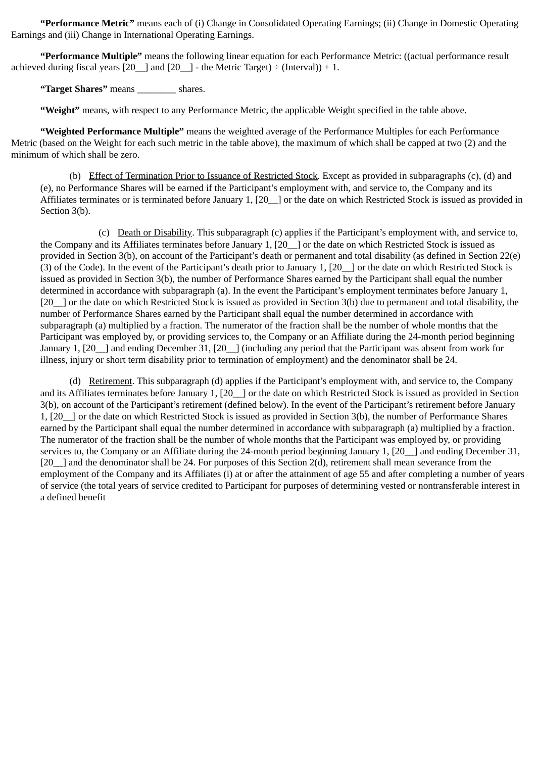**“Performance Metric”** means each of (i) Change in Consolidated Operating Earnings; (ii) Change in Domestic Operating Earnings and (iii) Change in International Operating Earnings.

**“Performance Multiple”** means the following linear equation for each Performance Metric: ((actual performance result achieved during fiscal years [20__] and [20__] - the Metric Target) ÷ (Interval)) + 1.

**“Target Shares”** means ________ shares.

**“Weight”** means, with respect to any Performance Metric, the applicable Weight specified in the table above.

**“Weighted Performance Multiple”** means the weighted average of the Performance Multiples for each Performance Metric (based on the Weight for each such metric in the table above), the maximum of which shall be capped at two (2) and the minimum of which shall be zero.

(b) Effect of Termination Prior to Issuance of Restricted Stock. Except as provided in subparagraphs (c), (d) and (e), no Performance Shares will be earned if the Participant’s employment with, and service to, the Company and its Affiliates terminates or is terminated before January 1, [20__] or the date on which Restricted Stock is issued as provided in Section 3(b).

(c) Death or Disability. This subparagraph (c) applies if the Participant’s employment with, and service to, the Company and its Affiliates terminates before January 1, [20__] or the date on which Restricted Stock is issued as provided in Section 3(b), on account of the Participant’s death or permanent and total disability (as defined in Section 22(e)(3) of the Code). In the event of the Participant’s death prior to January 1, [20__] or the date on which Restricted Stock is issued as provided in Section 3(b), the number of Performance Shares earned by the Participant shall equal the number determined in accordance with subparagraph (a). In the event the Participant’s employment terminates before January 1, [20__] or the date on which Restricted Stock is issued as provided in Section 3(b) due to permanent and total disability, the number of Performance Shares earned by the Participant shall equal the number determined in accordance with subparagraph (a) multiplied by a fraction. The numerator of the fraction shall be the number of whole months that the Participant was employed by, or providing services to, the Company or an Affiliate during the 24-month period beginning January 1, [20__] and ending December 31, [20__] (including any period that the Participant was absent from work for illness, injury or short term disability prior to termination of employment) and the denominator shall be 24.

(d) Retirement. This subparagraph (d) applies if the Participant’s employment with, and service to, the Company and its Affiliates terminates before January 1, [20__] or the date on which Restricted Stock is issued as provided in Section 3(b), on account of the Participant’s retirement (defined below). In the event of the Participant’s retirement before January 1, [20__] or the date on which Restricted Stock is issued as provided in Section 3(b), the number of Performance Shares earned by the Participant shall equal the number determined in accordance with subparagraph (a) multiplied by a fraction. The numerator of the fraction shall be the number of whole months that the Participant was employed by, or providing services to, the Company or an Affiliate during the 24-month period beginning January 1, [20__] and ending December 31, [20__] and the denominator shall be 24. For purposes of this Section 2(d), retirement shall mean severance from the employment of the Company and its Affiliates (i) at or after the attainment of age 55 and after completing a number of years of service (the total years of service credited to Participant for purposes of determining vested or nontransferable interest in a defined benefit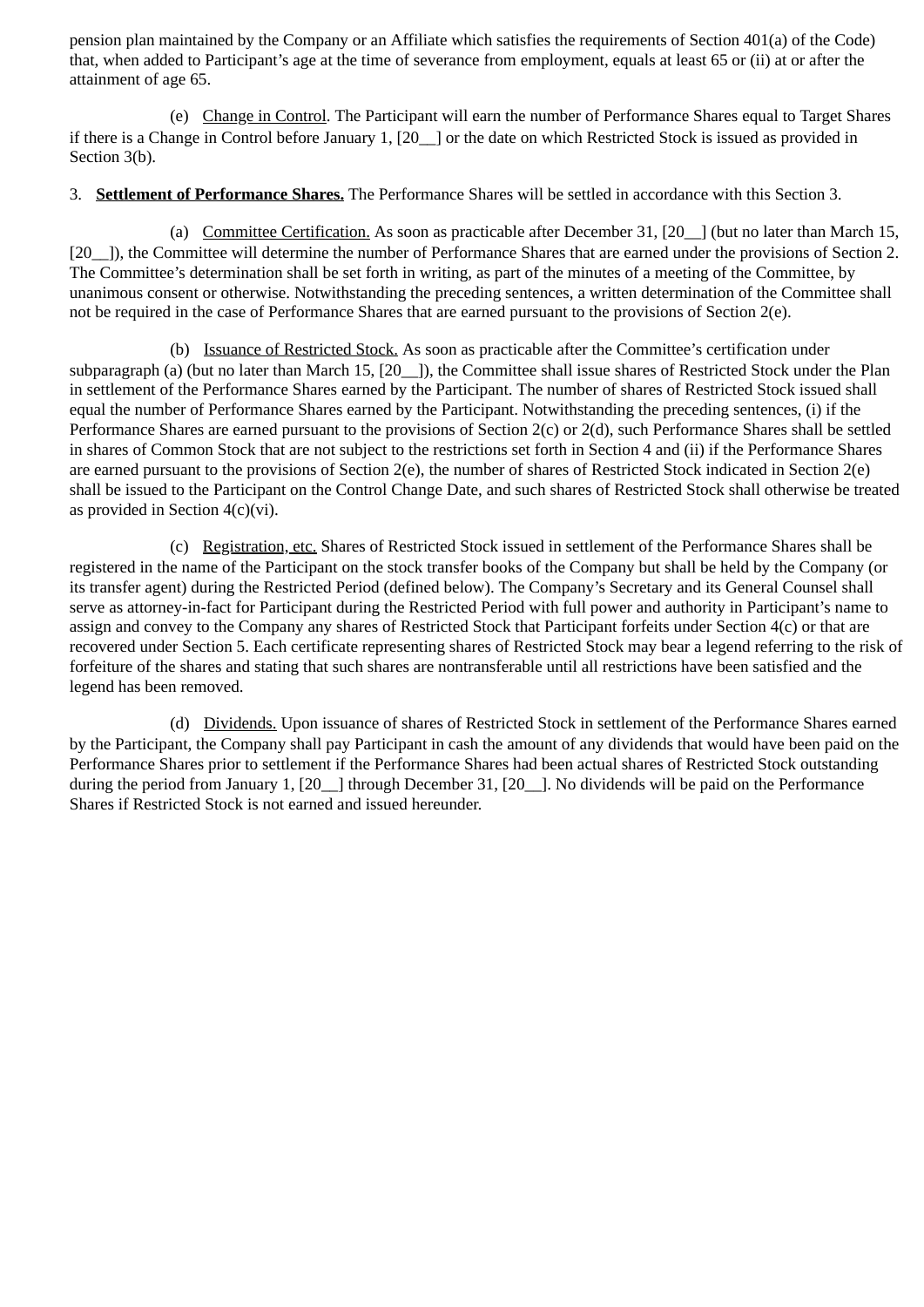pension plan maintained by the Company or an Affiliate which satisfies the requirements of Section 401(a) of the Code) that, when added to Participant's age at the time of severance from employment, equals at least 65 or (ii) at or after the attainment of age 65.

(e) Change in Control. The Participant will earn the number of Performance Shares equal to Target Shares if there is a Change in Control before January 1, [20__] or the date on which Restricted Stock is issued as provided in Section 3(b).

3. **Settlement of Performance Shares.** The Performance Shares will be settled in accordance with this Section 3.

(a) Committee Certification. As soon as practicable after December 31, [20__] (but no later than March 15, [20__]), the Committee will determine the number of Performance Shares that are earned under the provisions of Section 2. The Committee's determination shall be set forth in writing, as part of the minutes of a meeting of the Committee, by unanimous consent or otherwise. Notwithstanding the preceding sentences, a written determination of the Committee shall not be required in the case of Performance Shares that are earned pursuant to the provisions of Section 2(e).

(b) Issuance of Restricted Stock. As soon as practicable after the Committee's certification under subparagraph (a) (but no later than March 15, [20__]), the Committee shall issue shares of Restricted Stock under the Plan in settlement of the Performance Shares earned by the Participant. The number of shares of Restricted Stock issued shall equal the number of Performance Shares earned by the Participant. Notwithstanding the preceding sentences, (i) if the Performance Shares are earned pursuant to the provisions of Section 2(c) or 2(d), such Performance Shares shall be settled in shares of Common Stock that are not subject to the restrictions set forth in Section 4 and (ii) if the Performance Shares are earned pursuant to the provisions of Section 2(e), the number of shares of Restricted Stock indicated in Section 2(e) shall be issued to the Participant on the Control Change Date, and such shares of Restricted Stock shall otherwise be treated as provided in Section 4(c)(vi).

(c) Registration, etc. Shares of Restricted Stock issued in settlement of the Performance Shares shall be registered in the name of the Participant on the stock transfer books of the Company but shall be held by the Company (or its transfer agent) during the Restricted Period (defined below). The Company's Secretary and its General Counsel shall serve as attorney-in-fact for Participant during the Restricted Period with full power and authority in Participant's name to assign and convey to the Company any shares of Restricted Stock that Participant forfeits under Section 4(c) or that are recovered under Section 5. Each certificate representing shares of Restricted Stock may bear a legend referring to the risk of forfeiture of the shares and stating that such shares are nontransferable until all restrictions have been satisfied and the legend has been removed.

(d) Dividends. Upon issuance of shares of Restricted Stock in settlement of the Performance Shares earned by the Participant, the Company shall pay Participant in cash the amount of any dividends that would have been paid on the Performance Shares prior to settlement if the Performance Shares had been actual shares of Restricted Stock outstanding during the period from January 1, [20__] through December 31, [20__]. No dividends will be paid on the Performance Shares if Restricted Stock is not earned and issued hereunder.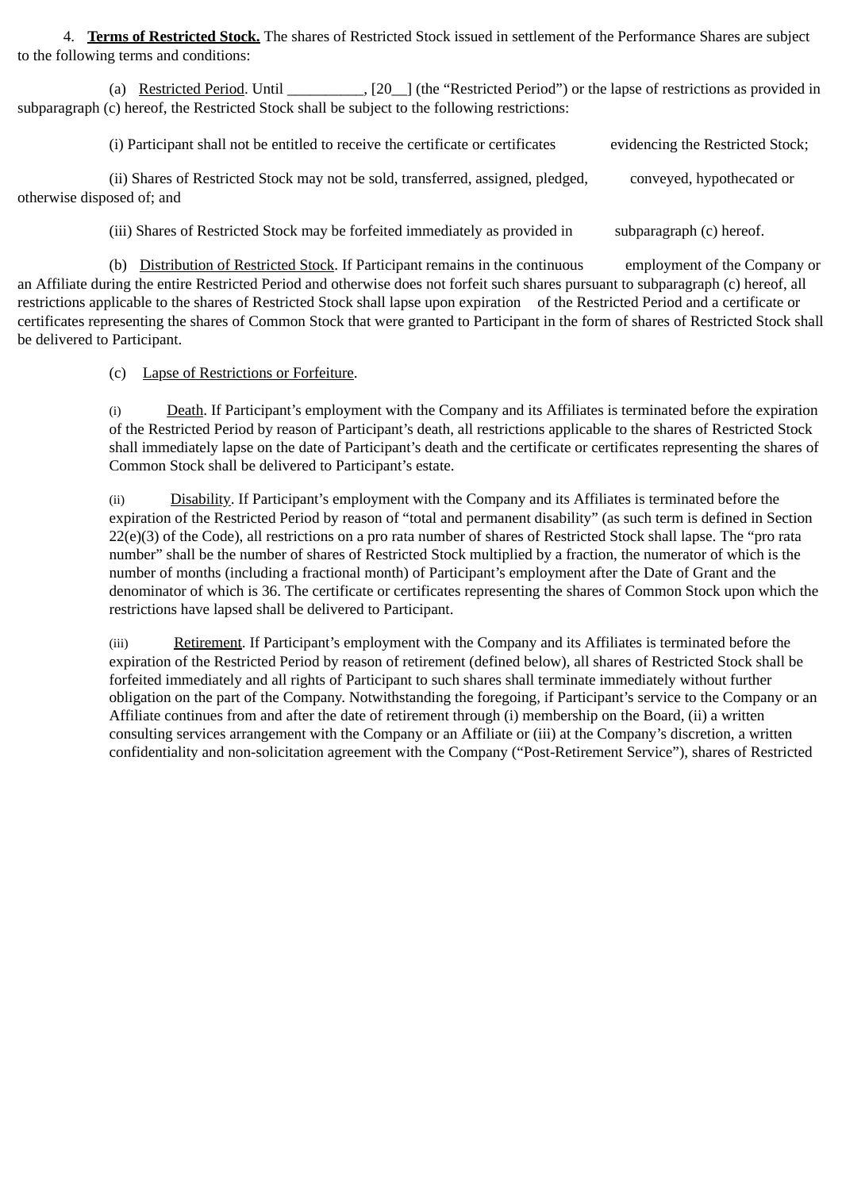4. **Terms of Restricted Stock.** The shares of Restricted Stock issued in settlement of the Performance Shares are subject to the following terms and conditions:

(a) Restricted Period. Until __________, [20__] (the "Restricted Period") or the lapse of restrictions as provided in subparagraph (c) hereof, the Restricted Stock shall be subject to the following restrictions:

(i) Participant shall not be entitled to receive the certificate or certificates evidencing the Restricted Stock;

(ii) Shares of Restricted Stock may not be sold, transferred, assigned, pledged, conveyed, hypothecated or otherwise disposed of; and

(iii) Shares of Restricted Stock may be forfeited immediately as provided in subparagraph (c) hereof.

(b) Distribution of Restricted Stock. If Participant remains in the continuous employment of the Company or an Affiliate during the entire Restricted Period and otherwise does not forfeit such shares pursuant to subparagraph (c) hereof, all restrictions applicable to the shares of Restricted Stock shall lapse upon expiration of the Restricted Period and a certificate or certificates representing the shares of Common Stock that were granted to Participant in the form of shares of Restricted Stock shall be delivered to Participant.

(c) Lapse of Restrictions or Forfeiture.

(i) Death. If Participant's employment with the Company and its Affiliates is terminated before the expiration of the Restricted Period by reason of Participant's death, all restrictions applicable to the shares of Restricted Stock shall immediately lapse on the date of Participant's death and the certificate or certificates representing the shares of Common Stock shall be delivered to Participant's estate.

(ii) Disability. If Participant's employment with the Company and its Affiliates is terminated before the expiration of the Restricted Period by reason of "total and permanent disability" (as such term is defined in Section 22(e)(3) of the Code), all restrictions on a pro rata number of shares of Restricted Stock shall lapse. The "pro rata number" shall be the number of shares of Restricted Stock multiplied by a fraction, the numerator of which is the number of months (including a fractional month) of Participant's employment after the Date of Grant and the denominator of which is 36. The certificate or certificates representing the shares of Common Stock upon which the restrictions have lapsed shall be delivered to Participant.

(iii) Retirement. If Participant's employment with the Company and its Affiliates is terminated before the expiration of the Restricted Period by reason of retirement (defined below), all shares of Restricted Stock shall be forfeited immediately and all rights of Participant to such shares shall terminate immediately without further obligation on the part of the Company. Notwithstanding the foregoing, if Participant's service to the Company or an Affiliate continues from and after the date of retirement through (i) membership on the Board, (ii) a written consulting services arrangement with the Company or an Affiliate or (iii) at the Company's discretion, a written confidentiality and non-solicitation agreement with the Company ("Post-Retirement Service"), shares of Restricted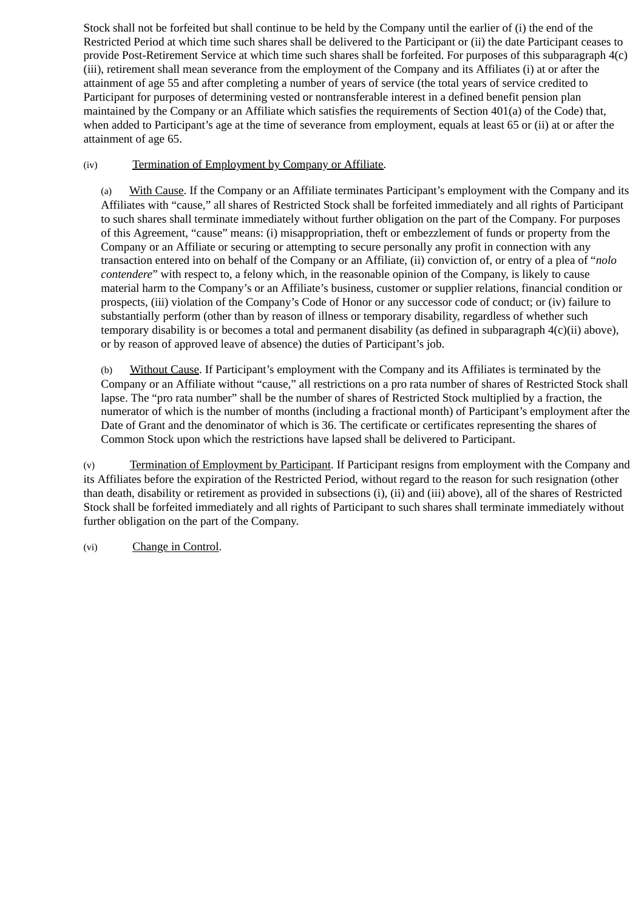Stock shall not be forfeited but shall continue to be held by the Company until the earlier of (i) the end of the Restricted Period at which time such shares shall be delivered to the Participant or (ii) the date Participant ceases to provide Post-Retirement Service at which time such shares shall be forfeited. For purposes of this subparagraph 4(c)(iii), retirement shall mean severance from the employment of the Company and its Affiliates (i) at or after the attainment of age 55 and after completing a number of years of service (the total years of service credited to Participant for purposes of determining vested or nontransferable interest in a defined benefit pension plan maintained by the Company or an Affiliate which satisfies the requirements of Section 401(a) of the Code) that, when added to Participant's age at the time of severance from employment, equals at least 65 or (ii) at or after the attainment of age 65.

(iv) Termination of Employment by Company or Affiliate.

(a) With Cause. If the Company or an Affiliate terminates Participant's employment with the Company and its Affiliates with "cause," all shares of Restricted Stock shall be forfeited immediately and all rights of Participant to such shares shall terminate immediately without further obligation on the part of the Company. For purposes of this Agreement, "cause" means: (i) misappropriation, theft or embezzlement of funds or property from the Company or an Affiliate or securing or attempting to secure personally any profit in connection with any transaction entered into on behalf of the Company or an Affiliate, (ii) conviction of, or entry of a plea of "*nolo contendere*" with respect to, a felony which, in the reasonable opinion of the Company, is likely to cause material harm to the Company's or an Affiliate's business, customer or supplier relations, financial condition or prospects, (iii) violation of the Company's Code of Honor or any successor code of conduct; or (iv) failure to substantially perform (other than by reason of illness or temporary disability, regardless of whether such temporary disability is or becomes a total and permanent disability (as defined in subparagraph 4(c)(ii) above), or by reason of approved leave of absence) the duties of Participant's job.

(b) Without Cause. If Participant's employment with the Company and its Affiliates is terminated by the Company or an Affiliate without "cause," all restrictions on a pro rata number of shares of Restricted Stock shall lapse. The "pro rata number" shall be the number of shares of Restricted Stock multiplied by a fraction, the numerator of which is the number of months (including a fractional month) of Participant's employment after the Date of Grant and the denominator of which is 36. The certificate or certificates representing the shares of Common Stock upon which the restrictions have lapsed shall be delivered to Participant.

(v) Termination of Employment by Participant. If Participant resigns from employment with the Company and its Affiliates before the expiration of the Restricted Period, without regard to the reason for such resignation (other than death, disability or retirement as provided in subsections (i), (ii) and (iii) above), all of the shares of Restricted Stock shall be forfeited immediately and all rights of Participant to such shares shall terminate immediately without further obligation on the part of the Company.

(vi) Change in Control.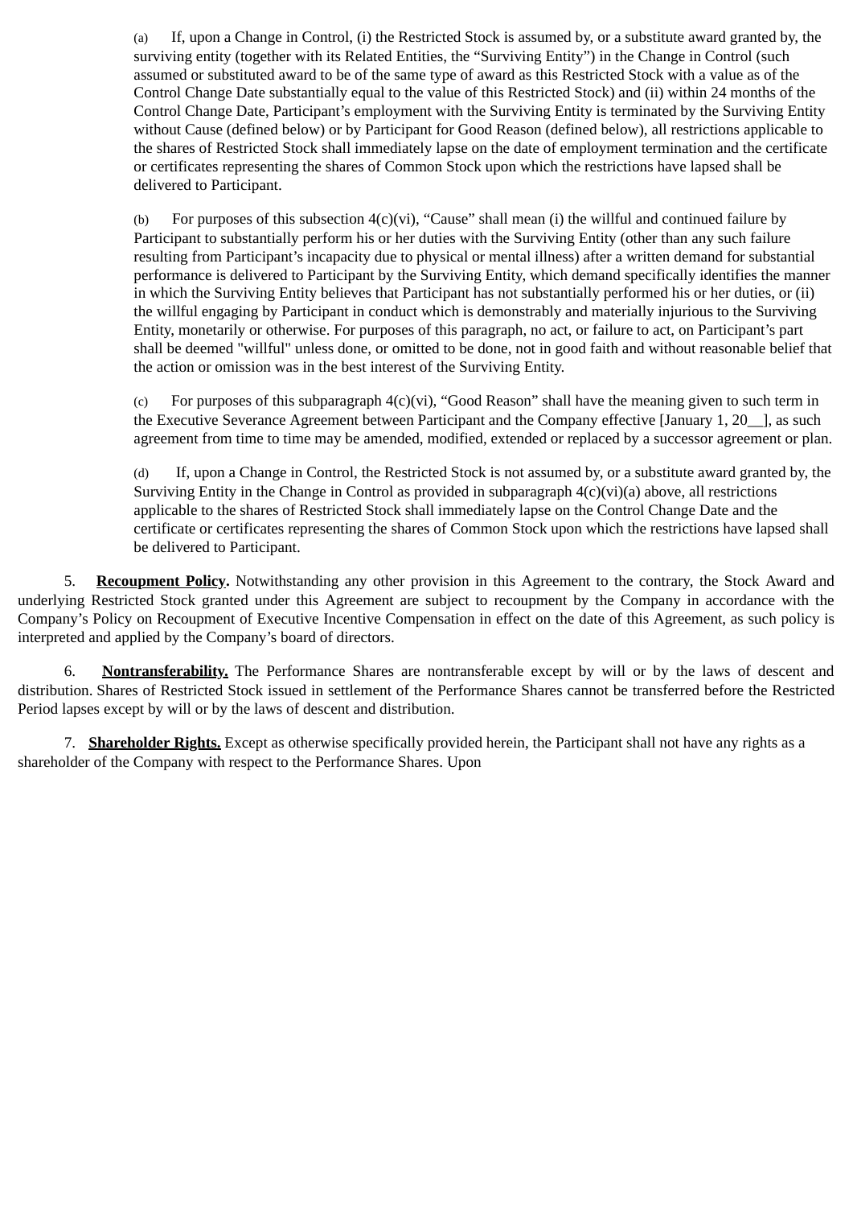(a) If, upon a Change in Control, (i) the Restricted Stock is assumed by, or a substitute award granted by, the surviving entity (together with its Related Entities, the “Surviving Entity”) in the Change in Control (such assumed or substituted award to be of the same type of award as this Restricted Stock with a value as of the Control Change Date substantially equal to the value of this Restricted Stock) and (ii) within 24 months of the Control Change Date, Participant’s employment with the Surviving Entity is terminated by the Surviving Entity without Cause (defined below) or by Participant for Good Reason (defined below), all restrictions applicable to the shares of Restricted Stock shall immediately lapse on the date of employment termination and the certificate or certificates representing the shares of Common Stock upon which the restrictions have lapsed shall be delivered to Participant.

(b) For purposes of this subsection 4(c)(vi), “Cause” shall mean (i) the willful and continued failure by Participant to substantially perform his or her duties with the Surviving Entity (other than any such failure resulting from Participant’s incapacity due to physical or mental illness) after a written demand for substantial performance is delivered to Participant by the Surviving Entity, which demand specifically identifies the manner in which the Surviving Entity believes that Participant has not substantially performed his or her duties, or (ii) the willful engaging by Participant in conduct which is demonstrably and materially injurious to the Surviving Entity, monetarily or otherwise. For purposes of this paragraph, no act, or failure to act, on Participant’s part shall be deemed "willful" unless done, or omitted to be done, not in good faith and without reasonable belief that the action or omission was in the best interest of the Surviving Entity.

(c) For purposes of this subparagraph 4(c)(vi), “Good Reason” shall have the meaning given to such term in the Executive Severance Agreement between Participant and the Company effective [January 1, 20__], as such agreement from time to time may be amended, modified, extended or replaced by a successor agreement or plan.

(d) If, upon a Change in Control, the Restricted Stock is not assumed by, or a substitute award granted by, the Surviving Entity in the Change in Control as provided in subparagraph 4(c)(vi)(a) above, all restrictions applicable to the shares of Restricted Stock shall immediately lapse on the Control Change Date and the certificate or certificates representing the shares of Common Stock upon which the restrictions have lapsed shall be delivered to Participant.

5. **Recoupment Policy**. Notwithstanding any other provision in this Agreement to the contrary, the Stock Award and underlying Restricted Stock granted under this Agreement are subject to recoupment by the Company in accordance with the Company’s Policy on Recoupment of Executive Incentive Compensation in effect on the date of this Agreement, as such policy is interpreted and applied by the Company’s board of directors.

6. **Nontransferability.** The Performance Shares are nontransferable except by will or by the laws of descent and distribution. Shares of Restricted Stock issued in settlement of the Performance Shares cannot be transferred before the Restricted Period lapses except by will or by the laws of descent and distribution.

7. **Shareholder Rights.** Except as otherwise specifically provided herein, the Participant shall not have any rights as a shareholder of the Company with respect to the Performance Shares. Upon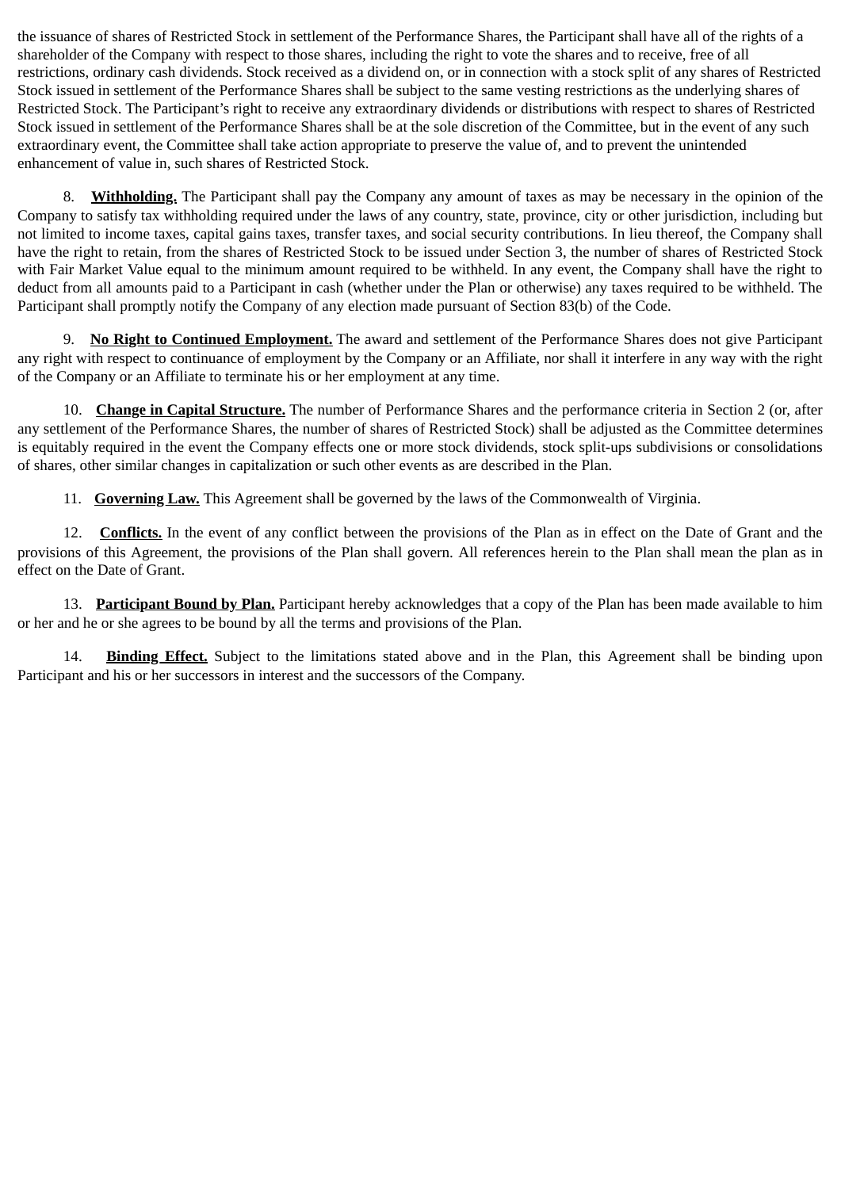the issuance of shares of Restricted Stock in settlement of the Performance Shares, the Participant shall have all of the rights of a shareholder of the Company with respect to those shares, including the right to vote the shares and to receive, free of all restrictions, ordinary cash dividends. Stock received as a dividend on, or in connection with a stock split of any shares of Restricted Stock issued in settlement of the Performance Shares shall be subject to the same vesting restrictions as the underlying shares of Restricted Stock. The Participant's right to receive any extraordinary dividends or distributions with respect to shares of Restricted Stock issued in settlement of the Performance Shares shall be at the sole discretion of the Committee, but in the event of any such extraordinary event, the Committee shall take action appropriate to preserve the value of, and to prevent the unintended enhancement of value in, such shares of Restricted Stock.

8. **Withholding.** The Participant shall pay the Company any amount of taxes as may be necessary in the opinion of the Company to satisfy tax withholding required under the laws of any country, state, province, city or other jurisdiction, including but not limited to income taxes, capital gains taxes, transfer taxes, and social security contributions. In lieu thereof, the Company shall have the right to retain, from the shares of Restricted Stock to be issued under Section 3, the number of shares of Restricted Stock with Fair Market Value equal to the minimum amount required to be withheld. In any event, the Company shall have the right to deduct from all amounts paid to a Participant in cash (whether under the Plan or otherwise) any taxes required to be withheld. The Participant shall promptly notify the Company of any election made pursuant of Section 83(b) of the Code.

9. **No Right to Continued Employment.** The award and settlement of the Performance Shares does not give Participant any right with respect to continuance of employment by the Company or an Affiliate, nor shall it interfere in any way with the right of the Company or an Affiliate to terminate his or her employment at any time.

10. **Change in Capital Structure.** The number of Performance Shares and the performance criteria in Section 2 (or, after any settlement of the Performance Shares, the number of shares of Restricted Stock) shall be adjusted as the Committee determines is equitably required in the event the Company effects one or more stock dividends, stock split-ups subdivisions or consolidations of shares, other similar changes in capitalization or such other events as are described in the Plan.

11. **Governing Law.** This Agreement shall be governed by the laws of the Commonwealth of Virginia.

12. **Conflicts.** In the event of any conflict between the provisions of the Plan as in effect on the Date of Grant and the provisions of this Agreement, the provisions of the Plan shall govern. All references herein to the Plan shall mean the plan as in effect on the Date of Grant.

13. **Participant Bound by Plan.** Participant hereby acknowledges that a copy of the Plan has been made available to him or her and he or she agrees to be bound by all the terms and provisions of the Plan.

14. **Binding Effect.** Subject to the limitations stated above and in the Plan, this Agreement shall be binding upon Participant and his or her successors in interest and the successors of the Company.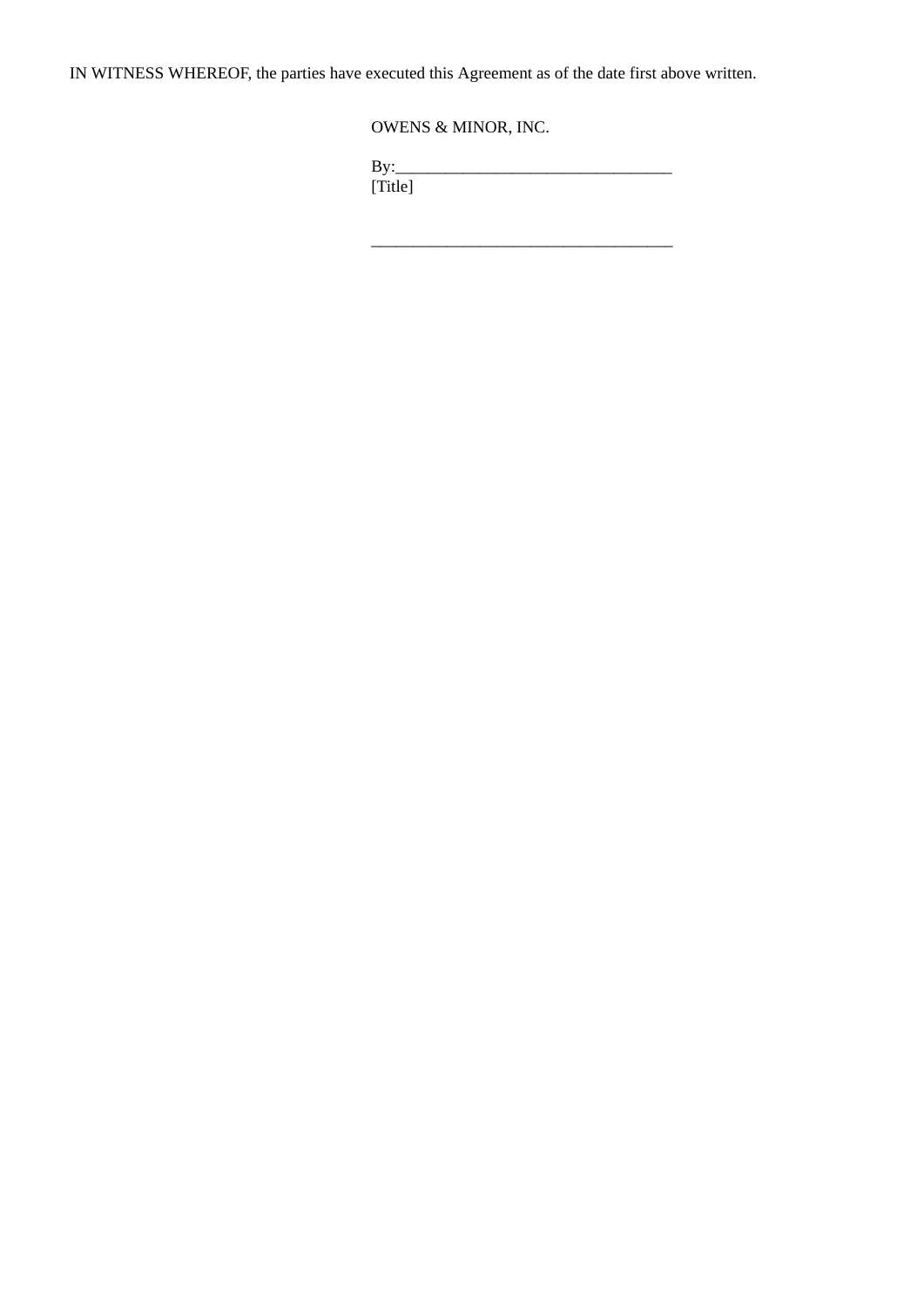IN WITNESS WHEREOF, the parties have executed this Agreement as of the date first above written.

OWENS & MINOR, INC.

By:_________________________________
[Title]

_____________________________________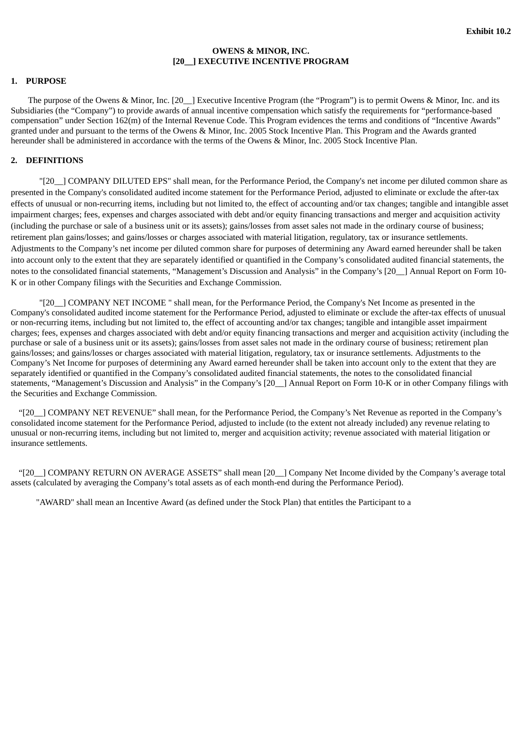**Exhibit 10.2**

**OWENS & MINOR, INC.**
**[20__] EXECUTIVE INCENTIVE PROGRAM**

## 1. PURPOSE

The purpose of the Owens & Minor, Inc. [20__] Executive Incentive Program (the "Program") is to permit Owens & Minor, Inc. and its Subsidiaries (the "Company") to provide awards of annual incentive compensation which satisfy the requirements for "performance-based compensation" under Section 162(m) of the Internal Revenue Code. This Program evidences the terms and conditions of "Incentive Awards" granted under and pursuant to the terms of the Owens & Minor, Inc. 2005 Stock Incentive Plan. This Program and the Awards granted hereunder shall be administered in accordance with the terms of the Owens & Minor, Inc. 2005 Stock Incentive Plan.

## 2. DEFINITIONS

"[20__] COMPANY DILUTED EPS" shall mean, for the Performance Period, the Company's net income per diluted common share as presented in the Company's consolidated audited income statement for the Performance Period, adjusted to eliminate or exclude the after-tax effects of unusual or non-recurring items, including but not limited to, the effect of accounting and/or tax changes; tangible and intangible asset impairment charges; fees, expenses and charges associated with debt and/or equity financing transactions and merger and acquisition activity (including the purchase or sale of a business unit or its assets); gains/losses from asset sales not made in the ordinary course of business; retirement plan gains/losses; and gains/losses or charges associated with material litigation, regulatory, tax or insurance settlements. Adjustments to the Company's net income per diluted common share for purposes of determining any Award earned hereunder shall be taken into account only to the extent that they are separately identified or quantified in the Company's consolidated audited financial statements, the notes to the consolidated financial statements, "Management's Discussion and Analysis" in the Company's [20__] Annual Report on Form 10-K or in other Company filings with the Securities and Exchange Commission.

"[20__] COMPANY NET INCOME " shall mean, for the Performance Period, the Company's Net Income as presented in the Company's consolidated audited income statement for the Performance Period, adjusted to eliminate or exclude the after-tax effects of unusual or non-recurring items, including but not limited to, the effect of accounting and/or tax changes; tangible and intangible asset impairment charges; fees, expenses and charges associated with debt and/or equity financing transactions and merger and acquisition activity (including the purchase or sale of a business unit or its assets); gains/losses from asset sales not made in the ordinary course of business; retirement plan gains/losses; and gains/losses or charges associated with material litigation, regulatory, tax or insurance settlements. Adjustments to the Company's Net Income for purposes of determining any Award earned hereunder shall be taken into account only to the extent that they are separately identified or quantified in the Company's consolidated audited financial statements, the notes to the consolidated financial statements, "Management's Discussion and Analysis" in the Company's [20__] Annual Report on Form 10-K or in other Company filings with the Securities and Exchange Commission.

"[20__] COMPANY NET REVENUE" shall mean, for the Performance Period, the Company's Net Revenue as reported in the Company's consolidated income statement for the Performance Period, adjusted to include (to the extent not already included) any revenue relating to unusual or non-recurring items, including but not limited to, merger and acquisition activity; revenue associated with material litigation or insurance settlements.

"[20__] COMPANY RETURN ON AVERAGE ASSETS" shall mean [20__] Company Net Income divided by the Company's average total assets (calculated by averaging the Company's total assets as of each month-end during the Performance Period).

"AWARD" shall mean an Incentive Award (as defined under the Stock Plan) that entitles the Participant to a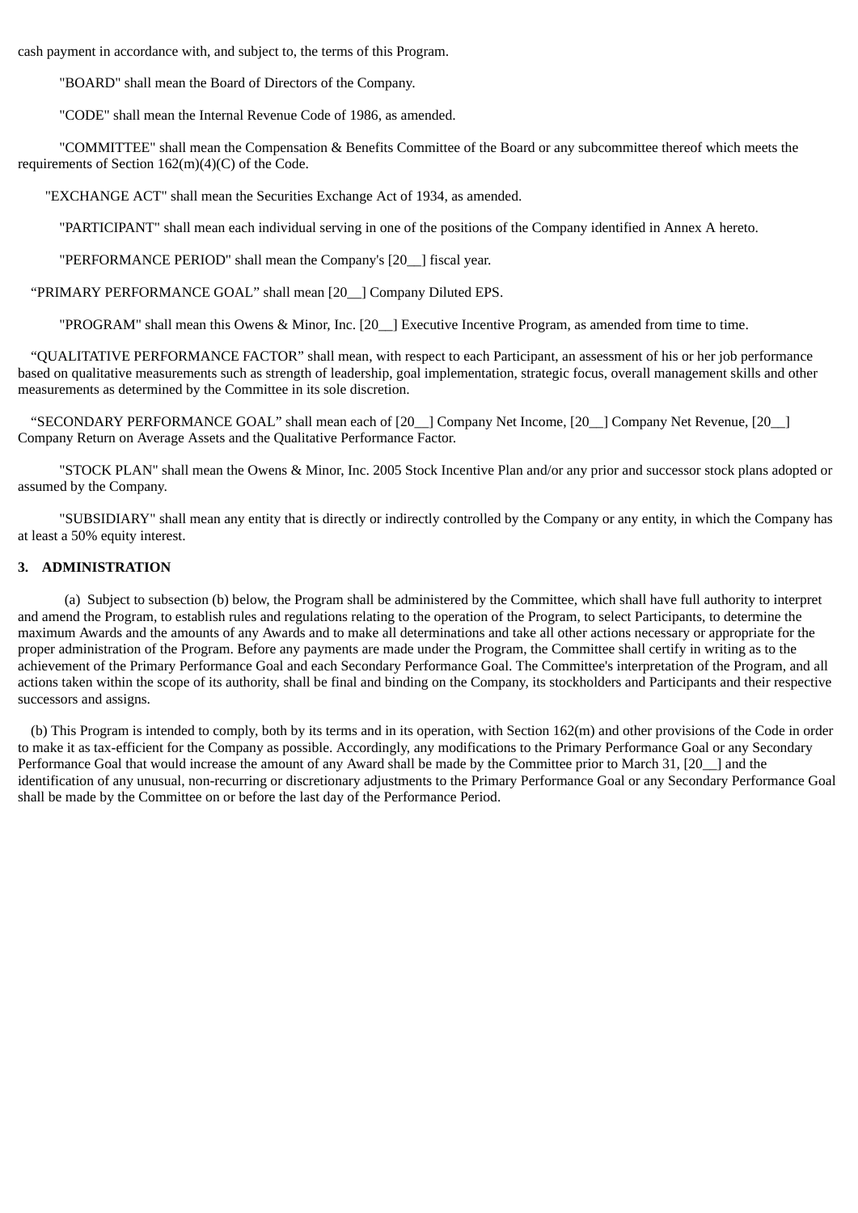cash payment in accordance with, and subject to, the terms of this Program.

"BOARD" shall mean the Board of Directors of the Company.

"CODE" shall mean the Internal Revenue Code of 1986, as amended.

"COMMITTEE" shall mean the Compensation & Benefits Committee of the Board or any subcommittee thereof which meets the requirements of Section 162(m)(4)(C) of the Code.

"EXCHANGE ACT" shall mean the Securities Exchange Act of 1934, as amended.

"PARTICIPANT" shall mean each individual serving in one of the positions of the Company identified in Annex A hereto.

"PERFORMANCE PERIOD" shall mean the Company's [20__] fiscal year.

"PRIMARY PERFORMANCE GOAL" shall mean [20__] Company Diluted EPS.

"PROGRAM" shall mean this Owens & Minor, Inc. [20__] Executive Incentive Program, as amended from time to time.

"QUALITATIVE PERFORMANCE FACTOR" shall mean, with respect to each Participant, an assessment of his or her job performance based on qualitative measurements such as strength of leadership, goal implementation, strategic focus, overall management skills and other measurements as determined by the Committee in its sole discretion.

"SECONDARY PERFORMANCE GOAL" shall mean each of [20__] Company Net Income, [20__] Company Net Revenue, [20__] Company Return on Average Assets and the Qualitative Performance Factor.

"STOCK PLAN" shall mean the Owens & Minor, Inc. 2005 Stock Incentive Plan and/or any prior and successor stock plans adopted or assumed by the Company.

"SUBSIDIARY" shall mean any entity that is directly or indirectly controlled by the Company or any entity, in which the Company has at least a 50% equity interest.

**3. ADMINISTRATION**

(a) Subject to subsection (b) below, the Program shall be administered by the Committee, which shall have full authority to interpret and amend the Program, to establish rules and regulations relating to the operation of the Program, to select Participants, to determine the maximum Awards and the amounts of any Awards and to make all determinations and take all other actions necessary or appropriate for the proper administration of the Program. Before any payments are made under the Program, the Committee shall certify in writing as to the achievement of the Primary Performance Goal and each Secondary Performance Goal. The Committee's interpretation of the Program, and all actions taken within the scope of its authority, shall be final and binding on the Company, its stockholders and Participants and their respective successors and assigns.

(b) This Program is intended to comply, both by its terms and in its operation, with Section 162(m) and other provisions of the Code in order to make it as tax-efficient for the Company as possible. Accordingly, any modifications to the Primary Performance Goal or any Secondary Performance Goal that would increase the amount of any Award shall be made by the Committee prior to March 31, [20__] and the identification of any unusual, non-recurring or discretionary adjustments to the Primary Performance Goal or any Secondary Performance Goal shall be made by the Committee on or before the last day of the Performance Period.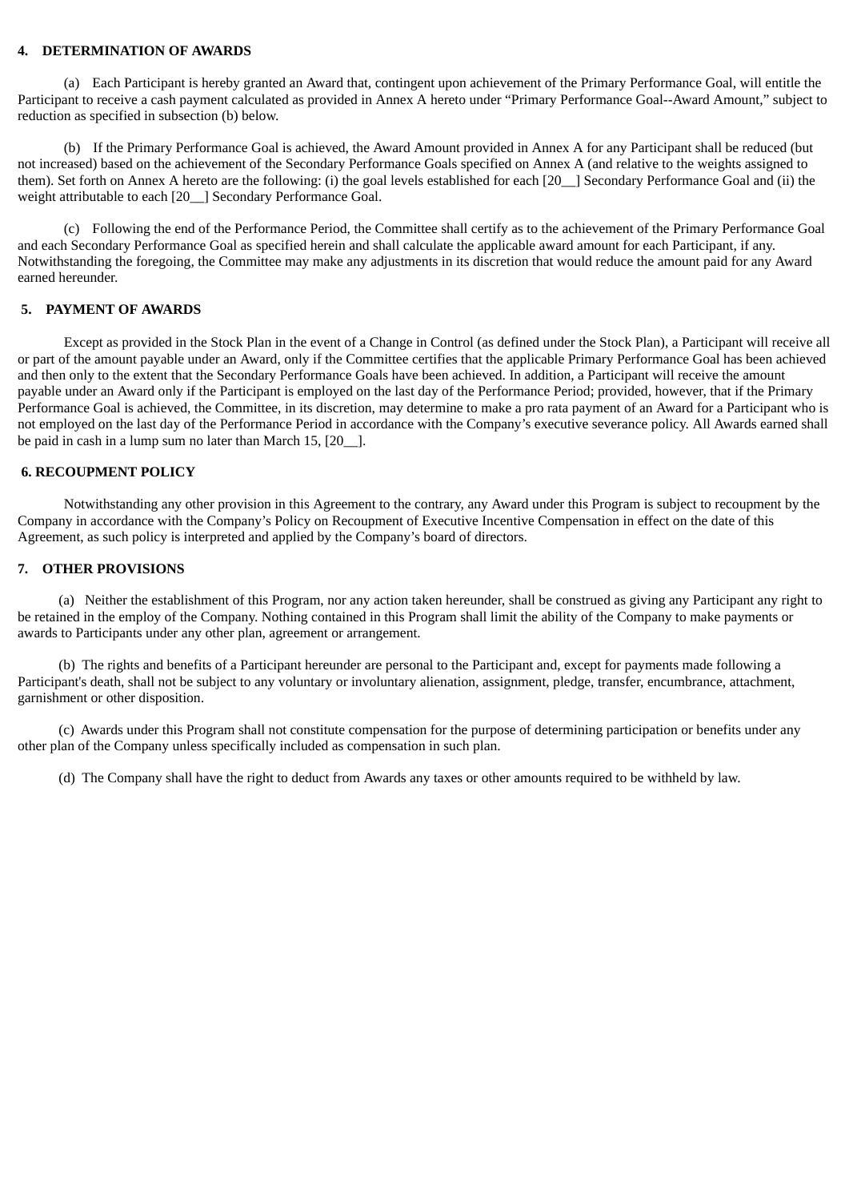**4. DETERMINATION OF AWARDS**

(a) Each Participant is hereby granted an Award that, contingent upon achievement of the Primary Performance Goal, will entitle the Participant to receive a cash payment calculated as provided in Annex A hereto under "Primary Performance Goal--Award Amount," subject to reduction as specified in subsection (b) below.

(b) If the Primary Performance Goal is achieved, the Award Amount provided in Annex A for any Participant shall be reduced (but not increased) based on the achievement of the Secondary Performance Goals specified on Annex A (and relative to the weights assigned to them). Set forth on Annex A hereto are the following: (i) the goal levels established for each [20__] Secondary Performance Goal and (ii) the weight attributable to each [20__] Secondary Performance Goal.

(c) Following the end of the Performance Period, the Committee shall certify as to the achievement of the Primary Performance Goal and each Secondary Performance Goal as specified herein and shall calculate the applicable award amount for each Participant, if any. Notwithstanding the foregoing, the Committee may make any adjustments in its discretion that would reduce the amount paid for any Award earned hereunder.

**5. PAYMENT OF AWARDS**

Except as provided in the Stock Plan in the event of a Change in Control (as defined under the Stock Plan), a Participant will receive all or part of the amount payable under an Award, only if the Committee certifies that the applicable Primary Performance Goal has been achieved and then only to the extent that the Secondary Performance Goals have been achieved. In addition, a Participant will receive the amount payable under an Award only if the Participant is employed on the last day of the Performance Period; provided, however, that if the Primary Performance Goal is achieved, the Committee, in its discretion, may determine to make a pro rata payment of an Award for a Participant who is not employed on the last day of the Performance Period in accordance with the Company's executive severance policy. All Awards earned shall be paid in cash in a lump sum no later than March 15, [20__].

**6. RECOUPMENT POLICY**

Notwithstanding any other provision in this Agreement to the contrary, any Award under this Program is subject to recoupment by the Company in accordance with the Company's Policy on Recoupment of Executive Incentive Compensation in effect on the date of this Agreement, as such policy is interpreted and applied by the Company's board of directors.

**7. OTHER PROVISIONS**

(a) Neither the establishment of this Program, nor any action taken hereunder, shall be construed as giving any Participant any right to be retained in the employ of the Company. Nothing contained in this Program shall limit the ability of the Company to make payments or awards to Participants under any other plan, agreement or arrangement.

(b) The rights and benefits of a Participant hereunder are personal to the Participant and, except for payments made following a Participant's death, shall not be subject to any voluntary or involuntary alienation, assignment, pledge, transfer, encumbrance, attachment, garnishment or other disposition.

(c) Awards under this Program shall not constitute compensation for the purpose of determining participation or benefits under any other plan of the Company unless specifically included as compensation in such plan.

(d) The Company shall have the right to deduct from Awards any taxes or other amounts required to be withheld by law.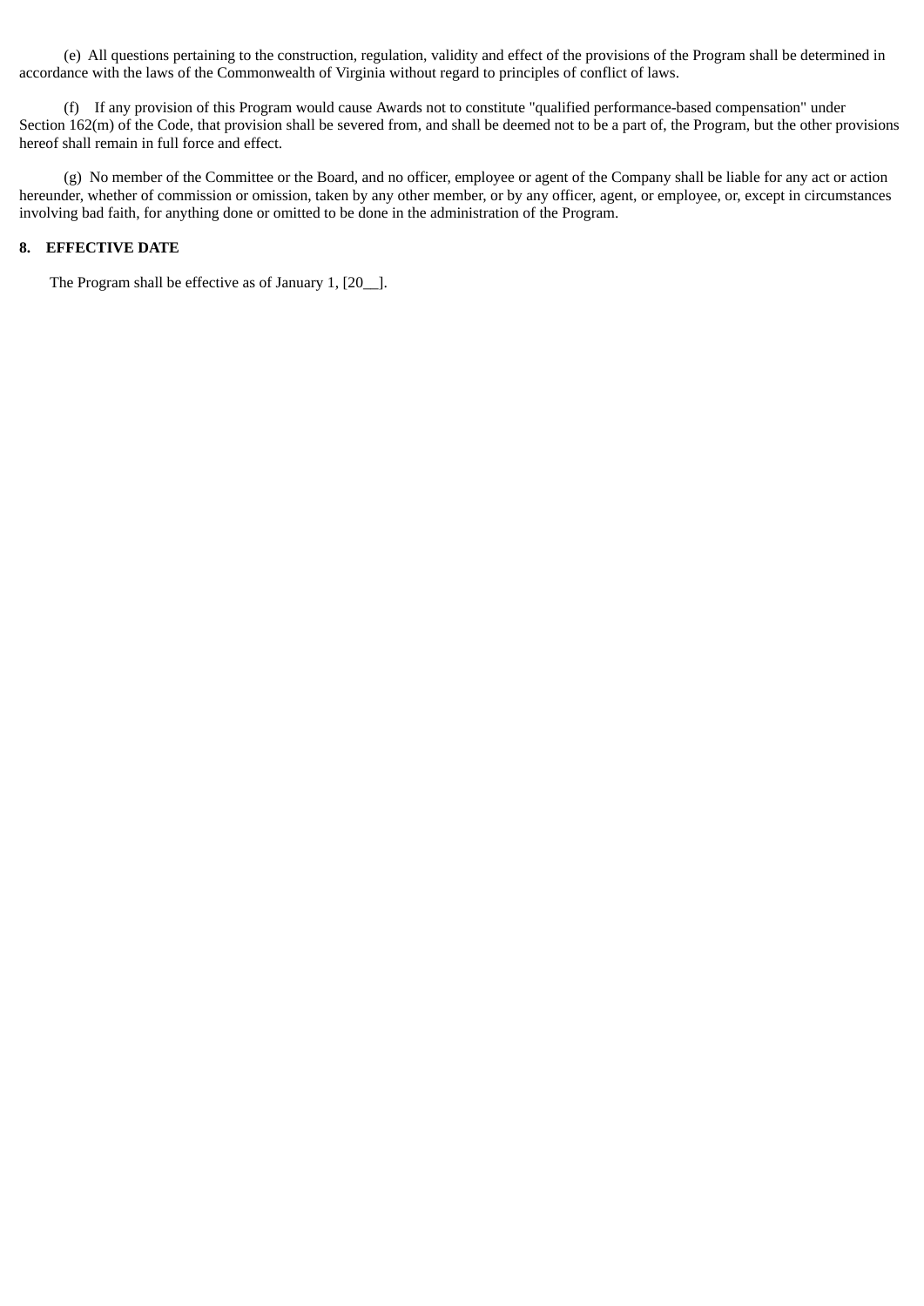(e) All questions pertaining to the construction, regulation, validity and effect of the provisions of the Program shall be determined in accordance with the laws of the Commonwealth of Virginia without regard to principles of conflict of laws.

(f) If any provision of this Program would cause Awards not to constitute "qualified performance-based compensation" under Section 162(m) of the Code, that provision shall be severed from, and shall be deemed not to be a part of, the Program, but the other provisions hereof shall remain in full force and effect.

(g) No member of the Committee or the Board, and no officer, employee or agent of the Company shall be liable for any act or action hereunder, whether of commission or omission, taken by any other member, or by any officer, agent, or employee, or, except in circumstances involving bad faith, for anything done or omitted to be done in the administration of the Program.

**8. EFFECTIVE DATE**

The Program shall be effective as of January 1, [20__].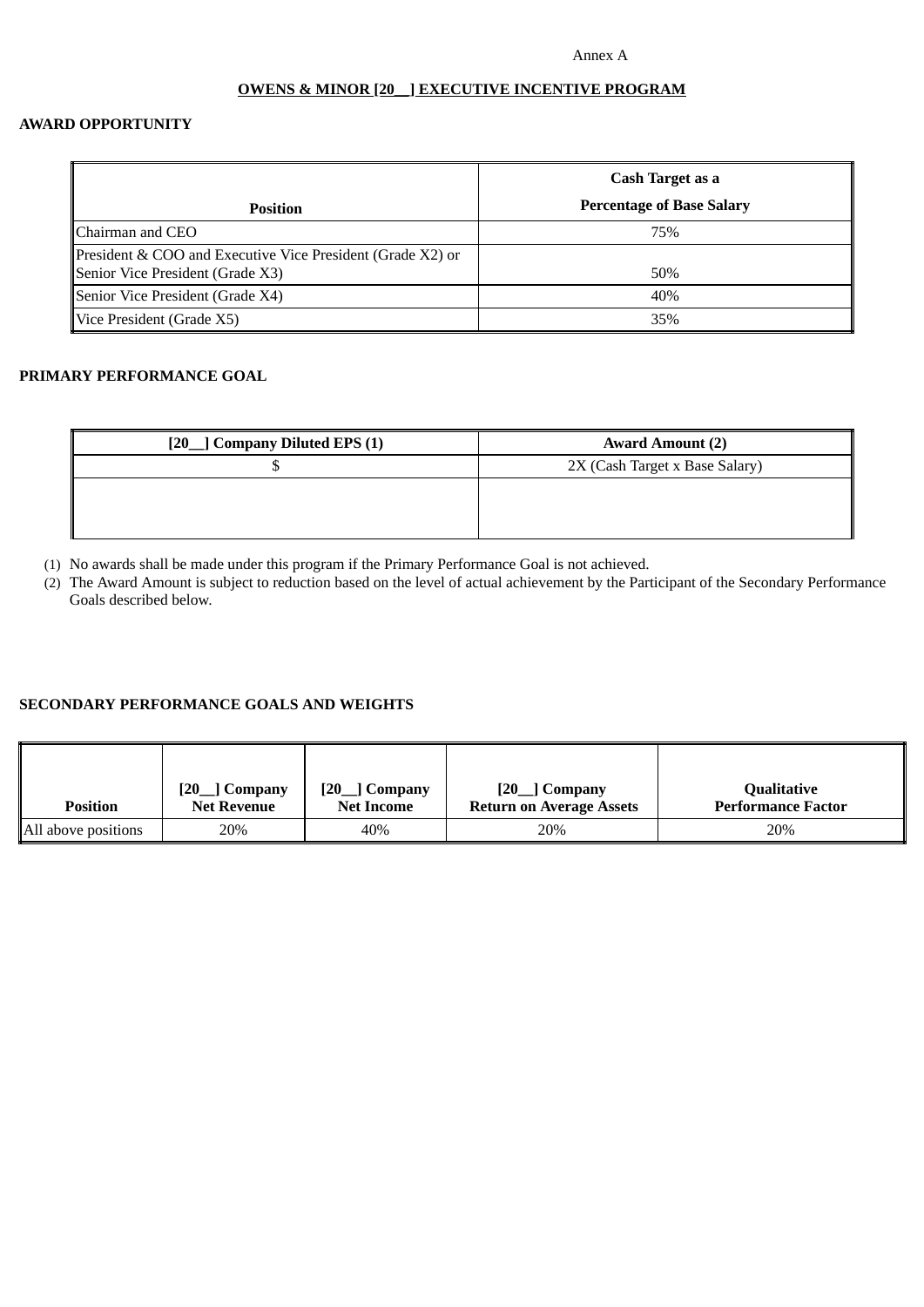Annex A

**OWENS & MINOR [20__] EXECUTIVE INCENTIVE PROGRAM**

**AWARD OPPORTUNITY**

| Position | Cash Target as a Percentage of Base Salary |
|---|---|
| Chairman and CEO | 75% |
| President & COO and Executive Vice President (Grade X2) or Senior Vice President (Grade X3) | 50% |
| Senior Vice President (Grade X4) | 40% |
| Vice President (Grade X5) | 35% |

**PRIMARY PERFORMANCE GOAL**

| [20__] Company Diluted EPS (1) | Award Amount (2) |
|---|---|
| $ | 2X (Cash Target x Base Salary) |
| | |

(1) No awards shall be made under this program if the Primary Performance Goal is not achieved.

(2) The Award Amount is subject to reduction based on the level of actual achievement by the Participant of the Secondary Performance Goals described below.

**SECONDARY PERFORMANCE GOALS AND WEIGHTS**

| Position | [20__] Company Net Revenue | [20__] Company Net Income | [20__] Company Return on Average Assets | Qualitative Performance Factor |
|---|---|---|---|---|
| All above positions | 20% | 40% | 20% | 20% |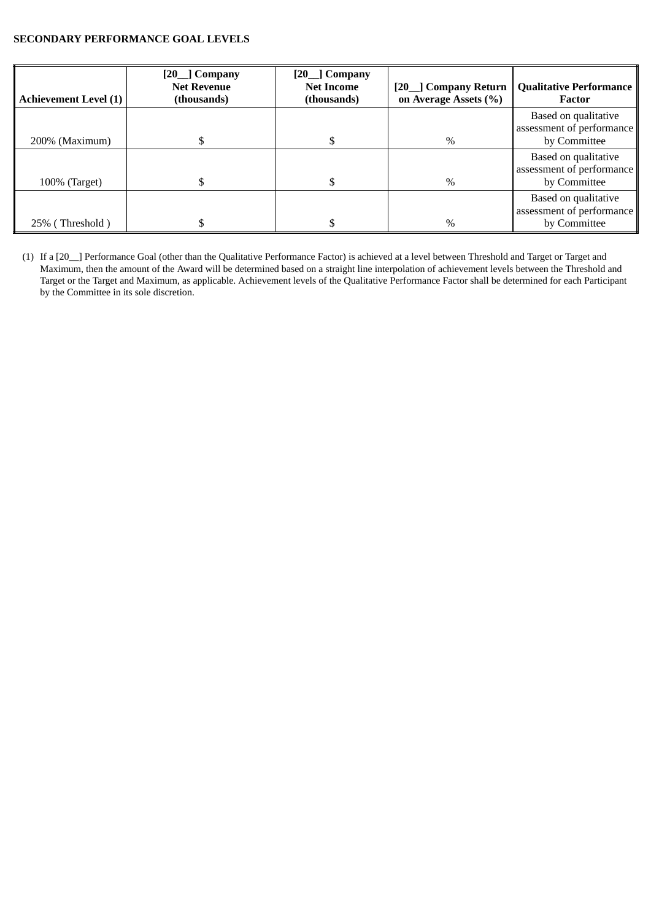**SECONDARY PERFORMANCE GOAL LEVELS**

| Achievement Level (1) | [20__] Company Net Revenue (thousands) | [20__] Company Net Income (thousands) | [20__] Company Return on Average Assets (%) | Qualitative Performance Factor |
|---|---|---|---|---|
| 200% (Maximum) | $ | $ | % | Based on qualitative assessment of performance by Committee |
| 100% (Target) | $ | $ | % | Based on qualitative assessment of performance by Committee |
| 25% ( Threshold ) | $ | $ | % | Based on qualitative assessment of performance by Committee |

(1) If a [20__] Performance Goal (other than the Qualitative Performance Factor) is achieved at a level between Threshold and Target or Target and Maximum, then the amount of the Award will be determined based on a straight line interpolation of achievement levels between the Threshold and Target or the Target and Maximum, as applicable. Achievement levels of the Qualitative Performance Factor shall be determined for each Participant by the Committee in its sole discretion.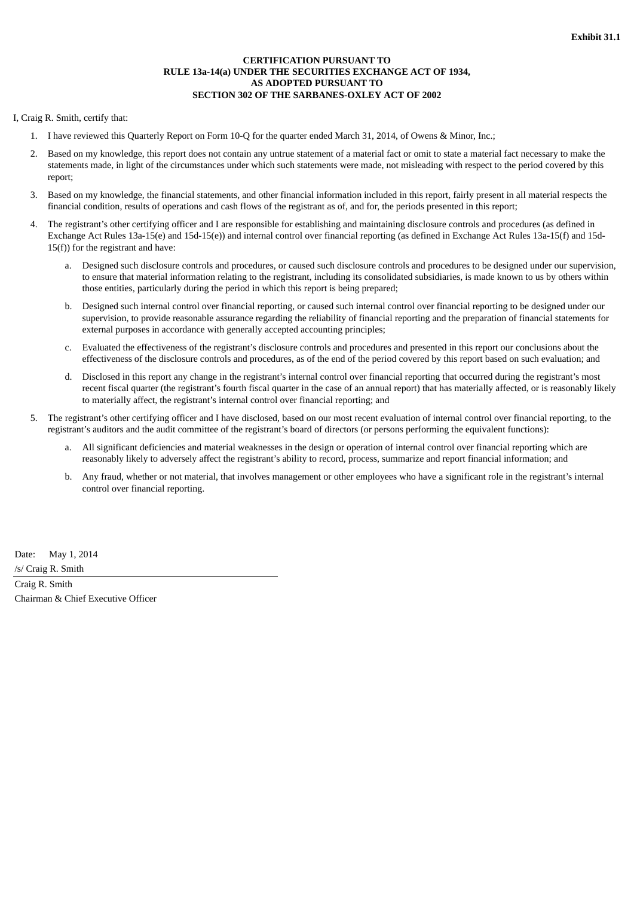**Exhibit 31.1**

**CERTIFICATION PURSUANT TO
RULE 13a-14(a) UNDER THE SECURITIES EXCHANGE ACT OF 1934,
AS ADOPTED PURSUANT TO
SECTION 302 OF THE SARBANES-OXLEY ACT OF 2002**

I, Craig R. Smith, certify that:

1. I have reviewed this Quarterly Report on Form 10-Q for the quarter ended March 31, 2014, of Owens & Minor, Inc.;
2. Based on my knowledge, this report does not contain any untrue statement of a material fact or omit to state a material fact necessary to make the statements made, in light of the circumstances under which such statements were made, not misleading with respect to the period covered by this report;
3. Based on my knowledge, the financial statements, and other financial information included in this report, fairly present in all material respects the financial condition, results of operations and cash flows of the registrant as of, and for, the periods presented in this report;
4. The registrant's other certifying officer and I are responsible for establishing and maintaining disclosure controls and procedures (as defined in Exchange Act Rules 13a-15(e) and 15d-15(e)) and internal control over financial reporting (as defined in Exchange Act Rules 13a-15(f) and 15d-15(f)) for the registrant and have:
    a. Designed such disclosure controls and procedures, or caused such disclosure controls and procedures to be designed under our supervision, to ensure that material information relating to the registrant, including its consolidated subsidiaries, is made known to us by others within those entities, particularly during the period in which this report is being prepared;
    b. Designed such internal control over financial reporting, or caused such internal control over financial reporting to be designed under our supervision, to provide reasonable assurance regarding the reliability of financial reporting and the preparation of financial statements for external purposes in accordance with generally accepted accounting principles;
    c. Evaluated the effectiveness of the registrant's disclosure controls and procedures and presented in this report our conclusions about the effectiveness of the disclosure controls and procedures, as of the end of the period covered by this report based on such evaluation; and
    d. Disclosed in this report any change in the registrant's internal control over financial reporting that occurred during the registrant's most recent fiscal quarter (the registrant's fourth fiscal quarter in the case of an annual report) that has materially affected, or is reasonably likely to materially affect, the registrant's internal control over financial reporting; and
5. The registrant's other certifying officer and I have disclosed, based on our most recent evaluation of internal control over financial reporting, to the registrant's auditors and the audit committee of the registrant's board of directors (or persons performing the equivalent functions):
    a. All significant deficiencies and material weaknesses in the design or operation of internal control over financial reporting which are reasonably likely to adversely affect the registrant's ability to record, process, summarize and report financial information; and
    b. Any fraud, whether or not material, that involves management or other employees who have a significant role in the registrant's internal control over financial reporting.

Date: May 1, 2014

/s/ Craig R. Smith

Craig R. Smith
Chairman & Chief Executive Officer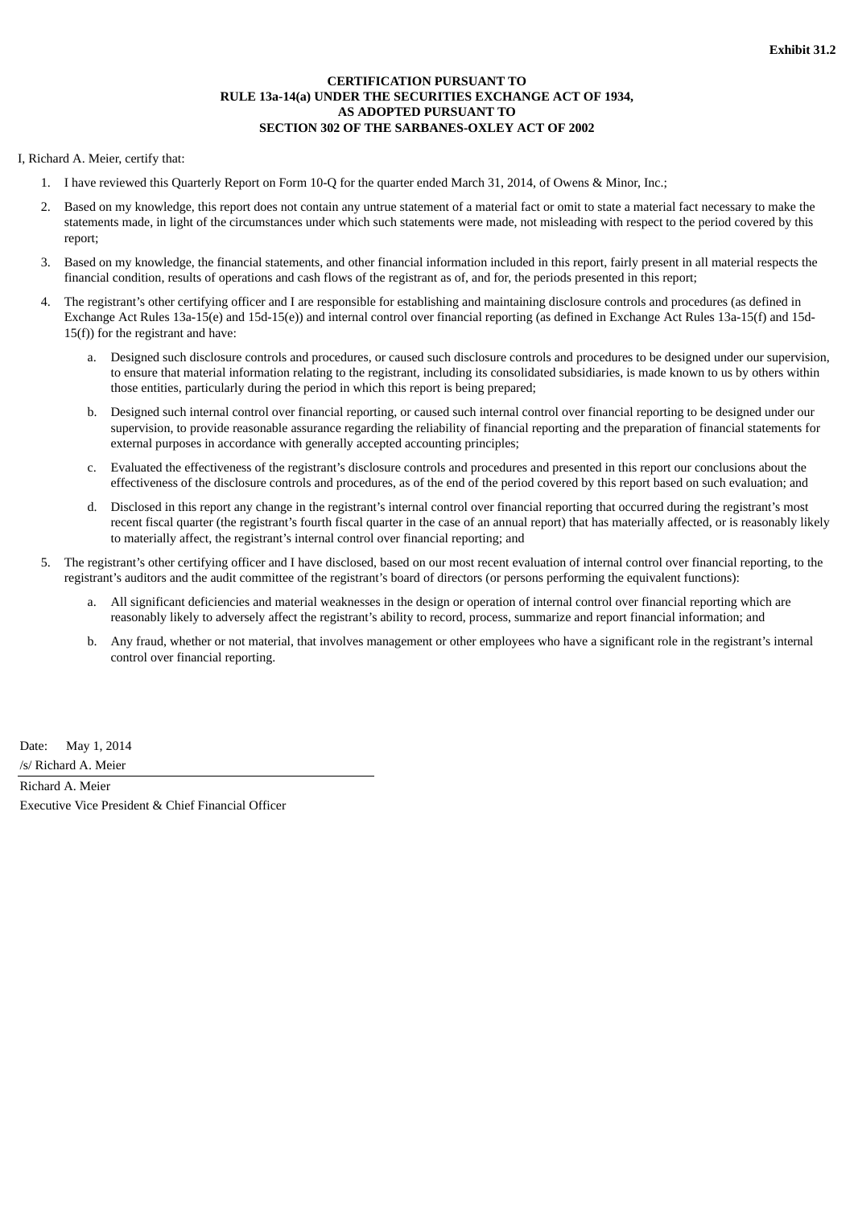**Exhibit 31.2**

**CERTIFICATION PURSUANT TO**
**RULE 13a-14(a) UNDER THE SECURITIES EXCHANGE ACT OF 1934,**
**AS ADOPTED PURSUANT TO**
**SECTION 302 OF THE SARBANES-OXLEY ACT OF 2002**

I, Richard A. Meier, certify that:

1. I have reviewed this Quarterly Report on Form 10-Q for the quarter ended March 31, 2014, of Owens & Minor, Inc.;

2. Based on my knowledge, this report does not contain any untrue statement of a material fact or omit to state a material fact necessary to make the statements made, in light of the circumstances under which such statements were made, not misleading with respect to the period covered by this report;

3. Based on my knowledge, the financial statements, and other financial information included in this report, fairly present in all material respects the financial condition, results of operations and cash flows of the registrant as of, and for, the periods presented in this report;

4. The registrant's other certifying officer and I are responsible for establishing and maintaining disclosure controls and procedures (as defined in Exchange Act Rules 13a-15(e) and 15d-15(e)) and internal control over financial reporting (as defined in Exchange Act Rules 13a-15(f) and 15d-15(f)) for the registrant and have:

   a. Designed such disclosure controls and procedures, or caused such disclosure controls and procedures to be designed under our supervision, to ensure that material information relating to the registrant, including its consolidated subsidiaries, is made known to us by others within those entities, particularly during the period in which this report is being prepared;

   b. Designed such internal control over financial reporting, or caused such internal control over financial reporting to be designed under our supervision, to provide reasonable assurance regarding the reliability of financial reporting and the preparation of financial statements for external purposes in accordance with generally accepted accounting principles;

   c. Evaluated the effectiveness of the registrant's disclosure controls and procedures and presented in this report our conclusions about the effectiveness of the disclosure controls and procedures, as of the end of the period covered by this report based on such evaluation; and

   d. Disclosed in this report any change in the registrant's internal control over financial reporting that occurred during the registrant's most recent fiscal quarter (the registrant's fourth fiscal quarter in the case of an annual report) that has materially affected, or is reasonably likely to materially affect, the registrant's internal control over financial reporting; and

5. The registrant's other certifying officer and I have disclosed, based on our most recent evaluation of internal control over financial reporting, to the registrant's auditors and the audit committee of the registrant's board of directors (or persons performing the equivalent functions):

   a. All significant deficiencies and material weaknesses in the design or operation of internal control over financial reporting which are reasonably likely to adversely affect the registrant's ability to record, process, summarize and report financial information; and

   b. Any fraud, whether or not material, that involves management or other employees who have a significant role in the registrant's internal control over financial reporting.

Date: May 1, 2014

/s/ Richard A. Meier

Richard A. Meier
Executive Vice President & Chief Financial Officer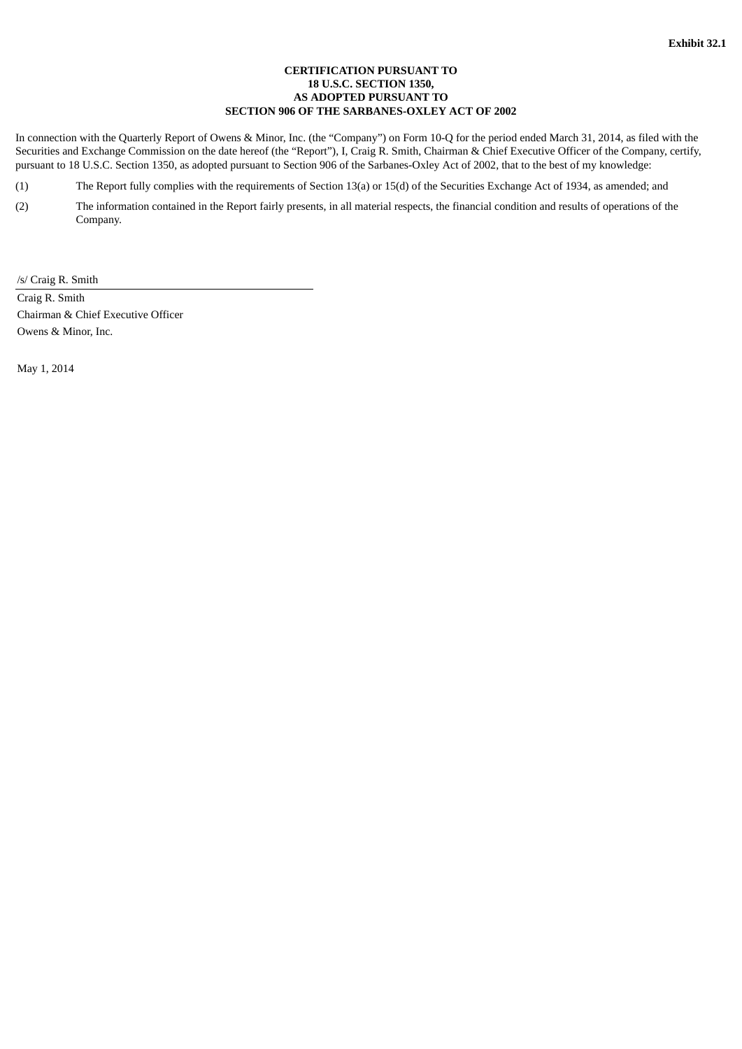**Exhibit 32.1**

**CERTIFICATION PURSUANT TO**
**18 U.S.C. SECTION 1350,**
**AS ADOPTED PURSUANT TO**
**SECTION 906 OF THE SARBANES-OXLEY ACT OF 2002**

In connection with the Quarterly Report of Owens & Minor, Inc. (the "Company") on Form 10-Q for the period ended March 31, 2014, as filed with the Securities and Exchange Commission on the date hereof (the "Report"), I, Craig R. Smith, Chairman & Chief Executive Officer of the Company, certify, pursuant to 18 U.S.C. Section 1350, as adopted pursuant to Section 906 of the Sarbanes-Oxley Act of 2002, that to the best of my knowledge:

(1) The Report fully complies with the requirements of Section 13(a) or 15(d) of the Securities Exchange Act of 1934, as amended; and

(2) The information contained in the Report fairly presents, in all material respects, the financial condition and results of operations of the Company.

/s/ Craig R. Smith

Craig R. Smith
Chairman & Chief Executive Officer
Owens & Minor, Inc.

May 1, 2014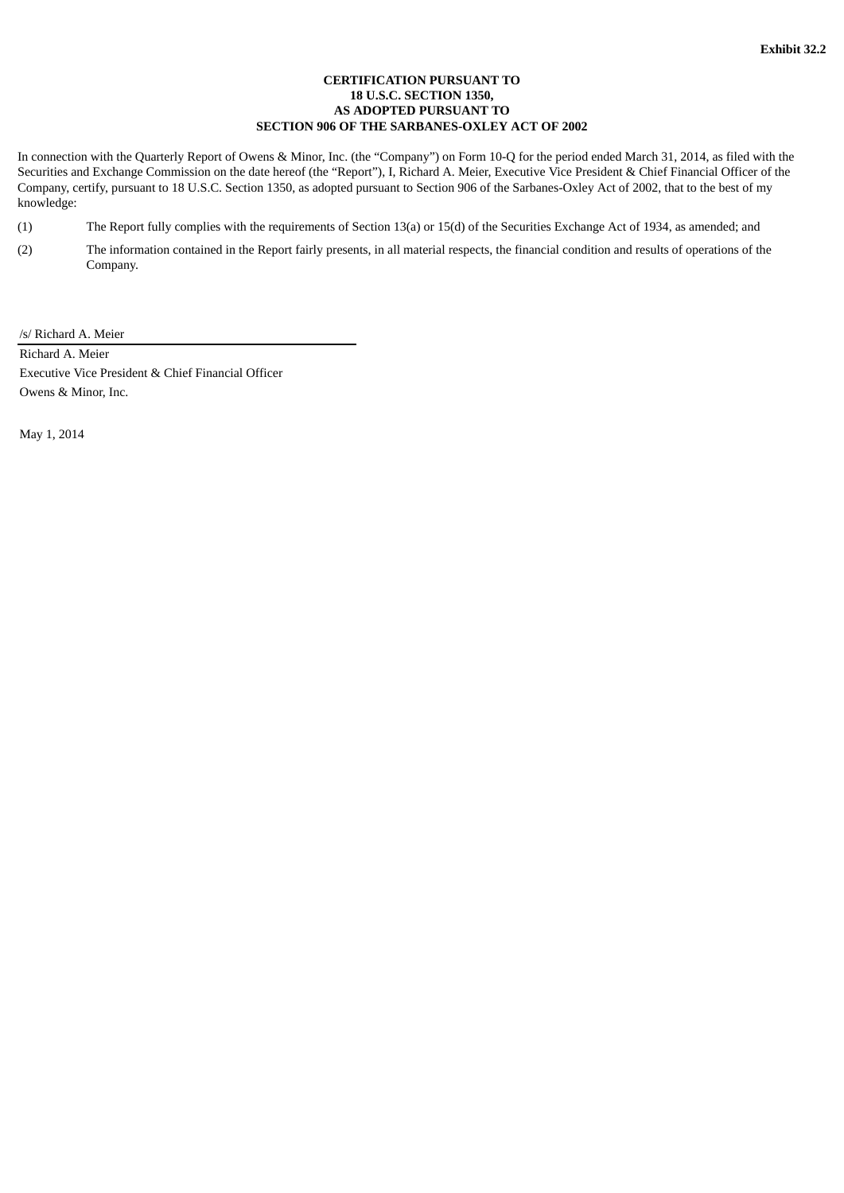**Exhibit 32.2**

**CERTIFICATION PURSUANT TO**
**18 U.S.C. SECTION 1350,**
**AS ADOPTED PURSUANT TO**
**SECTION 906 OF THE SARBANES-OXLEY ACT OF 2002**

In connection with the Quarterly Report of Owens & Minor, Inc. (the "Company") on Form 10-Q for the period ended March 31, 2014, as filed with the Securities and Exchange Commission on the date hereof (the "Report"), I, Richard A. Meier, Executive Vice President & Chief Financial Officer of the Company, certify, pursuant to 18 U.S.C. Section 1350, as adopted pursuant to Section 906 of the Sarbanes-Oxley Act of 2002, that to the best of my knowledge:

(1) The Report fully complies with the requirements of Section 13(a) or 15(d) of the Securities Exchange Act of 1934, as amended; and

(2) The information contained in the Report fairly presents, in all material respects, the financial condition and results of operations of the Company.

/s/ Richard A. Meier

Richard A. Meier
Executive Vice President & Chief Financial Officer
Owens & Minor, Inc.

May 1, 2014